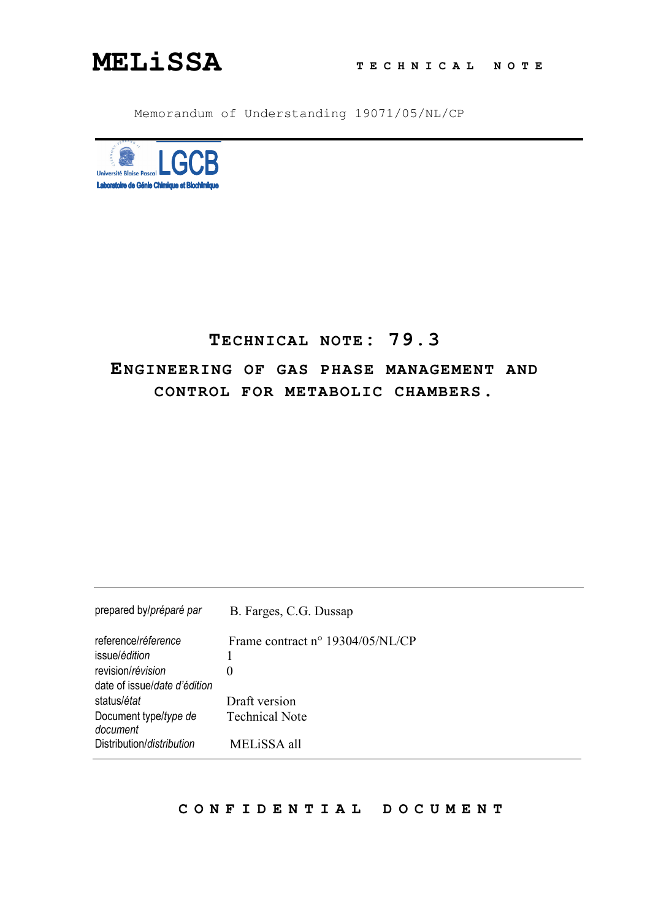# MELiSSA

**TECHNICAL NOTE**

Memorandum of Understanding 19071/05/NL/CP

Université Blaise Pascal LGCB
Laboratoire de Génie Chimique et Biochimique

## TECHNICAL NOTE: 79.3

## ENGINEERING OF GAS PHASE MANAGEMENT AND CONTROL FOR METABOLIC CHAMBERS.

| | |
|---|---|
| prepared by/*préparé par* | B. Farges, C.G. Dussap |
| reference/*réference* | Frame contract n° 19304/05/NL/CP |
| issue/*édition* | 1 |
| revision/*révision* | 0 |
| date of issue/*date d'édition* | |
| status/*état* | Draft version |
| Document type/*type de document* | Technical Note |
| Distribution/*distribution* | MELiSSA all |

**CONFIDENTIAL DOCUMENT**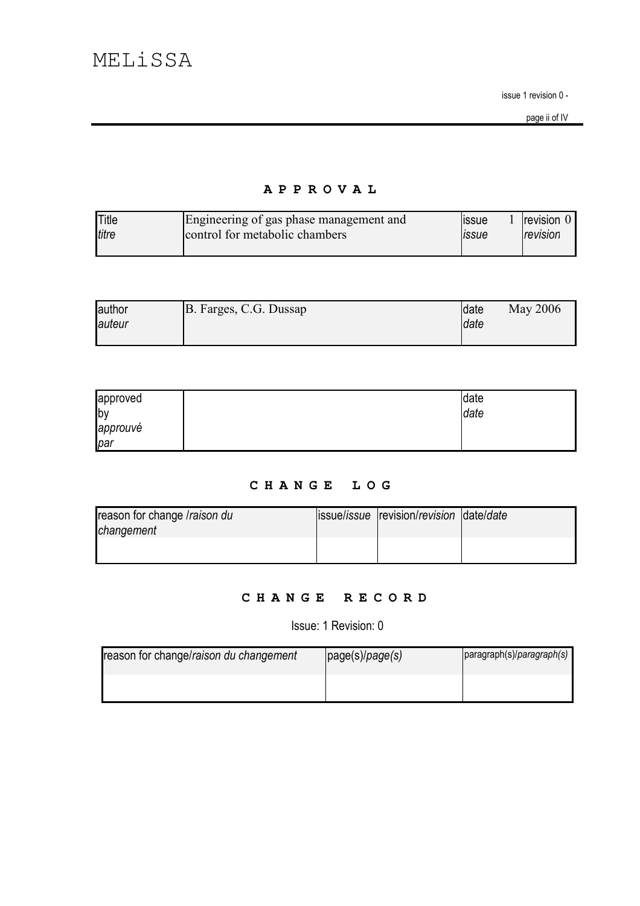## APPROVAL

| Title *titre* | Engineering of gas phase management and control for metabolic chambers | issue *issue* | 1 | revision *revision* | 0 |
|---|---|---|---|---|---|

| author *auteur* | B. Farges, C.G. Dussap | date *date* | May 2006 |
|---|---|---|---|

| approved by *approuvé par* | | date *date* | |
|---|---|---|---|

## CHANGE LOG

| reason for change /*raison du changement* | issue/*issue* | revision/*revision* | date/*date* |
|---|---|---|---|
| | | | |

## CHANGE RECORD

Issue: 1 Revision: 0

| reason for change/*raison du changement* | page(s)/*page(s)* | paragraph(s)/*paragraph(s)* |
|---|---|---|
| | | |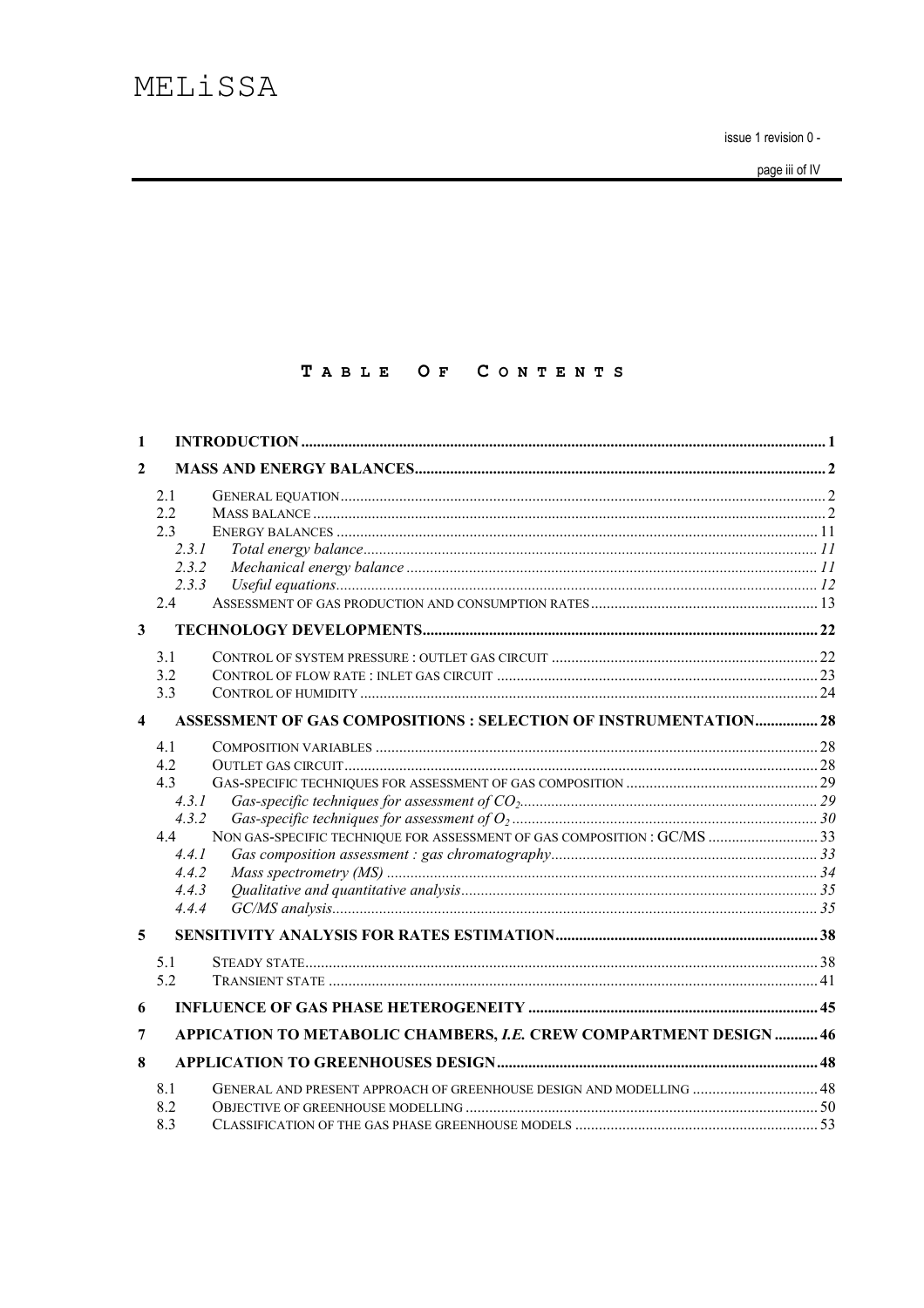# TABLE OF CONTENTS

1 INTRODUCTION ..... 1

2 MASS AND ENERGY BALANCES ..... 2

- 2.1 GENERAL EQUATION ..... 2
- 2.2 MASS BALANCE ..... 2
- 2.3 ENERGY BALANCES ..... 11
  - 2.3.1 *Total energy balance* ..... 11
  - 2.3.2 *Mechanical energy balance* ..... 11
  - 2.3.3 *Useful equations* ..... 12
- 2.4 ASSESSMENT OF GAS PRODUCTION AND CONSUMPTION RATES ..... 13

3 TECHNOLOGY DEVELOPMENTS ..... 22

- 3.1 CONTROL OF SYSTEM PRESSURE : OUTLET GAS CIRCUIT ..... 22
- 3.2 CONTROL OF FLOW RATE : INLET GAS CIRCUIT ..... 23
- 3.3 CONTROL OF HUMIDITY ..... 24

4 ASSESSMENT OF GAS COMPOSITIONS : SELECTION OF INSTRUMENTATION ..... 28

- 4.1 COMPOSITION VARIABLES ..... 28
- 4.2 OUTLET GAS CIRCUIT ..... 28
- 4.3 GAS-SPECIFIC TECHNIQUES FOR ASSESSMENT OF GAS COMPOSITION ..... 29
  - 4.3.1 *Gas-specific techniques for assessment of $CO_2$* ..... 29
  - 4.3.2 *Gas-specific techniques for assessment of $O_2$* ..... 30
- 4.4 NON GAS-SPECIFIC TECHNIQUE FOR ASSESSMENT OF GAS COMPOSITION : GC/MS ..... 33
  - 4.4.1 *Gas composition assessment : gas chromatography* ..... 33
  - 4.4.2 *Mass spectrometry (MS)* ..... 34
  - 4.4.3 *Qualitative and quantitative analysis* ..... 35
  - 4.4.4 *GC/MS analysis* ..... 35

5 SENSITIVITY ANALYSIS FOR RATES ESTIMATION ..... 38

- 5.1 STEADY STATE ..... 38
- 5.2 TRANSIENT STATE ..... 41

6 INFLUENCE OF GAS PHASE HETEROGENEITY ..... 45

7 APPICATION TO METABOLIC CHAMBERS, *I.E.* CREW COMPARTMENT DESIGN ..... 46

8 APPLICATION TO GREENHOUSES DESIGN ..... 48

- 8.1 GENERAL AND PRESENT APPROACH OF GREENHOUSE DESIGN AND MODELLING ..... 48
- 8.2 OBJECTIVE OF GREENHOUSE MODELLING ..... 50
- 8.3 CLASSIFICATION OF THE GAS PHASE GREENHOUSE MODELS ..... 53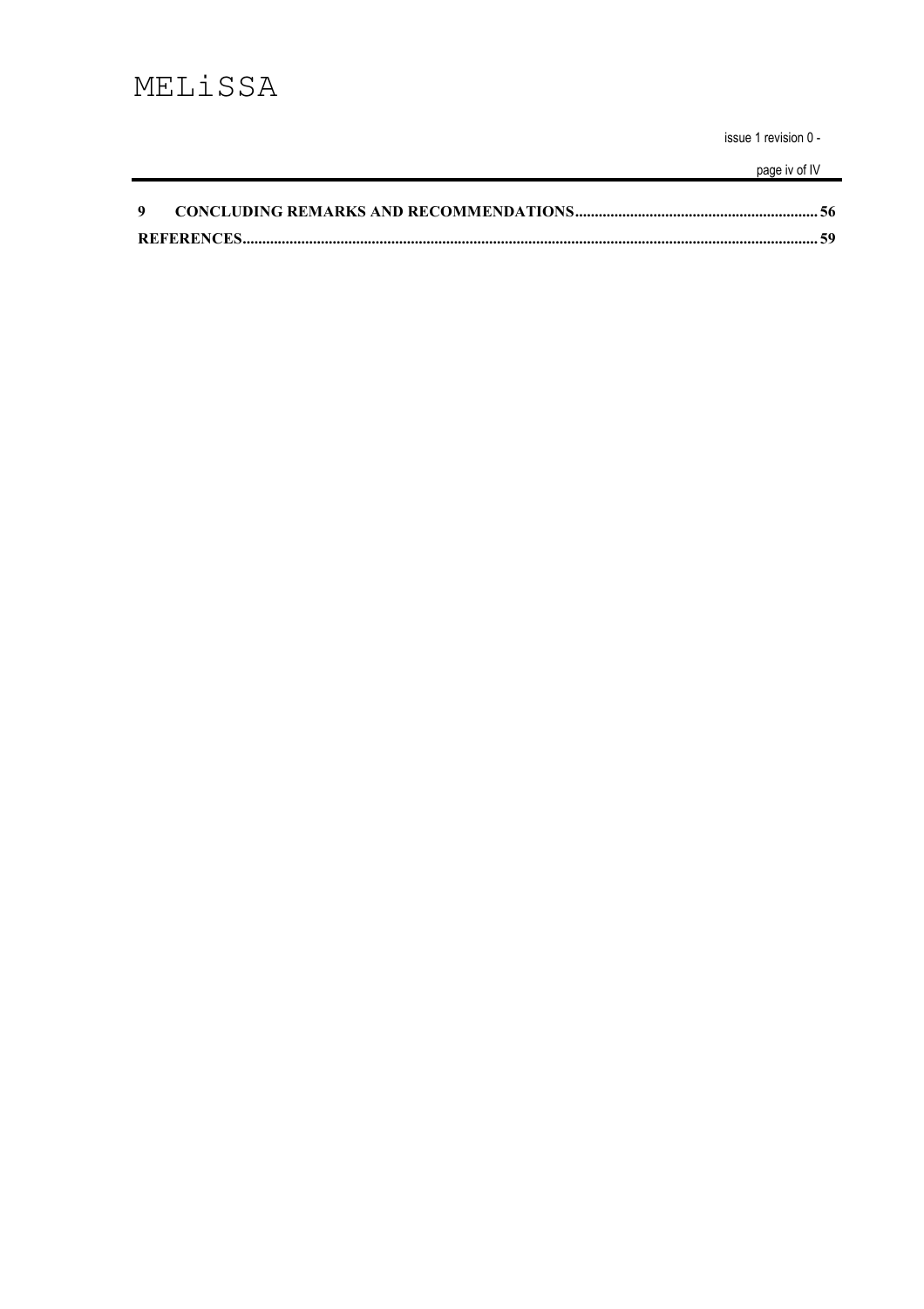9 CONCLUDING REMARKS AND RECOMMENDATIONS........................................................................56

REFERENCES........................................................................................................................................59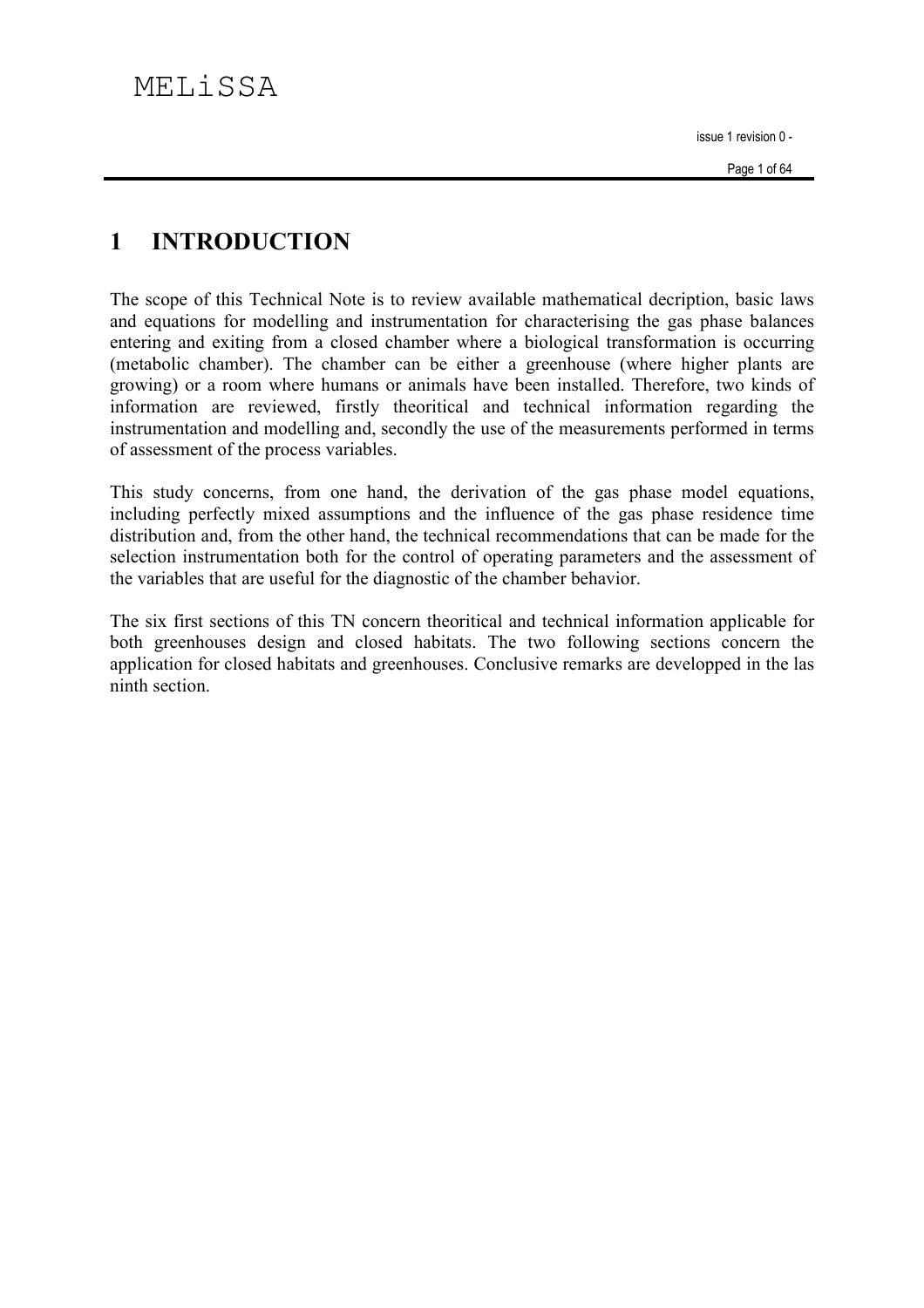# 1 INTRODUCTION

The scope of this Technical Note is to review available mathematical decription, basic laws and equations for modelling and instrumentation for characterising the gas phase balances entering and exiting from a closed chamber where a biological transformation is occurring (metabolic chamber). The chamber can be either a greenhouse (where higher plants are growing) or a room where humans or animals have been installed. Therefore, two kinds of information are reviewed, firstly theoritical and technical information regarding the instrumentation and modelling and, secondly the use of the measurements performed in terms of assessment of the process variables.

This study concerns, from one hand, the derivation of the gas phase model equations, including perfectly mixed assumptions and the influence of the gas phase residence time distribution and, from the other hand, the technical recommendations that can be made for the selection instrumentation both for the control of operating parameters and the assessment of the variables that are useful for the diagnostic of the chamber behavior.

The six first sections of this TN concern theoritical and technical information applicable for both greenhouses design and closed habitats. The two following sections concern the application for closed habitats and greenhouses. Conclusive remarks are developped in the las ninth section.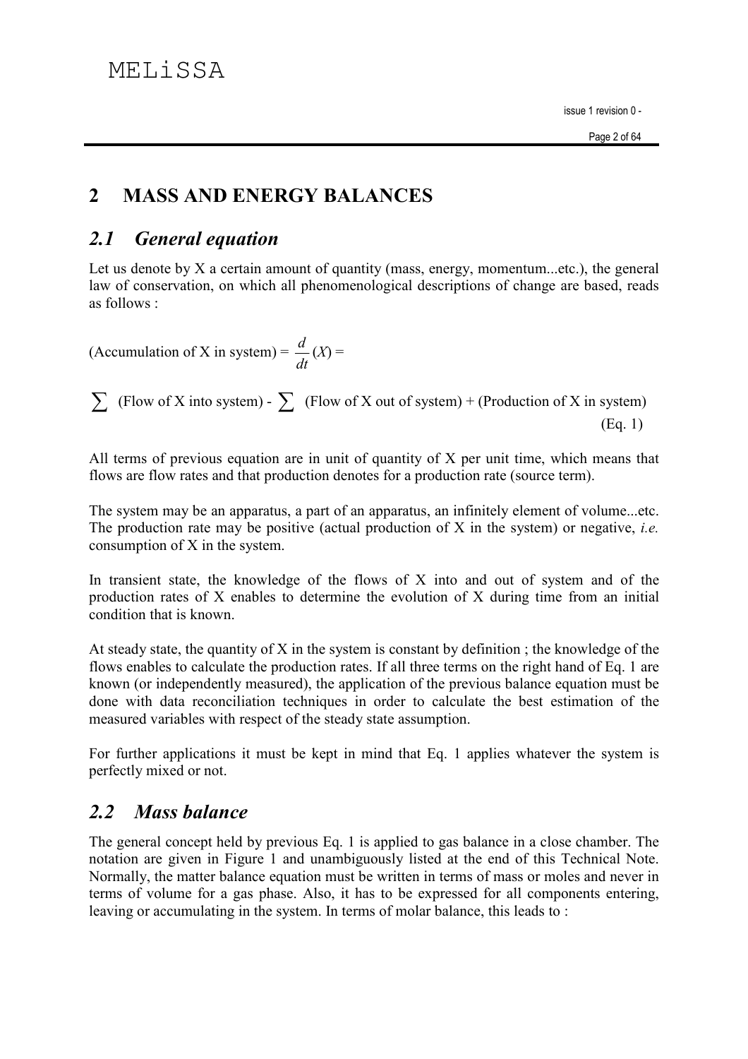# 2 MASS AND ENERGY BALANCES

## *2.1 General equation*

Let us denote by X a certain amount of quantity (mass, energy, momentum...etc.), the general law of conservation, on which all phenomenological descriptions of change are based, reads as follows :

$$
\text{(Accumulation of X in system)} = \frac{d}{dt}(X) =
$$

$$
\sum \text{(Flow of X into system)} - \sum \text{(Flow of X out of system)} + \text{(Production of X in system)} \quad \text{(Eq. 1)}
$$

All terms of previous equation are in unit of quantity of X per unit time, which means that flows are flow rates and that production denotes for a production rate (source term).

The system may be an apparatus, a part of an apparatus, an infinitely element of volume...etc. The production rate may be positive (actual production of X in the system) or negative, *i.e.* consumption of X in the system.

In transient state, the knowledge of the flows of X into and out of system and of the production rates of X enables to determine the evolution of X during time from an initial condition that is known.

At steady state, the quantity of X in the system is constant by definition ; the knowledge of the flows enables to calculate the production rates. If all three terms on the right hand of Eq. 1 are known (or independently measured), the application of the previous balance equation must be done with data reconciliation techniques in order to calculate the best estimation of the measured variables with respect of the steady state assumption.

For further applications it must be kept in mind that Eq. 1 applies whatever the system is perfectly mixed or not.

## *2.2 Mass balance*

The general concept held by previous Eq. 1 is applied to gas balance in a close chamber. The notation are given in Figure 1 and unambiguously listed at the end of this Technical Note. Normally, the matter balance equation must be written in terms of mass or moles and never in terms of volume for a gas phase. Also, it has to be expressed for all components entering, leaving or accumulating in the system. In terms of molar balance, this leads to :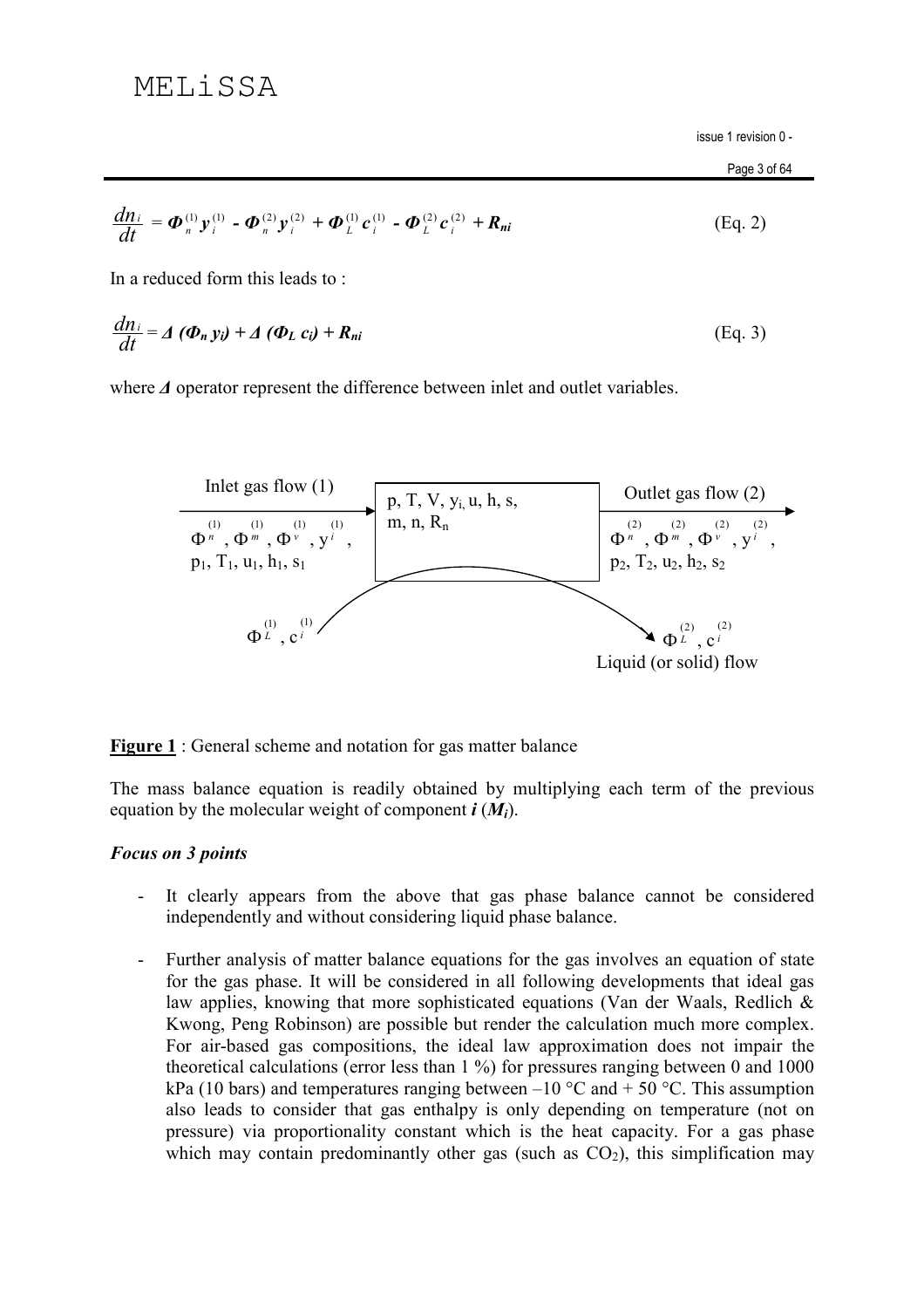$$\frac{dn_i}{dt} = \Phi_n^{(1)} y_i^{(1)} - \Phi_n^{(2)} y_i^{(2)} + \Phi_L^{(1)} c_i^{(1)} - \Phi_L^{(2)} c_i^{(2)} + R_{ni} \quad \text{(Eq. 2)}$$

In a reduced form this leads to :

$$\frac{dn_i}{dt} = \Delta\,(\Phi_n\, y_i) + \Delta\,(\Phi_L\, c_i) + R_{ni} \quad \text{(Eq. 3)}$$

where $\Delta$ operator represent the difference between inlet and outlet variables.

Inlet gas flow (1): $\Phi^{(1)}_n$, $\Phi^{(1)}_m$, $\Phi^{(1)}_v$, $y^{(1)}_i$, $p_1$, $T_1$, $u_1$, $h_1$, $s_1$

System: p, T, V, $y_i$, u, h, s, m, n, $R_n$

Outlet gas flow (2): $\Phi^{(2)}_n$, $\Phi^{(2)}_m$, $\Phi^{(2)}_v$, $y^{(2)}_i$, $p_2$, $T_2$, $u_2$, $h_2$, $s_2$

Liquid (or solid) flow: $\Phi^{(1)}_L$, $c^{(1)}_i$ → $\Phi^{(2)}_L$, $c^{(2)}_i$

**Figure 1** : General scheme and notation for gas matter balance

The mass balance equation is readily obtained by multiplying each term of the previous equation by the molecular weight of component ***i*** (***M$_i$***).

***Focus on 3 points***

- It clearly appears from the above that gas phase balance cannot be considered independently and without considering liquid phase balance.

- Further analysis of matter balance equations for the gas involves an equation of state for the gas phase. It will be considered in all following developments that ideal gas law applies, knowing that more sophisticated equations (Van der Waals, Redlich & Kwong, Peng Robinson) are possible but render the calculation much more complex. For air-based gas compositions, the ideal law approximation does not impair the theoretical calculations (error less than 1 %) for pressures ranging between 0 and 1000 kPa (10 bars) and temperatures ranging between –10 °C and + 50 °C. This assumption also leads to consider that gas enthalpy is only depending on temperature (not on pressure) via proportionality constant which is the heat capacity. For a gas phase which may contain predominantly other gas (such as $CO_2$), this simplification may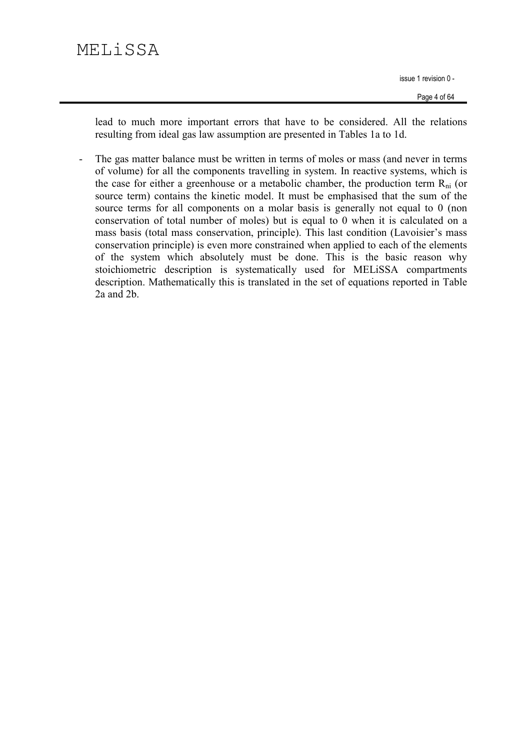lead to much more important errors that have to be considered. All the relations resulting from ideal gas law assumption are presented in Tables 1a to 1d.

- The gas matter balance must be written in terms of moles or mass (and never in terms of volume) for all the components travelling in system. In reactive systems, which is the case for either a greenhouse or a metabolic chamber, the production term $R_{ni}$ (or source term) contains the kinetic model. It must be emphasised that the sum of the source terms for all components on a molar basis is generally not equal to 0 (non conservation of total number of moles) but is equal to 0 when it is calculated on a mass basis (total mass conservation, principle). This last condition (Lavoisier's mass conservation principle) is even more constrained when applied to each of the elements of the system which absolutely must be done. This is the basic reason why stoichiometric description is systematically used for MELiSSA compartments description. Mathematically this is translated in the set of equations reported in Table 2a and 2b.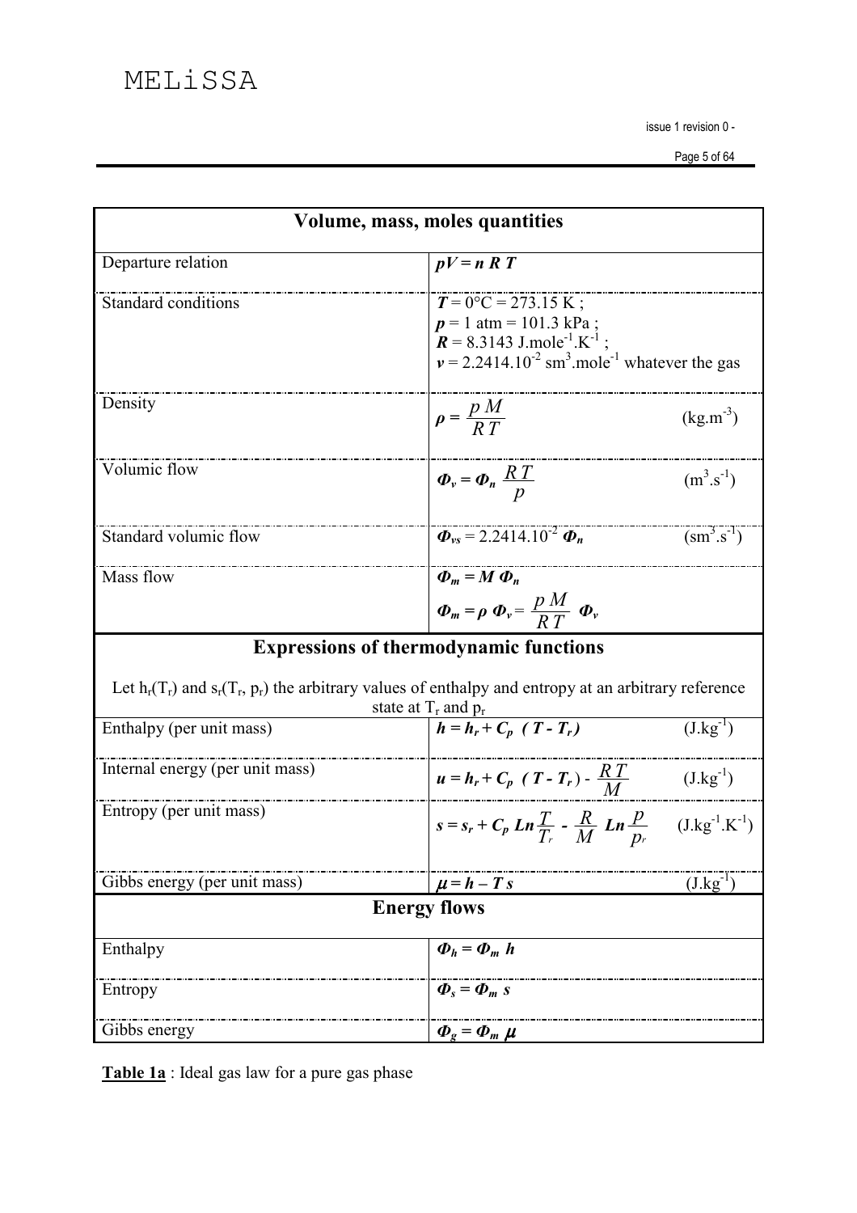| Volume, mass, moles quantities | |
|---|---|
| Departure relation | $pV = n\,R\,T$ |
| Standard conditions | $T$ = 0°C = 273.15 K ; <br> $p$ = 1 atm = 101.3 kPa ; <br> $R$ = 8.3143 J.mole$^{-1}$.K$^{-1}$ ; <br> $v$ = 2.2414.10$^{-2}$ sm$^3$.mole$^{-1}$ whatever the gas |
| Density | $\rho = \dfrac{p\,M}{R\,T}$ (kg.m$^{-3}$) |
| Volumic flow | $\Phi_v = \Phi_n \dfrac{R\,T}{p}$ (m$^3$.s$^{-1}$) |
| Standard volumic flow | $\Phi_{vs}$ = 2.2414.10$^{-2}$ $\Phi_n$ (sm$^3$.s$^{-1}$) |
| Mass flow | $\Phi_m = M\,\Phi_n$ <br> $\Phi_m = \rho\,\Phi_v = \dfrac{p\,M}{R\,T}\,\Phi_v$ |
| **Expressions of thermodynamic functions** | |
| Let $h_r(T_r)$ and $s_r(T_r, p_r)$ the arbitrary values of enthalpy and entropy at an arbitrary reference state at $T_r$ and $p_r$ | |
| Enthalpy (per unit mass) | $h = h_r + C_p\,(T - T_r)$ (J.kg$^{-1}$) |
| Internal energy (per unit mass) | $u = h_r + C_p\,(T - T_r) - \dfrac{R\,T}{M}$ (J.kg$^{-1}$) |
| Entropy (per unit mass) | $s = s_r + C_p\,Ln\dfrac{T}{T_r} - \dfrac{R}{M}\,Ln\dfrac{p}{p_r}$ (J.kg$^{-1}$.K$^{-1}$) |
| Gibbs energy (per unit mass) | $\mu = h - T\,s$ (J.kg$^{-1}$) |
| **Energy flows** | |
| Enthalpy | $\Phi_h = \Phi_m\,h$ |
| Entropy | $\Phi_s = \Phi_m\,s$ |
| Gibbs energy | $\Phi_g = \Phi_m\,\mu$ |

**Table 1a** : Ideal gas law for a pure gas phase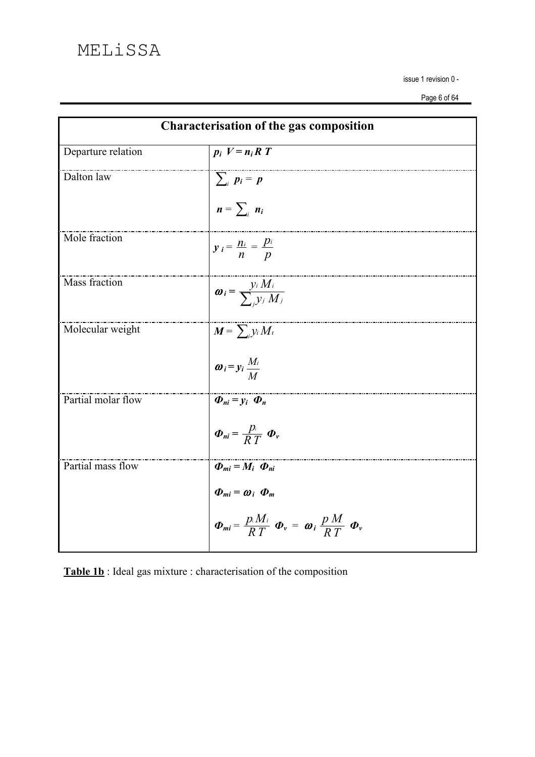| Characterisation of the gas composition | |
|---|---|
| Departure relation | $p_i \; V = n_i \, R \, T$ |
| Dalton law | $\sum_i \; p_i = \; p$ <br> $n = \sum_i \; n_i$ |
| Mole fraction | $y_i = \dfrac{n_i}{n} = \dfrac{p_i}{p}$ |
| Mass fraction | $\omega_i = \dfrac{y_i \, M_i}{\sum_j y_j \; M_j}$ |
| Molecular weight | $M = \sum_i y_i \, M_i$ <br> $\omega_i = y_i \; \dfrac{M_i}{M}$ |
| Partial molar flow | $\Phi_{ni} = y_i \;\; \Phi_n$ <br> $\Phi_{ni} = \dfrac{p_i}{R\,T} \;\; \Phi_v$ |
| Partial mass flow | $\Phi_{mi} = M_i \;\; \Phi_{ni}$ <br> $\Phi_{mi} = \omega_i \;\; \Phi_m$ <br> $\Phi_{mi} = \dfrac{p_i \, M_i}{R\,T} \;\; \Phi_v \; = \; \omega_i \; \dfrac{p\,M}{R\,T} \;\; \Phi_v$ |

**Table 1b** : Ideal gas mixture : characterisation of the composition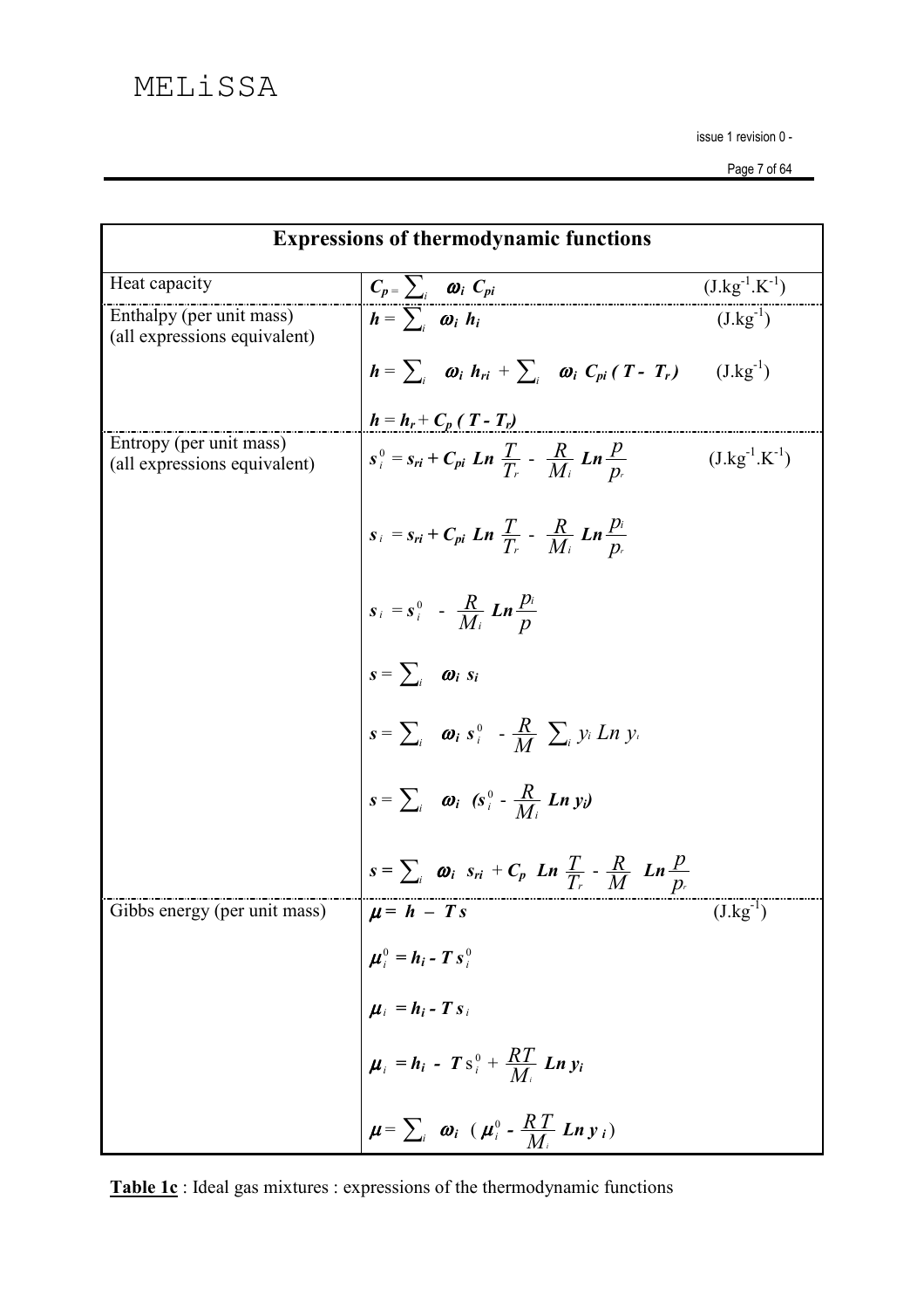| Expressions of thermodynamic functions | | |
|---|---|---|
| Heat capacity | $C_p = \sum_i \omega_i \, C_{pi}$ | $(J.kg^{-1}.K^{-1})$ |
| Enthalpy (per unit mass) (all expressions equivalent) | $h = \sum_i \omega_i \, h_i$ | $(J.kg^{-1})$ |
| | $h = \sum_i \omega_i \, h_{ri} + \sum_i \omega_i \, C_{pi} \, (T - T_r)$ | $(J.kg^{-1})$ |
| | $h = h_r + C_p \, (T - T_r)$ | |
| Entropy (per unit mass) (all expressions equivalent) | $s_i^0 = s_{ri} + C_{pi} \, Ln \, \frac{T}{T_r} - \frac{R}{M_i} \, Ln \frac{p}{p_r}$ | $(J.kg^{-1}.K^{-1})$ |
| | $s_i = s_{ri} + C_{pi} \, Ln \, \frac{T}{T_r} - \frac{R}{M_i} \, Ln \frac{p_i}{p_r}$ | |
| | $s_i = s_i^0 - \frac{R}{M_i} \, Ln \frac{p_i}{p}$ | |
| | $s = \sum_i \omega_i \, s_i$ | |
| | $s = \sum_i \omega_i \, s_i^0 - \frac{R}{M} \sum_i y_i \, Ln \, y_i$ | |
| | $s = \sum_i \omega_i \, (s_i^0 - \frac{R}{M_i} \, Ln \, y_i)$ | |
| | $s = \sum_i \omega_i \, s_{ri} + C_p \, Ln \, \frac{T}{T_r} - \frac{R}{M} \, Ln \frac{p}{p_r}$ | |
| Gibbs energy (per unit mass) | $\mu = h - T s$ | $(J.kg^{-1})$ |
| | $\mu_i^0 = h_i - T s_i^0$ | |
| | $\mu_i = h_i - T s_i$ | |
| | $\mu_i = h_i - T s_i^0 + \frac{RT}{M_i} \, Ln \, y_i$ | |
| | $\mu = \sum_i \omega_i \, ( \mu_i^0 - \frac{R T}{M_i} \, Ln \, y_i )$ | |

**Table 1c** : Ideal gas mixtures : expressions of the thermodynamic functions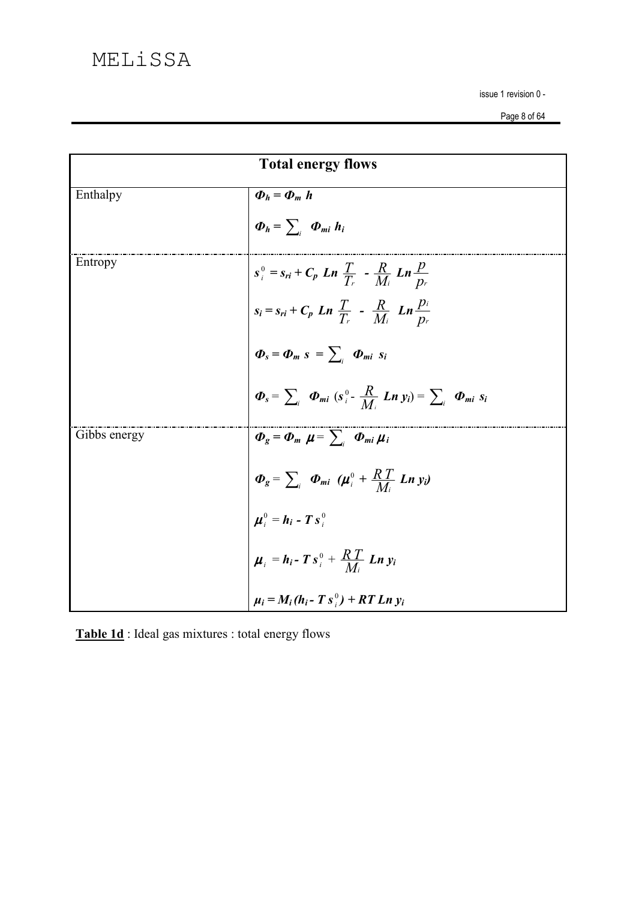| Total energy flows | |
|---|---|
| Enthalpy | $\Phi_h = \Phi_m\ h$ <br> $\Phi_h = \sum_i\ \Phi_{mi}\ h_i$ |
| Entropy | $s_i^0 = s_{ri} + C_p\ Ln\ \frac{T}{T_r}\ -\ \frac{R}{M_i}\ Ln\frac{p}{p_r}$ <br> $s_i = s_{ri} + C_p\ Ln\ \frac{T}{T_r}\ -\ \frac{R}{M_i}\ Ln\frac{p_i}{p_r}$ <br> $\Phi_s = \Phi_m\ s\ = \sum_i\ \Phi_{mi}\ s_i$ <br> $\Phi_s = \sum_i\ \Phi_{mi}\ (s_i^0 - \frac{R}{M_i}\ Ln\ y_i) = \sum_i\ \Phi_{mi}\ s_i$ |
| Gibbs energy | $\Phi_g = \Phi_m\ \mu = \sum_i\ \Phi_{mi}\ \mu_i$ <br> $\Phi_g = \sum_i\ \Phi_{mi}\ (\mu_i^0 + \frac{R\,T}{M_i}\ Ln\ y_i)$ <br> $\mu_i^0 = h_i - T\,s_i^0$ <br> $\mu_i = h_i - T\,s_i^0 + \frac{R\,T}{M_i}\ Ln\ y_i$ <br> $\mu_i = M_i\,(h_i - T\,s_i^0) + RT\ Ln\ y_i$ |

**Table 1d** : Ideal gas mixtures : total energy flows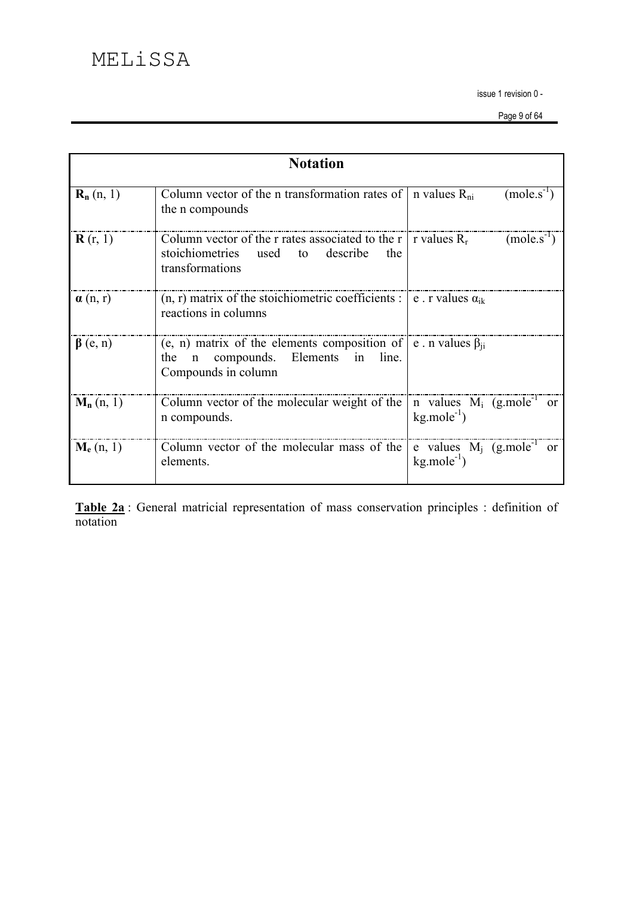| Notation | | |
|---|---|---|
| $\mathbf{R_n}$ (n, 1) | Column vector of the n transformation rates of the n compounds | n values $R_{ni}$ $(mole.s^{-1})$ |
| $\mathbf{R}$ (r, 1) | Column vector of the r rates associated to the r stoichiometries used to describe the transformations | r values $R_r$ $(mole.s^{-1})$ |
| $\boldsymbol{\alpha}$ (n, r) | (n, r) matrix of the stoichiometric coefficients : reactions in columns | e . r values $\alpha_{ik}$ |
| $\boldsymbol{\beta}$ (e, n) | (e, n) matrix of the elements composition of the n compounds. Elements in line. Compounds in column | e . n values $\beta_{ji}$ |
| $\mathbf{M_n}$ (n, 1) | Column vector of the molecular weight of the n compounds. | n values $M_i$ $(g.mole^{-1}$ or $kg.mole^{-1})$ |
| $\mathbf{M_e}$ (n, 1) | Column vector of the molecular mass of the elements. | e values $M_j$ $(g.mole^{-1}$ or $kg.mole^{-1})$ |

**Table 2a** : General matricial representation of mass conservation principles : definition of notation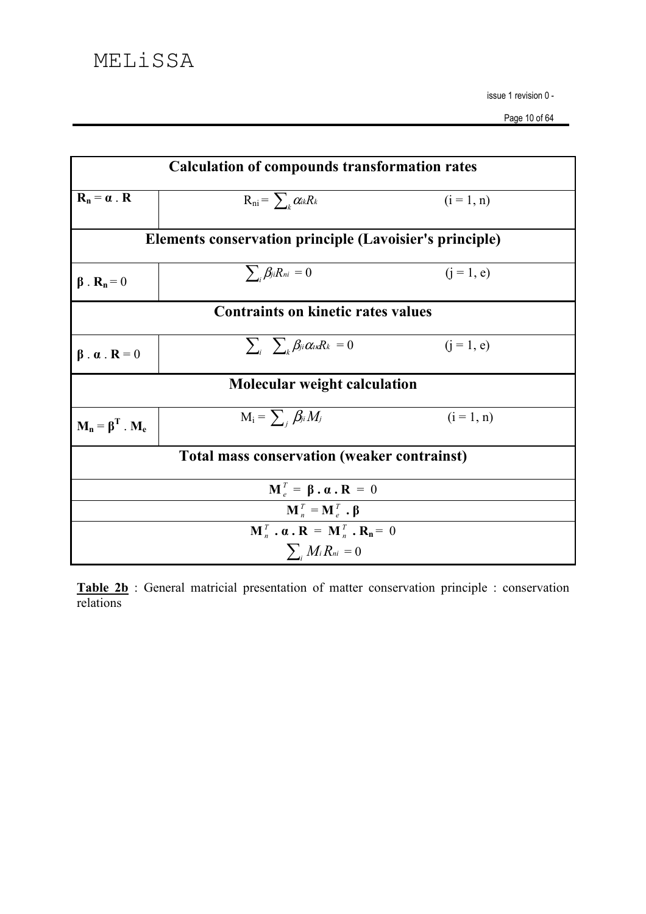| **Calculation of compounds transformation rates** | | |
|---|---|---|
| $\mathbf{R_n} = \boldsymbol{\alpha} \,.\, \mathbf{R}$ | $R_{ni} = \sum_k \alpha_{ik} R_k$ | $(i = 1, n)$ |
| **Elements conservation principle (Lavoisier's principle)** | | |
| $\boldsymbol{\beta} \,.\, \mathbf{R_n} = 0$ | $\sum_i \beta_{ji} R_{ni} = 0$ | $(j = 1, e)$ |
| **Contraints on kinetic rates values** | | |
| $\boldsymbol{\beta} \,.\, \boldsymbol{\alpha} \,.\, \mathbf{R} = 0$ | $\sum_i \sum_k \beta_{ji} \alpha_{ik} R_k = 0$ | $(j = 1, e)$ |
| **Molecular weight calculation** | | |
| $\mathbf{M_n} = \boldsymbol{\beta}^{\mathbf{T}} \,.\, \mathbf{M_e}$ | $M_i = \sum_j \beta_{ji} M_j$ | $(i = 1, n)$ |
| **Total mass conservation (weaker contrainst)** | | |
| $\mathbf{M}_e^T = \boldsymbol{\beta} \,.\, \boldsymbol{\alpha} \,.\, \mathbf{R} = 0$ | | |
| $\mathbf{M}_n^T = \mathbf{M}_e^T \,.\, \boldsymbol{\beta}$ | | |
| $\mathbf{M}_n^T \,.\, \boldsymbol{\alpha} \,.\, \mathbf{R} = \mathbf{M}_n^T \,.\, \mathbf{R_n} = 0$ <br> $\sum_i M_i R_{ni} = 0$ | | |

**Table 2b** : General matricial presentation of matter conservation principle : conservation relations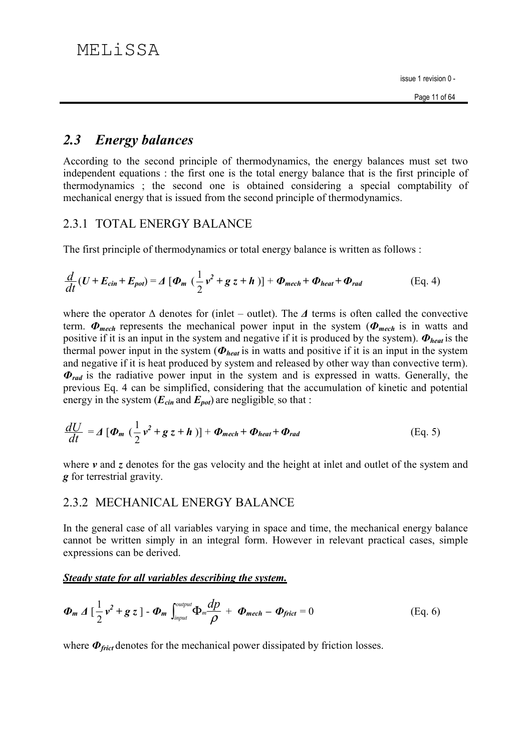## 2.3 *Energy balances*

According to the second principle of thermodynamics, the energy balances must set two independent equations : the first one is the total energy balance that is the first principle of thermodynamics ; the second one is obtained considering a special comptability of mechanical energy that is issued from the second principle of thermodynamics.

### 2.3.1 TOTAL ENERGY BALANCE

The first principle of thermodynamics or total energy balance is written as follows :

$$\frac{d}{dt}(U + E_{cin} + E_{pot}) = \Delta\,[\Phi_m\;(\frac{1}{2}v^2 + g\,z + h\,)] + \Phi_{mech} + \Phi_{heat} + \Phi_{rad} \qquad \text{(Eq. 4)}$$

where the operator $\Delta$ denotes for (inlet – outlet). The $\Delta$ terms is often called the convective term. $\Phi_{mech}$ represents the mechanical power input in the system ($\Phi_{mech}$ is in watts and positive if it is an input in the system and negative if it is produced by the system). $\Phi_{heat}$ is the thermal power input in the system ($\Phi_{heat}$ is in watts and positive if it is an input in the system and negative if it is heat produced by system and released by other way than convective term). $\Phi_{rad}$ is the radiative power input in the system and is expressed in watts. Generally, the previous Eq. 4 can be simplified, considering that the accumulation of kinetic and potential energy in the system ($E_{cin}$ and $E_{pot}$) are negligible, so that :

$$\frac{dU}{dt} = \Delta\,[\Phi_m\;(\frac{1}{2}v^2 + g\,z + h\,)] + \Phi_{mech} + \Phi_{heat} + \Phi_{rad} \qquad \text{(Eq. 5)}$$

where $v$ and $z$ denotes for the gas velocity and the height at inlet and outlet of the system and $g$ for terrestrial gravity.

### 2.3.2 MECHANICAL ENERGY BALANCE

In the general case of all variables varying in space and time, the mechanical energy balance cannot be written simply in an integral form. However in relevant practical cases, simple expressions can be derived.

***Steady state for all variables describing the system.***

$$\Phi_m\;\Delta\,[\frac{1}{2}v^2 + g\,z\,] - \Phi_m\int_{input}^{output}\Phi_m\frac{dp}{\rho} + \Phi_{mech} - \Phi_{frict} = 0 \qquad \text{(Eq. 6)}$$

where $\Phi_{frict}$ denotes for the mechanical power dissipated by friction losses.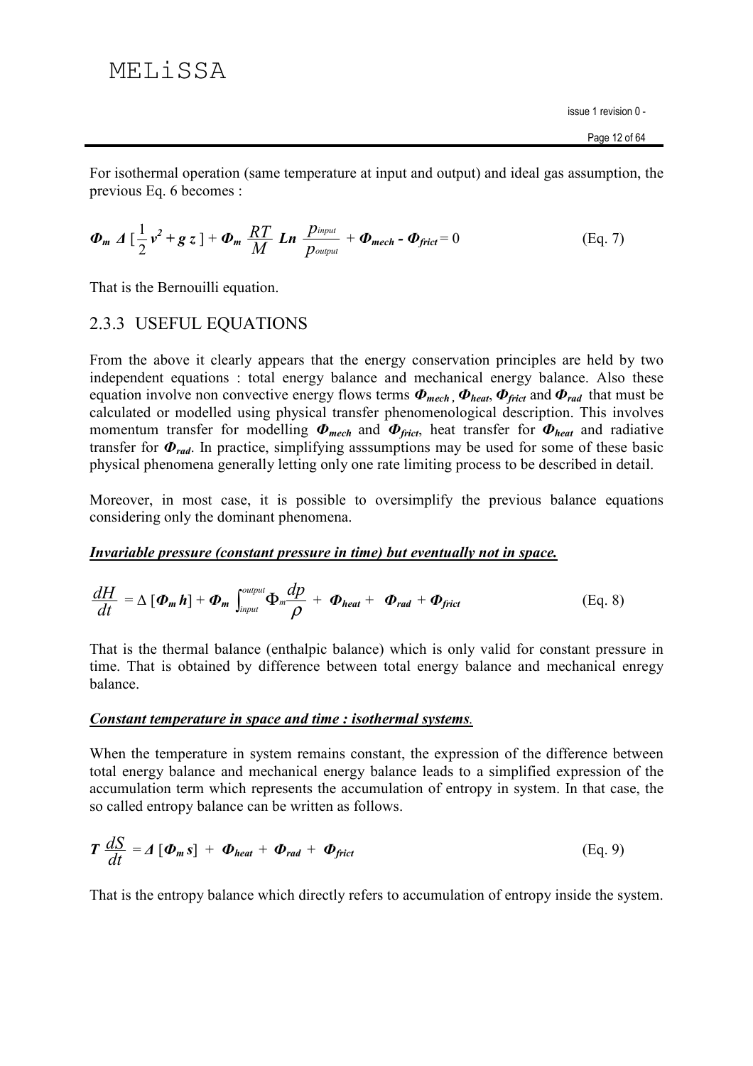For isothermal operation (same temperature at input and output) and ideal gas assumption, the previous Eq. 6 becomes :

$$\boldsymbol{\Phi_m}\ \boldsymbol{\Delta}\ [\frac{1}{2}\boldsymbol{v}^2 + \boldsymbol{g}\ \boldsymbol{z}\ ] + \boldsymbol{\Phi_m}\ \frac{RT}{M}\ \boldsymbol{Ln}\ \frac{p_{input}}{p_{output}} + \boldsymbol{\Phi_{mech}} - \boldsymbol{\Phi_{frict}} = 0 \qquad \text{(Eq. 7)}$$

That is the Bernouilli equation.

### 2.3.3 USEFUL EQUATIONS

From the above it clearly appears that the energy conservation principles are held by two independent equations : total energy balance and mechanical energy balance. Also these equation involve non convective energy flows terms $\boldsymbol{\Phi_{mech}}$, $\boldsymbol{\Phi_{heat}}$, $\boldsymbol{\Phi_{frict}}$ and $\boldsymbol{\Phi_{rad}}$ that must be calculated or modelled using physical transfer phenomenological description. This involves momentum transfer for modelling $\boldsymbol{\Phi_{mech}}$ and $\boldsymbol{\Phi_{frict}}$, heat transfer for $\boldsymbol{\Phi_{heat}}$ and radiative transfer for $\boldsymbol{\Phi_{rad}}$. In practice, simplifying asssumptions may be used for some of these basic physical phenomena generally letting only one rate limiting process to be described in detail.

Moreover, in most case, it is possible to oversimplify the previous balance equations considering only the dominant phenomena.

***Invariable pressure (constant pressure in time) but eventually not in space.***

$$\frac{dH}{dt} = \Delta\ [\boldsymbol{\Phi_m}\ \boldsymbol{h}] + \boldsymbol{\Phi_m} \int_{input}^{output} \Phi_m \frac{dp}{\rho} + \boldsymbol{\Phi_{heat}} + \boldsymbol{\Phi_{rad}} + \boldsymbol{\Phi_{frict}} \qquad \text{(Eq. 8)}$$

That is the thermal balance (enthalpic balance) which is only valid for constant pressure in time. That is obtained by difference between total energy balance and mechanical enregy balance.

***Constant temperature in space and time : isothermal systems.***

When the temperature in system remains constant, the expression of the difference between total energy balance and mechanical energy balance leads to a simplified expression of the accumulation term which represents the accumulation of entropy in system. In that case, the so called entropy balance can be written as follows.

$$\boldsymbol{T}\ \frac{dS}{dt} = \boldsymbol{\Delta}\ [\boldsymbol{\Phi_m}\ \boldsymbol{s}]\ +\ \boldsymbol{\Phi_{heat}}\ +\ \boldsymbol{\Phi_{rad}}\ +\ \boldsymbol{\Phi_{frict}} \qquad \text{(Eq. 9)}$$

That is the entropy balance which directly refers to accumulation of entropy inside the system.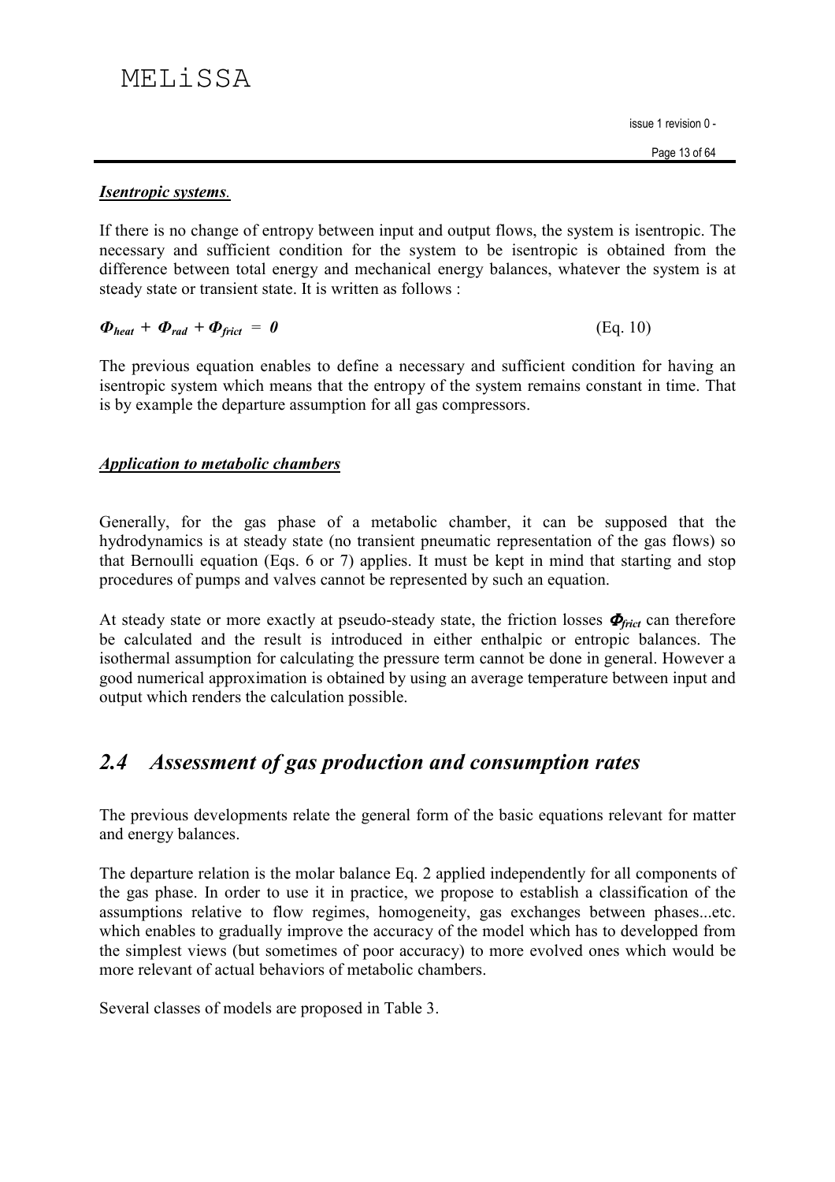***Isentropic systems**.*

If there is no change of entropy between input and output flows, the system is isentropic. The necessary and sufficient condition for the system to be isentropic is obtained from the difference between total energy and mechanical energy balances, whatever the system is at steady state or transient state. It is written as follows :

$$\boldsymbol{\Phi_{heat} + \Phi_{rad} + \Phi_{frict} = 0} \qquad \text{(Eq. 10)}$$

The previous equation enables to define a necessary and sufficient condition for having an isentropic system which means that the entropy of the system remains constant in time. That is by example the departure assumption for all gas compressors.

***Application to metabolic chambers***

Generally, for the gas phase of a metabolic chamber, it can be supposed that the hydrodynamics is at steady state (no transient pneumatic representation of the gas flows) so that Bernoulli equation (Eqs. 6 or 7) applies. It must be kept in mind that starting and stop procedures of pumps and valves cannot be represented by such an equation.

At steady state or more exactly at pseudo-steady state, the friction losses $\boldsymbol{\Phi_{frict}}$ can therefore be calculated and the result is introduced in either enthalpic or entropic balances. The isothermal assumption for calculating the pressure term cannot be done in general. However a good numerical approximation is obtained by using an average temperature between input and output which renders the calculation possible.

## *2.4 Assessment of gas production and consumption rates*

The previous developments relate the general form of the basic equations relevant for matter and energy balances.

The departure relation is the molar balance Eq. 2 applied independently for all components of the gas phase. In order to use it in practice, we propose to establish a classification of the assumptions relative to flow regimes, homogeneity, gas exchanges between phases...etc. which enables to gradually improve the accuracy of the model which has to developped from the simplest views (but sometimes of poor accuracy) to more evolved ones which would be more relevant of actual behaviors of metabolic chambers.

Several classes of models are proposed in Table 3.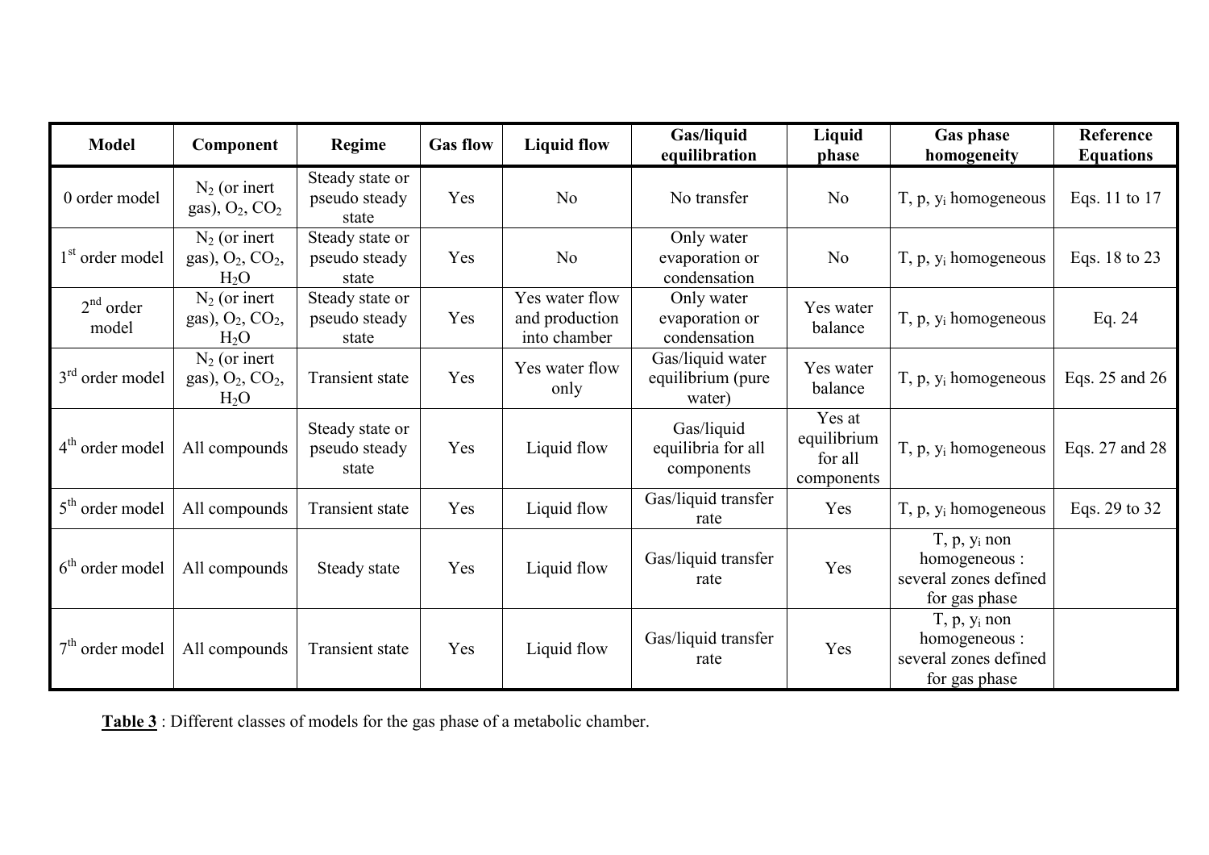| Model | Component | Regime | Gas flow | Liquid flow | Gas/liquid equilibration | Liquid phase | Gas phase homogeneity | Reference Equations |
|---|---|---|---|---|---|---|---|---|
| 0 order model | $N_2$ (or inert gas), $O_2$, $CO_2$ | Steady state or pseudo steady state | Yes | No | No transfer | No | T, p, $y_i$ homogeneous | Eqs. 11 to 17 |
| 1st order model | $N_2$ (or inert gas), $O_2$, $CO_2$, $H_2O$ | Steady state or pseudo steady state | Yes | No | Only water evaporation or condensation | No | T, p, $y_i$ homogeneous | Eqs. 18 to 23 |
| 2nd order model | $N_2$ (or inert gas), $O_2$, $CO_2$, $H_2O$ | Steady state or pseudo steady state | Yes | Yes water flow and production into chamber | Only water evaporation or condensation | Yes water balance | T, p, $y_i$ homogeneous | Eq. 24 |
| 3rd order model | $N_2$ (or inert gas), $O_2$, $CO_2$, $H_2O$ | Transient state | Yes | Yes water flow only | Gas/liquid water equilibrium (pure water) | Yes water balance | T, p, $y_i$ homogeneous | Eqs. 25 and 26 |
| 4th order model | All compounds | Steady state or pseudo steady state | Yes | Liquid flow | Gas/liquid equilibria for all components | Yes at equilibrium for all components | T, p, $y_i$ homogeneous | Eqs. 27 and 28 |
| 5th order model | All compounds | Transient state | Yes | Liquid flow | Gas/liquid transfer rate | Yes | T, p, $y_i$ homogeneous | Eqs. 29 to 32 |
| 6th order model | All compounds | Steady state | Yes | Liquid flow | Gas/liquid transfer rate | Yes | T, p, $y_i$ non homogeneous : several zones defined for gas phase | |
| 7th order model | All compounds | Transient state | Yes | Liquid flow | Gas/liquid transfer rate | Yes | T, p, $y_i$ non homogeneous : several zones defined for gas phase | |

**Table 3** : Different classes of models for the gas phase of a metabolic chamber.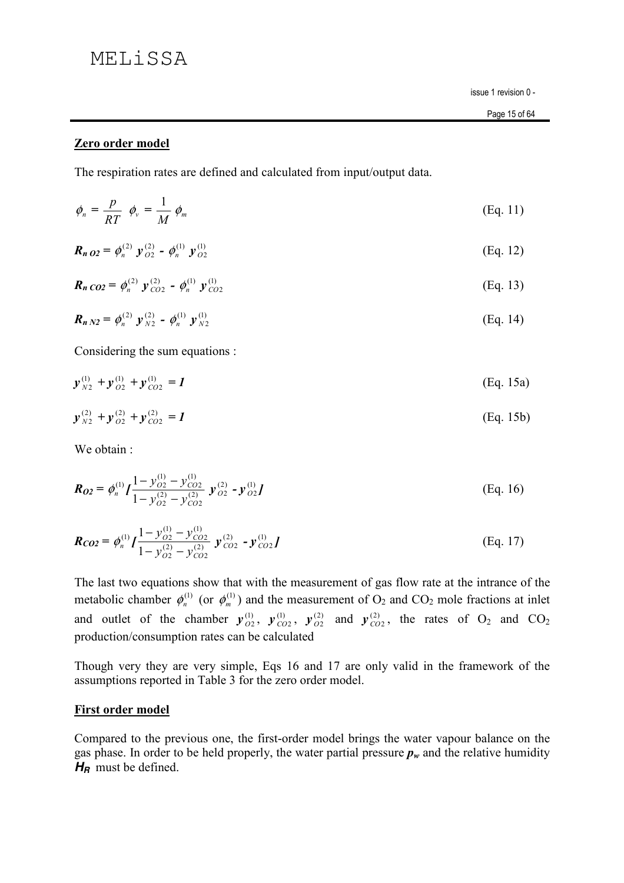## Zero order model

The respiration rates are defined and calculated from input/output data.

$$\phi_n = \frac{p}{RT}\ \phi_v = \frac{1}{M}\ \phi_m \tag{Eq. 11}$$

$$\boldsymbol{R_{n\ O2}} = \phi_n^{(2)}\ \boldsymbol{y}_{O2}^{(2)} - \phi_n^{(1)}\ \boldsymbol{y}_{O2}^{(1)} \tag{Eq. 12}$$

$$\boldsymbol{R_{n\ CO2}} = \phi_n^{(2)}\ \boldsymbol{y}_{CO2}^{(2)} - \phi_n^{(1)}\ \boldsymbol{y}_{CO2}^{(1)} \tag{Eq. 13}$$

$$\boldsymbol{R_{n\ N2}} = \phi_n^{(2)}\ \boldsymbol{y}_{N2}^{(2)} - \phi_n^{(1)}\ \boldsymbol{y}_{N2}^{(1)} \tag{Eq. 14}$$

Considering the sum equations :

$$\boldsymbol{y}_{N2}^{(1)} + \boldsymbol{y}_{O2}^{(1)} + \boldsymbol{y}_{CO2}^{(1)} = \boldsymbol{1} \tag{Eq. 15a}$$

$$\boldsymbol{y}_{N2}^{(2)} + \boldsymbol{y}_{O2}^{(2)} + \boldsymbol{y}_{CO2}^{(2)} = \boldsymbol{1} \tag{Eq. 15b}$$

We obtain :

$$\boldsymbol{R_{O2}} = \phi_n^{(1)} \left[ \frac{1 - y_{O2}^{(1)} - y_{CO2}^{(1)}}{1 - y_{O2}^{(2)} - y_{CO2}^{(2)}}\ \boldsymbol{y}_{O2}^{(2)} - \boldsymbol{y}_{O2}^{(1)} \right] \tag{Eq. 16}$$

$$\boldsymbol{R_{CO2}} = \phi_n^{(1)} \left[ \frac{1 - y_{O2}^{(1)} - y_{CO2}^{(1)}}{1 - y_{O2}^{(2)} - y_{CO2}^{(2)}}\ \boldsymbol{y}_{CO2}^{(2)} - \boldsymbol{y}_{CO2}^{(1)} \right] \tag{Eq. 17}$$

The last two equations show that with the measurement of gas flow rate at the intrance of the metabolic chamber $\phi_n^{(1)}$ (or $\phi_m^{(1)}$) and the measurement of $O_2$ and $CO_2$ mole fractions at inlet and outlet of the chamber $\boldsymbol{y}_{O2}^{(1)}$, $\boldsymbol{y}_{CO2}^{(1)}$, $\boldsymbol{y}_{O2}^{(2)}$ and $\boldsymbol{y}_{CO2}^{(2)}$, the rates of $O_2$ and $CO_2$ production/consumption rates can be calculated

Though very they are very simple, Eqs 16 and 17 are only valid in the framework of the assumptions reported in Table 3 for the zero order model.

## First order model

Compared to the previous one, the first-order model brings the water vapour balance on the gas phase. In order to be held properly, the water partial pressure $\boldsymbol{p_w}$ and the relative humidity $\boldsymbol{H_R}$ must be defined.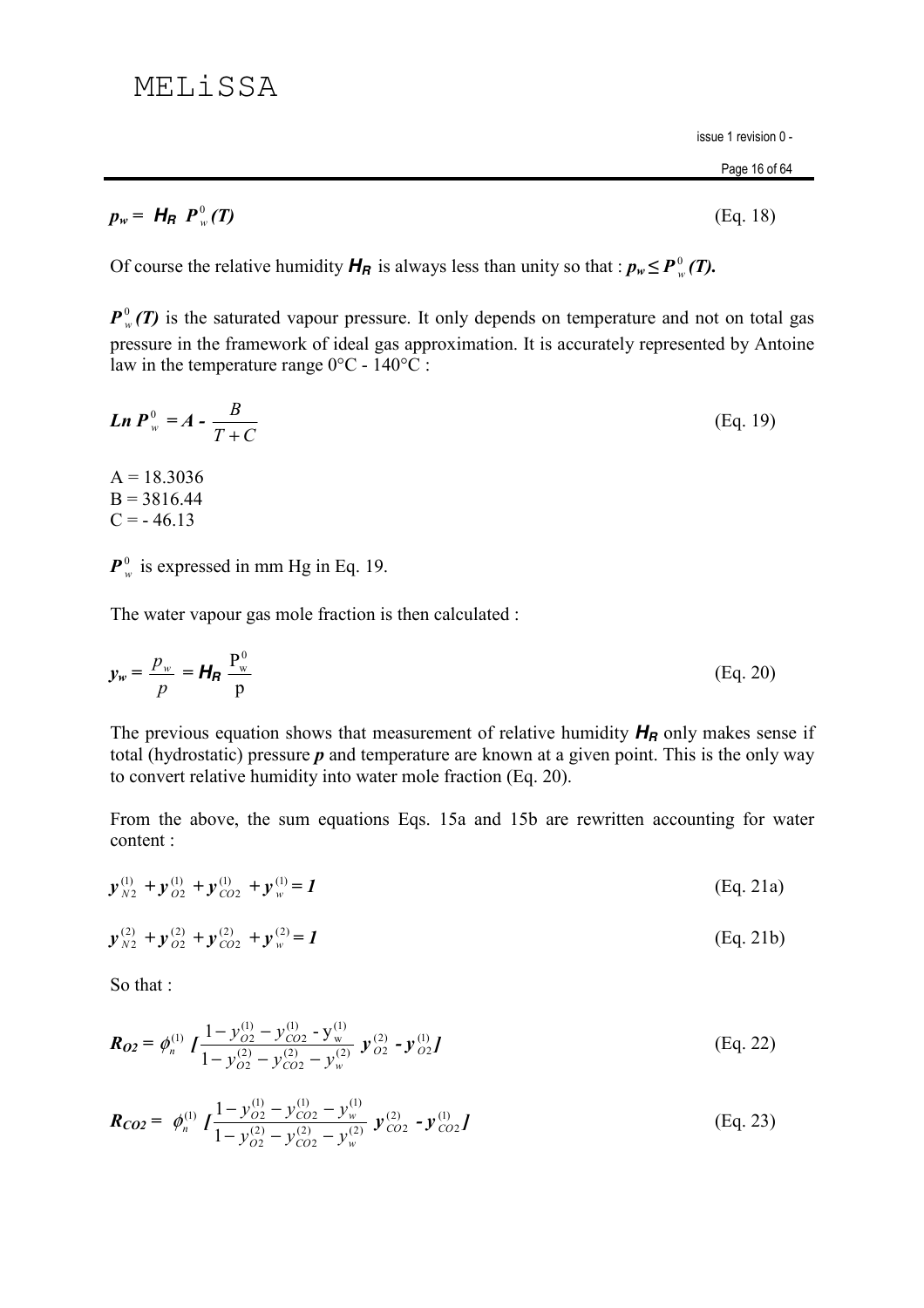$$p_w = H_R \; P^0_w(T) \tag{Eq. 18}$$

Of course the relative humidity $H_R$ is always less than unity so that : $p_w \leq P^0_w(T)$.

$P^0_w(T)$ is the saturated vapour pressure. It only depends on temperature and not on total gas pressure in the framework of ideal gas approximation. It is accurately represented by Antoine law in the temperature range 0°C - 140°C :

$$Ln\, P^0_w = A - \frac{B}{T + C} \tag{Eq. 19}$$

A = 18.3036
B = 3816.44
C = - 46.13

$P^0_w$ is expressed in mm Hg in Eq. 19.

The water vapour gas mole fraction is then calculated :

$$y_w = \frac{p_w}{p} = H_R \frac{P^0_w}{p} \tag{Eq. 20}$$

The previous equation shows that measurement of relative humidity $H_R$ only makes sense if total (hydrostatic) pressure $p$ and temperature are known at a given point. This is the only way to convert relative humidity into water mole fraction (Eq. 20).

From the above, the sum equations Eqs. 15a and 15b are rewritten accounting for water content :

$$y^{(1)}_{N2} + y^{(1)}_{O2} + y^{(1)}_{CO2} + y^{(1)}_{w} = 1 \tag{Eq. 21a}$$

$$y^{(2)}_{N2} + y^{(2)}_{O2} + y^{(2)}_{CO2} + y^{(2)}_{w} = 1 \tag{Eq. 21b}$$

So that :

$$R_{O2} = \phi^{(1)}_n \left[ \frac{1 - y^{(1)}_{O2} - y^{(1)}_{CO2} - y^{(1)}_{w}}{1 - y^{(2)}_{O2} - y^{(2)}_{CO2} - y^{(2)}_{w}} \; y^{(2)}_{O2} - y^{(1)}_{O2} \right] \tag{Eq. 22}$$

$$R_{CO2} = \phi^{(1)}_n \left[ \frac{1 - y^{(1)}_{O2} - y^{(1)}_{CO2} - y^{(1)}_{w}}{1 - y^{(2)}_{O2} - y^{(2)}_{CO2} - y^{(2)}_{w}} \; y^{(2)}_{CO2} - y^{(1)}_{CO2} \right] \tag{Eq. 23}$$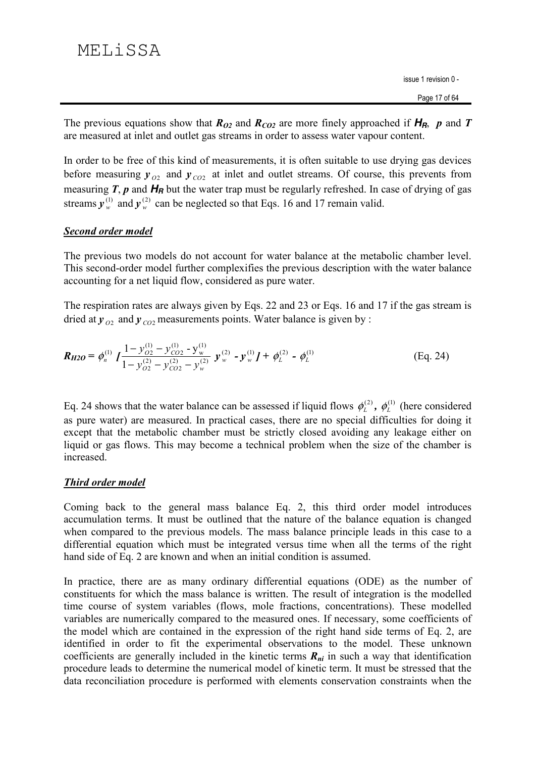The previous equations show that $R_{O2}$ and $R_{CO2}$ are more finely approached if $H_R$, $p$ and $T$ are measured at inlet and outlet gas streams in order to assess water vapour content.

In order to be free of this kind of measurements, it is often suitable to use drying gas devices before measuring $y_{O2}$ and $y_{CO2}$ at inlet and outlet streams. Of course, this prevents from measuring $T$, $p$ and $H_R$ but the water trap must be regularly refreshed. In case of drying of gas streams $y_w^{(1)}$ and $y_w^{(2)}$ can be neglected so that Eqs. 16 and 17 remain valid.

### ***Second order model***

The previous two models do not account for water balance at the metabolic chamber level. This second-order model further complexifies the previous description with the water balance accounting for a net liquid flow, considered as pure water.

The respiration rates are always given by Eqs. 22 and 23 or Eqs. 16 and 17 if the gas stream is dried at $y_{O2}$ and $y_{CO2}$ measurements points. Water balance is given by :

$$R_{H2O} = \phi_n^{(1)} \left[ \frac{1 - y_{O2}^{(1)} - y_{CO2}^{(1)} - y_w^{(1)}}{1 - y_{O2}^{(2)} - y_{CO2}^{(2)} - y_w^{(2)}} \; y_w^{(2)} - y_w^{(1)} \right] + \phi_L^{(2)} - \phi_L^{(1)} \qquad \text{(Eq. 24)}$$

Eq. 24 shows that the water balance can be assessed if liquid flows $\phi_L^{(2)}$, $\phi_L^{(1)}$ (here considered as pure water) are measured. In practical cases, there are no special difficulties for doing it except that the metabolic chamber must be strictly closed avoiding any leakage either on liquid or gas flows. This may become a technical problem when the size of the chamber is increased.

### ***Third order model***

Coming back to the general mass balance Eq. 2, this third order model introduces accumulation terms. It must be outlined that the nature of the balance equation is changed when compared to the previous models. The mass balance principle leads in this case to a differential equation which must be integrated versus time when all the terms of the right hand side of Eq. 2 are known and when an initial condition is assumed.

In practice, there are as many ordinary differential equations (ODE) as the number of constituents for which the mass balance is written. The result of integration is the modelled time course of system variables (flows, mole fractions, concentrations). These modelled variables are numerically compared to the measured ones. If necessary, some coefficients of the model which are contained in the expression of the right hand side terms of Eq. 2, are identified in order to fit the experimental observations to the model. These unknown coefficients are generally included in the kinetic terms $R_{ni}$ in such a way that identification procedure leads to determine the numerical model of kinetic term. It must be stressed that the data reconciliation procedure is performed with elements conservation constraints when the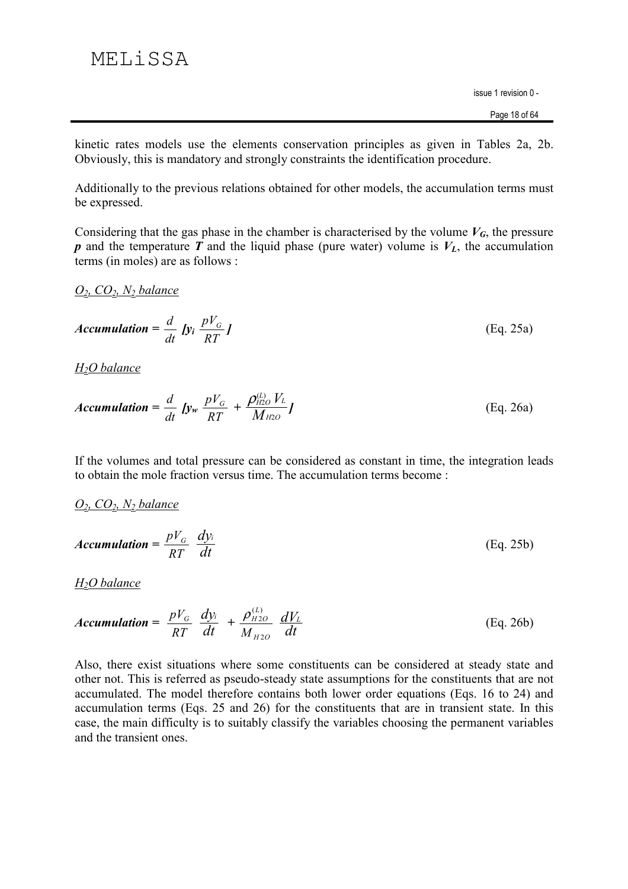kinetic rates models use the elements conservation principles as given in Tables 2a, 2b. Obviously, this is mandatory and strongly constraints the identification procedure.

Additionally to the previous relations obtained for other models, the accumulation terms must be expressed.

Considering that the gas phase in the chamber is characterised by the volume $V_G$, the pressure $p$ and the temperature $T$ and the liquid phase (pure water) volume is $V_L$, the accumulation terms (in moles) are as follows :

<u>$O_2$, $CO_2$, $N_2$ balance</u>

$$\textbf{Accumulation} = \frac{d}{dt}\left[y_i \frac{pV_G}{RT}\right] \qquad \text{(Eq. 25a)}$$

<u>$H_2O$ balance</u>

$$\textbf{Accumulation} = \frac{d}{dt}\left[y_w \frac{pV_G}{RT} + \frac{\rho_{H2O}^{(L)} V_L}{M_{H2O}}\right] \qquad \text{(Eq. 26a)}$$

If the volumes and total pressure can be considered as constant in time, the integration leads to obtain the mole fraction versus time. The accumulation terms become :

<u>$O_2$, $CO_2$, $N_2$ balance</u>

$$\textbf{Accumulation} = \frac{pV_G}{RT}\frac{dy_i}{dt} \qquad \text{(Eq. 25b)}$$

<u>$H_2O$ balance</u>

$$\textbf{Accumulation} = \frac{pV_G}{RT}\frac{dy_i}{dt} + \frac{\rho_{H2O}^{(L)}}{M_{H2O}}\frac{dV_L}{dt} \qquad \text{(Eq. 26b)}$$

Also, there exist situations where some constituents can be considered at steady state and other not. This is referred as pseudo-steady state assumptions for the constituents that are not accumulated. The model therefore contains both lower order equations (Eqs. 16 to 24) and accumulation terms (Eqs. 25 and 26) for the constituents that are in transient state. In this case, the main difficulty is to suitably classify the variables choosing the permanent variables and the transient ones.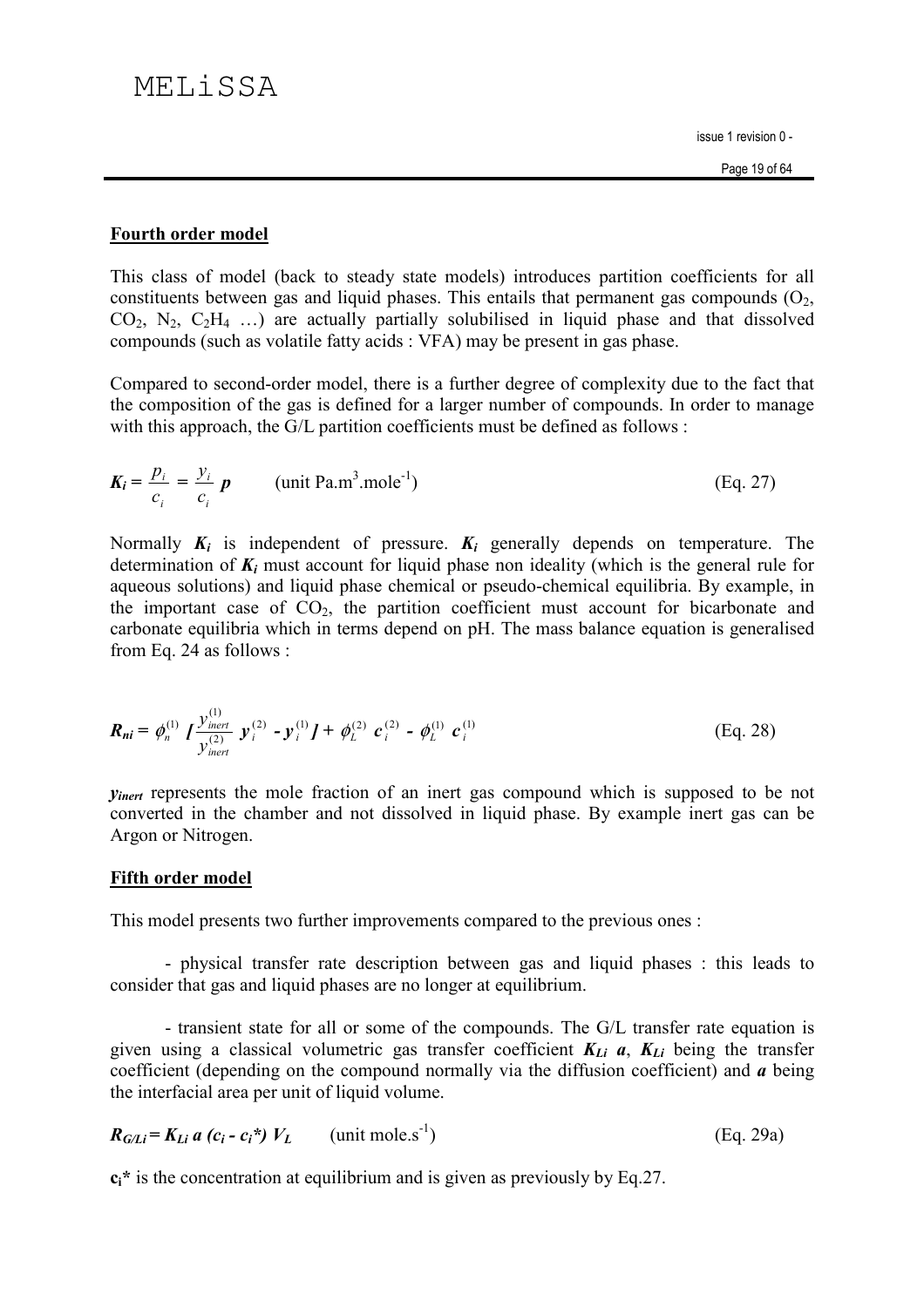**Fourth order model**

This class of model (back to steady state models) introduces partition coefficients for all constituents between gas and liquid phases. This entails that permanent gas compounds ($O_2$, $CO_2$, $N_2$, $C_2H_4$ …) are actually partially solubilised in liquid phase and that dissolved compounds (such as volatile fatty acids : VFA) may be present in gas phase.

Compared to second-order model, there is a further degree of complexity due to the fact that the composition of the gas is defined for a larger number of compounds. In order to manage with this approach, the G/L partition coefficients must be defined as follows :

$$\boldsymbol{K_i} = \frac{p_i}{c_i} = \frac{y_i}{c_i}\,\boldsymbol{p} \qquad \text{(unit Pa.m}^3\text{.mole}^{-1}\text{)} \qquad \text{(Eq. 27)}$$

Normally $\boldsymbol{K_i}$ is independent of pressure. $\boldsymbol{K_i}$ generally depends on temperature. The determination of $\boldsymbol{K_i}$ must account for liquid phase non ideality (which is the general rule for aqueous solutions) and liquid phase chemical or pseudo-chemical equilibria. By example, in the important case of $CO_2$, the partition coefficient must account for bicarbonate and carbonate equilibria which in terms depend on pH. The mass balance equation is generalised from Eq. 24 as follows :

$$\boldsymbol{R_{ni}} = \phi_n^{(1)} \left[ \frac{y_{inert}^{(1)}}{y_{inert}^{(2)}}\, \boldsymbol{y}_i^{(2)} - \boldsymbol{y}_i^{(1)} \right] + \phi_L^{(2)}\, \boldsymbol{c}_i^{(2)} - \phi_L^{(1)}\, \boldsymbol{c}_i^{(1)} \qquad \text{(Eq. 28)}$$

$\boldsymbol{y_{inert}}$ represents the mole fraction of an inert gas compound which is supposed to be not converted in the chamber and not dissolved in liquid phase. By example inert gas can be Argon or Nitrogen.

**Fifth order model**

This model presents two further improvements compared to the previous ones :

- physical transfer rate description between gas and liquid phases : this leads to consider that gas and liquid phases are no longer at equilibrium.

- transient state for all or some of the compounds. The G/L transfer rate equation is given using a classical volumetric gas transfer coefficient $\boldsymbol{K_{Li}\ a}$, $\boldsymbol{K_{Li}}$ being the transfer coefficient (depending on the compound normally via the diffusion coefficient) and $\boldsymbol{a}$ being the interfacial area per unit of liquid volume.

$$\boldsymbol{R_{G/Li}} = \boldsymbol{K_{Li}\ a\ (c_i - c_i^*)\ V_L} \qquad \text{(unit mole.s}^{-1}\text{)} \qquad \text{(Eq. 29a)}$$

$\mathbf{c_i^*}$ is the concentration at equilibrium and is given as previously by Eq.27.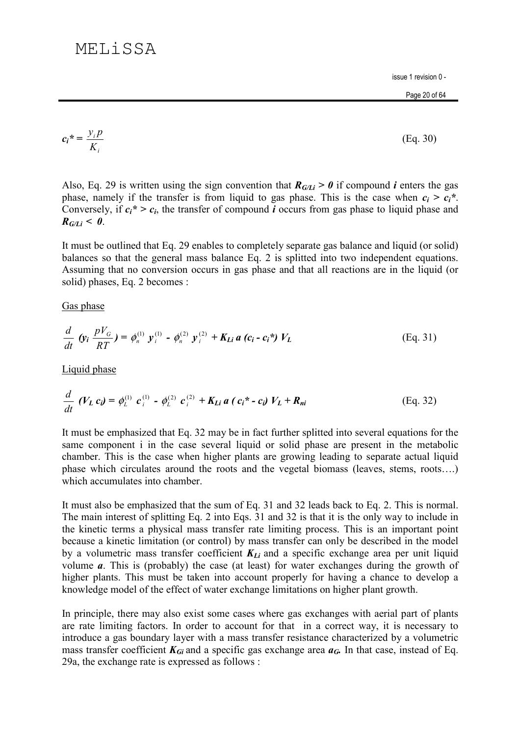$$c_i^* = \frac{y_i p}{K_i} \quad \text{(Eq. 30)}$$

Also, Eq. 29 is written using the sign convention that $R_{G/Li} > 0$ if compound $i$ enters the gas phase, namely if the transfer is from liquid to gas phase. This is the case when $c_i > c_i^*$. Conversely, if $c_i^* > c_i$, the transfer of compound $i$ occurs from gas phase to liquid phase and $R_{G/Li} < 0$.

It must be outlined that Eq. 29 enables to completely separate gas balance and liquid (or solid) balances so that the general mass balance Eq. 2 is splitted into two independent equations. Assuming that no conversion occurs in gas phase and that all reactions are in the liquid (or solid) phases, Eq. 2 becomes :

<u>Gas phase</u>

$$\frac{d}{dt}\left(y_i \frac{pV_G}{RT}\right) = \phi_n^{(1)} y_i^{(1)} - \phi_n^{(2)} y_i^{(2)} + K_{Li}\, a\, (c_i - c_i^*)\, V_L \quad \text{(Eq. 31)}$$

<u>Liquid phase</u>

$$\frac{d}{dt}(V_L c_i) = \phi_L^{(1)} c_i^{(1)} - \phi_L^{(2)} c_i^{(2)} + K_{Li}\, a\, (c_i^* - c_i)\, V_L + R_{ni} \quad \text{(Eq. 32)}$$

It must be emphasized that Eq. 32 may be in fact further splitted into several equations for the same component i in the case several liquid or solid phase are present in the metabolic chamber. This is the case when higher plants are growing leading to separate actual liquid phase which circulates around the roots and the vegetal biomass (leaves, stems, roots….) which accumulates into chamber.

It must also be emphasized that the sum of Eq. 31 and 32 leads back to Eq. 2. This is normal. The main interest of splitting Eq. 2 into Eqs. 31 and 32 is that it is the only way to include in the kinetic terms a physical mass transfer rate limiting process. This is an important point because a kinetic limitation (or control) by mass transfer can only be described in the model by a volumetric mass transfer coefficient $K_{Li}$ and a specific exchange area per unit liquid volume $a$. This is (probably) the case (at least) for water exchanges during the growth of higher plants. This must be taken into account properly for having a chance to develop a knowledge model of the effect of water exchange limitations on higher plant growth.

In principle, there may also exist some cases where gas exchanges with aerial part of plants are rate limiting factors. In order to account for that in a correct way, it is necessary to introduce a gas boundary layer with a mass transfer resistance characterized by a volumetric mass transfer coefficient $K_{Gi}$ and a specific gas exchange area $a_G$. In that case, instead of Eq. 29a, the exchange rate is expressed as follows :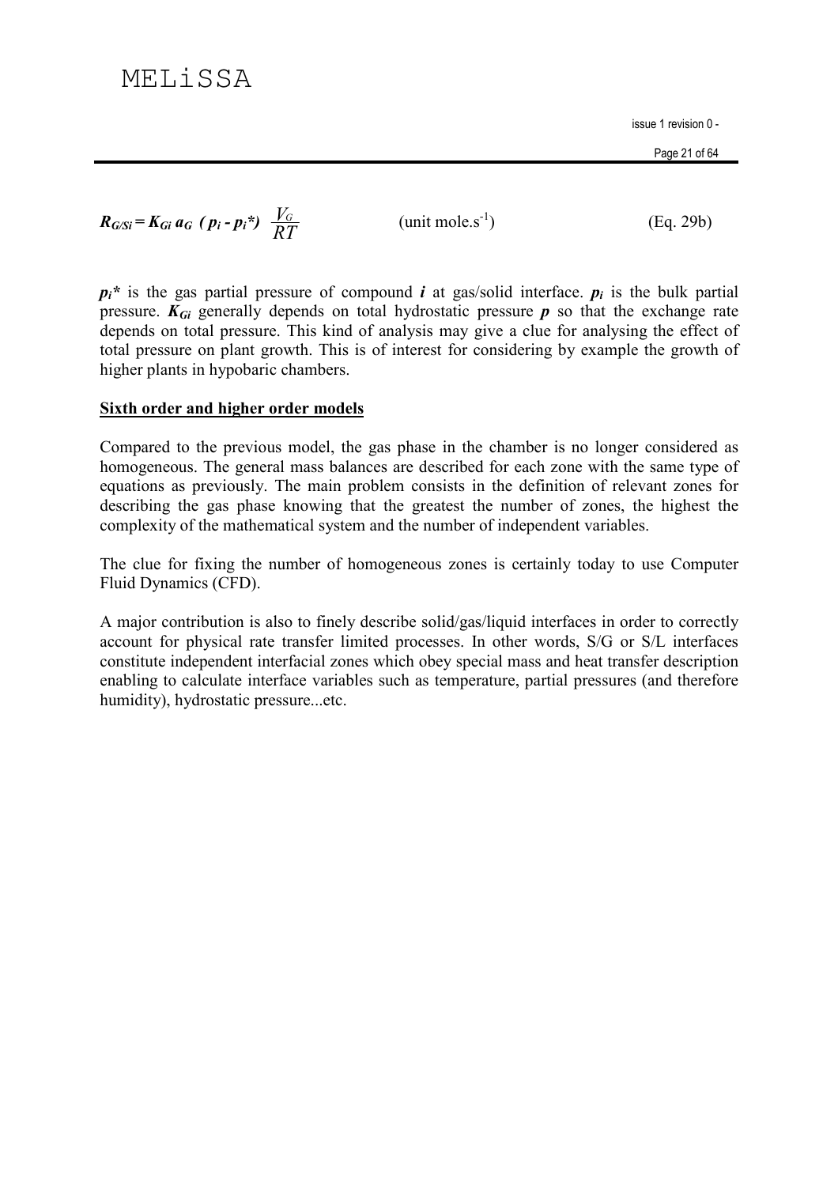$$R_{G/Si} = K_{Gi}\, a_G\, (p_i - p_i^*)\, \frac{V_G}{RT} \qquad \text{(unit mole.s}^{-1}\text{)} \qquad \text{(Eq. 29b)}$$

$p_i^*$ is the gas partial pressure of compound $i$ at gas/solid interface. $p_i$ is the bulk partial pressure. $K_{Gi}$ generally depends on total hydrostatic pressure $p$ so that the exchange rate depends on total pressure. This kind of analysis may give a clue for analysing the effect of total pressure on plant growth. This is of interest for considering by example the growth of higher plants in hypobaric chambers.

**Sixth order and higher order models**

Compared to the previous model, the gas phase in the chamber is no longer considered as homogeneous. The general mass balances are described for each zone with the same type of equations as previously. The main problem consists in the definition of relevant zones for describing the gas phase knowing that the greatest the number of zones, the highest the complexity of the mathematical system and the number of independent variables.

The clue for fixing the number of homogeneous zones is certainly today to use Computer Fluid Dynamics (CFD).

A major contribution is also to finely describe solid/gas/liquid interfaces in order to correctly account for physical rate transfer limited processes. In other words, S/G or S/L interfaces constitute independent interfacial zones which obey special mass and heat transfer description enabling to calculate interface variables such as temperature, partial pressures (and therefore humidity), hydrostatic pressure...etc.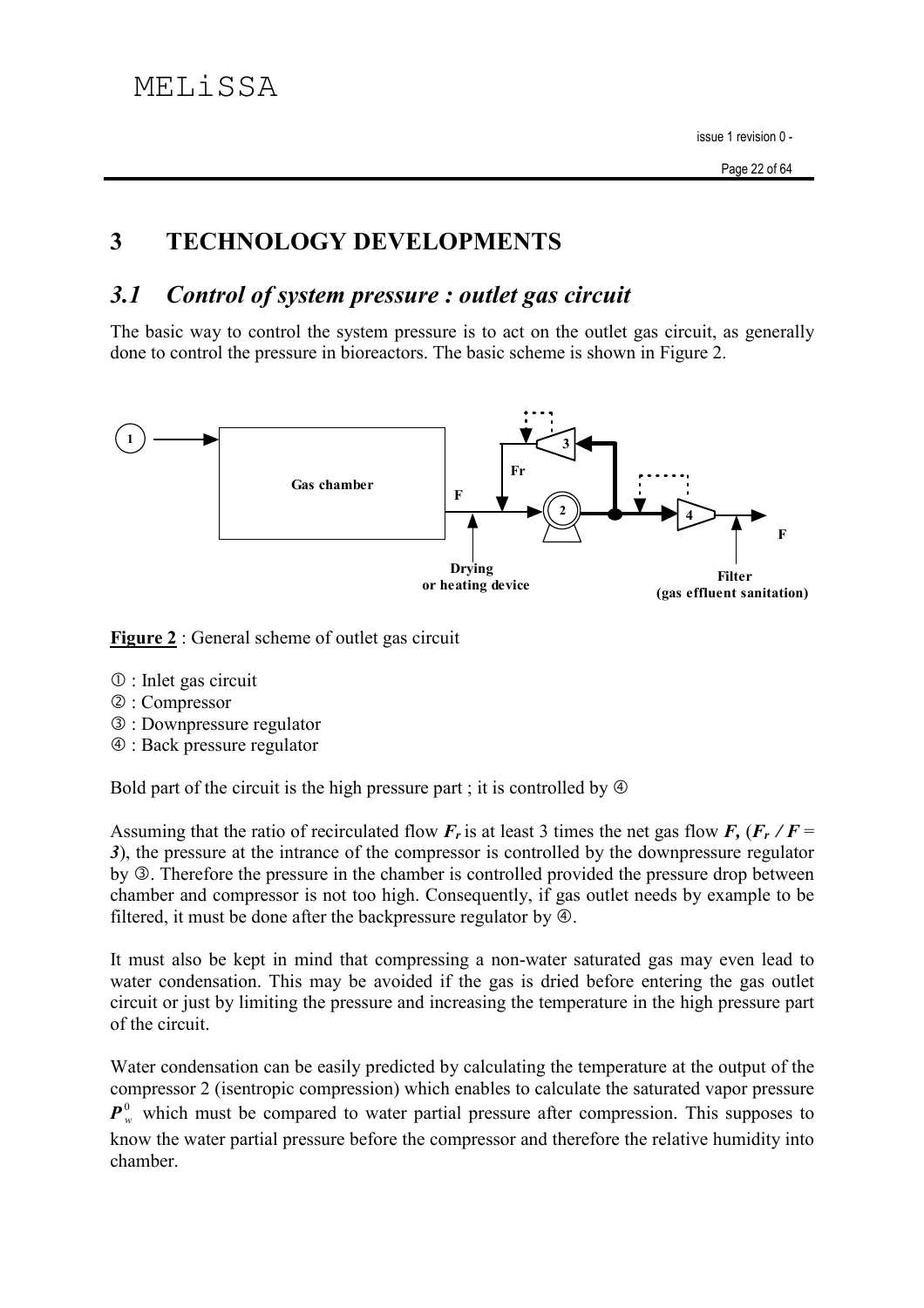# 3 TECHNOLOGY DEVELOPMENTS

## 3.1 Control of system pressure : outlet gas circuit

The basic way to control the system pressure is to act on the outlet gas circuit, as generally done to control the pressure in bioreactors. The basic scheme is shown in Figure 2.

**Figure 2** : General scheme of outlet gas circuit

① : Inlet gas circuit
② : Compressor
③ : Downpressure regulator
④ : Back pressure regulator

Bold part of the circuit is the high pressure part ; it is controlled by ④

Assuming that the ratio of recirculated flow $F_r$ is at least 3 times the net gas flow $F$, ($F_r / F = 3$), the pressure at the intrance of the compressor is controlled by the downpressure regulator by ③. Therefore the pressure in the chamber is controlled provided the pressure drop between chamber and compressor is not too high. Consequently, if gas outlet needs by example to be filtered, it must be done after the backpressure regulator by ④.

It must also be kept in mind that compressing a non-water saturated gas may even lead to water condensation. This may be avoided if the gas is dried before entering the gas outlet circuit or just by limiting the pressure and increasing the temperature in the high pressure part of the circuit.

Water condensation can be easily predicted by calculating the temperature at the output of the compressor 2 (isentropic compression) which enables to calculate the saturated vapor pressure $P_w^0$ which must be compared to water partial pressure after compression. This supposes to know the water partial pressure before the compressor and therefore the relative humidity into chamber.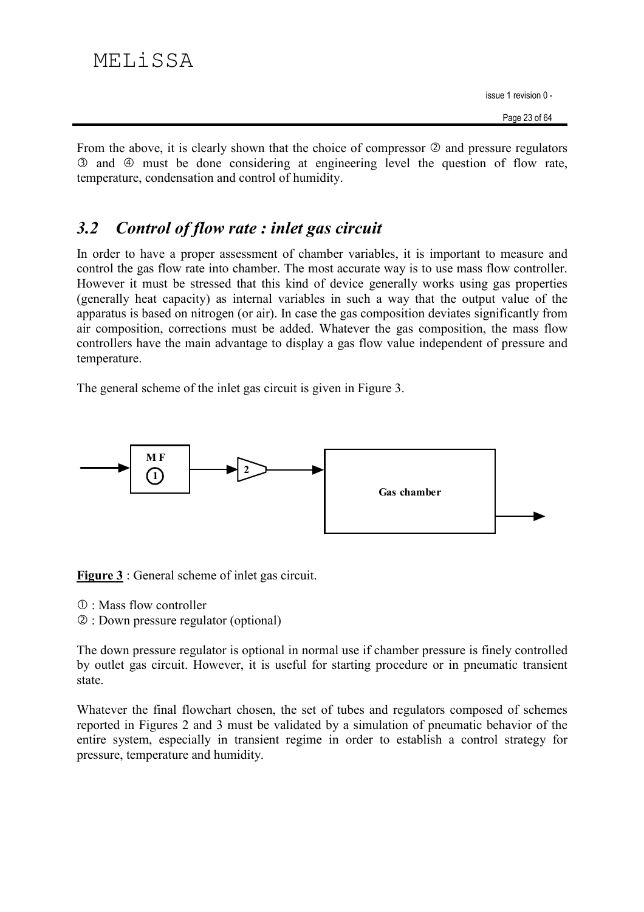From the above, it is clearly shown that the choice of compressor ② and pressure regulators ③ and ④ must be done considering at engineering level the question of flow rate, temperature, condensation and control of humidity.

## *3.2 Control of flow rate : inlet gas circuit*

In order to have a proper assessment of chamber variables, it is important to measure and control the gas flow rate into chamber. The most accurate way is to use mass flow controller. However it must be stressed that this kind of device generally works using gas properties (generally heat capacity) as internal variables in such a way that the output value of the apparatus is based on nitrogen (or air). In case the gas composition deviates significantly from air composition, corrections must be added. Whatever the gas composition, the mass flow controllers have the main advantage to display a gas flow value independent of pressure and temperature.

The general scheme of the inlet gas circuit is given in Figure 3.

**Figure 3** : General scheme of inlet gas circuit.

① : Mass flow controller
② : Down pressure regulator (optional)

The down pressure regulator is optional in normal use if chamber pressure is finely controlled by outlet gas circuit. However, it is useful for starting procedure or in pneumatic transient state.

Whatever the final flowchart chosen, the set of tubes and regulators composed of schemes reported in Figures 2 and 3 must be validated by a simulation of pneumatic behavior of the entire system, especially in transient regime in order to establish a control strategy for pressure, temperature and humidity.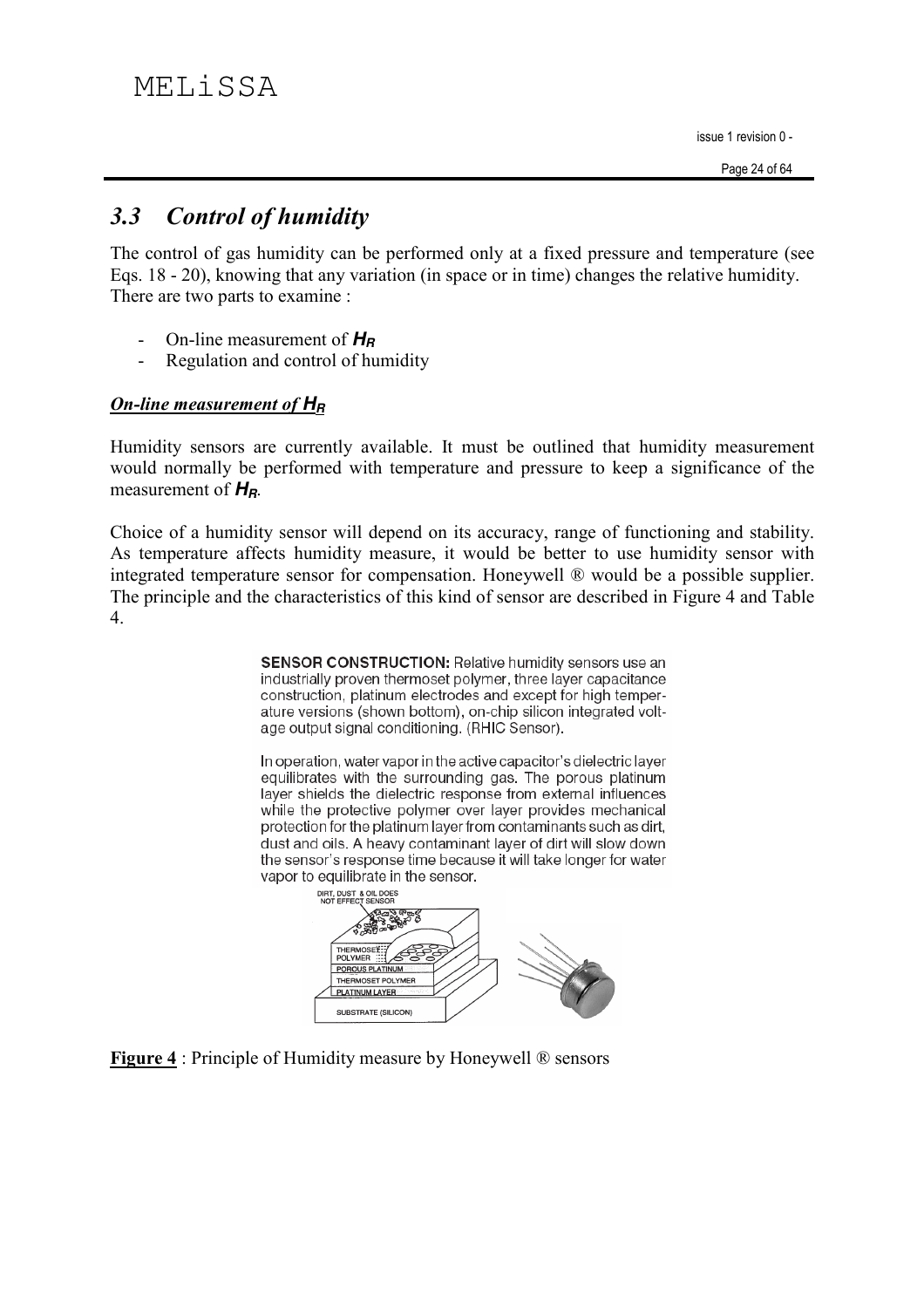## 3.3 Control of humidity

The control of gas humidity can be performed only at a fixed pressure and temperature (see Eqs. 18 - 20), knowing that any variation (in space or in time) changes the relative humidity. There are two parts to examine :

- On-line measurement of $H_R$
- Regulation and control of humidity

### *On-line measurement of $H_R$*

Humidity sensors are currently available. It must be outlined that humidity measurement would normally be performed with temperature and pressure to keep a significance of the measurement of $H_R$.

Choice of a humidity sensor will depend on its accuracy, range of functioning and stability. As temperature affects humidity measure, it would be better to use humidity sensor with integrated temperature sensor for compensation. Honeywell ® would be a possible supplier. The principle and the characteristics of this kind of sensor are described in Figure 4 and Table 4.

**SENSOR CONSTRUCTION:** Relative humidity sensors use an industrially proven thermoset polymer, three layer capacitance construction, platinum electrodes and except for high temperature versions (shown bottom), on-chip silicon integrated voltage output signal conditioning. (RHIC Sensor).

In operation, water vapor in the active capacitor's dielectric layer equilibrates with the surrounding gas. The porous platinum layer shields the dielectric response from external influences while the protective polymer over layer provides mechanical protection for the platinum layer from contaminants such as dirt, dust and oils. A heavy contaminant layer of dirt will slow down the sensor's response time because it will take longer for water vapor to equilibrate in the sensor.

DIRT, DUST & OIL DOES NOT EFFECT SENSOR

THERMOSET POLYMER

POROUS PLATINUM

THERMOSET POLYMER

PLATINUM LAYER

SUBSTRATE (SILICON)

**Figure 4** : Principle of Humidity measure by Honeywell ® sensors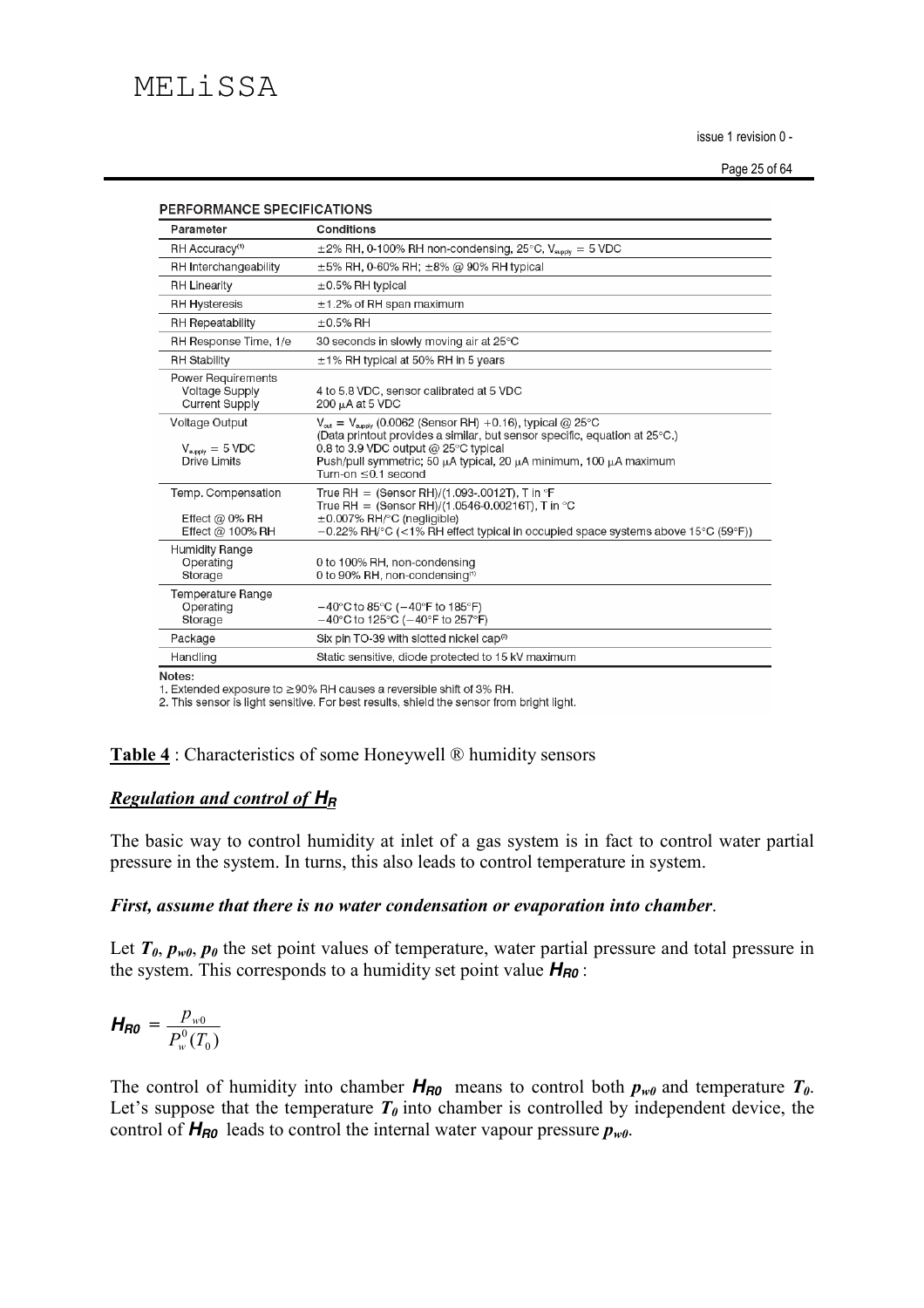**PERFORMANCE SPECIFICATIONS**

| Parameter | Conditions |
|---|---|
| RH Accuracy[1] | ±2% RH, 0-100% RH non-condensing, 25°C, $V_{supply}$ = 5 VDC |
| RH Interchangeability | ±5% RH, 0-60% RH; ±8% @ 90% RH typical |
| RH Linearity | ±0.5% RH typical |
| RH Hysteresis | ±1.2% of RH span maximum |
| RH Repeatability | ±0.5% RH |
| RH Response Time, 1/e | 30 seconds in slowly moving air at 25°C |
| RH Stability | ±1% RH typical at 50% RH in 5 years |
| Power Requirements<br>Voltage Supply<br>Current Supply | <br>4 to 5.8 VDC, sensor calibrated at 5 VDC<br>200 µA at 5 VDC |
| Voltage Output<br><br>$V_{supply}$ = 5 VDC<br>Drive Limits | $V_{out}$ = $V_{supply}$ (0.0062 (Sensor RH) +0.16), typical @ 25°C<br>(Data printout provides a similar, but sensor specific, equation at 25°C.)<br>0.8 to 3.9 VDC output @ 25°C typical<br>Push/pull symmetric; 50 µA typical, 20 µA minimum, 100 µA maximum<br>Turn-on ≤0.1 second |
| Temp. Compensation<br><br>Effect @ 0% RH<br>Effect @ 100% RH | True RH = (Sensor RH)/(1.093-.0012T), T in °F<br>True RH = (Sensor RH)/(1.0546-0.00216T), T in °C<br>±0.007% RH/°C (negligible)<br>−0.22% RH/°C (<1% RH effect typical in occupied space systems above 15°C (59°F)) |
| Humidity Range<br>Operating<br>Storage | <br>0 to 100% RH, non-condensing<br>0 to 90% RH, non-condensing[1] |
| Temperature Range<br>Operating<br>Storage | <br>−40°C to 85°C (−40°F to 185°F)<br>−40°C to 125°C (−40°F to 257°F) |
| Package | Six pin TO-39 with slotted nickel cap[2] |
| Handling | Static sensitive, diode protected to 15 kV maximum |

Notes:
1. Extended exposure to ≥90% RH causes a reversible shift of 3% RH.
2. This sensor is light sensitive. For best results, shield the sensor from bright light.

**Table 4** : Characteristics of some Honeywell ® humidity sensors

### ***Regulation and control of $H_R$***

The basic way to control humidity at inlet of a gas system is in fact to control water partial pressure in the system. In turns, this also leads to control temperature in system.

***First, assume that there is no water condensation or evaporation into chamber*.**

Let $T_0$, $p_{w0}$, $p_0$ the set point values of temperature, water partial pressure and total pressure in the system. This corresponds to a humidity set point value $H_{R0}$ :

$$H_{R0} = \frac{p_{w0}}{P_w^0(T_0)}$$

The control of humidity into chamber $H_{R0}$ means to control both $p_{w0}$ and temperature $T_0$. Let's suppose that the temperature $T_0$ into chamber is controlled by independent device, the control of $H_{R0}$ leads to control the internal water vapour pressure $p_{w0}$.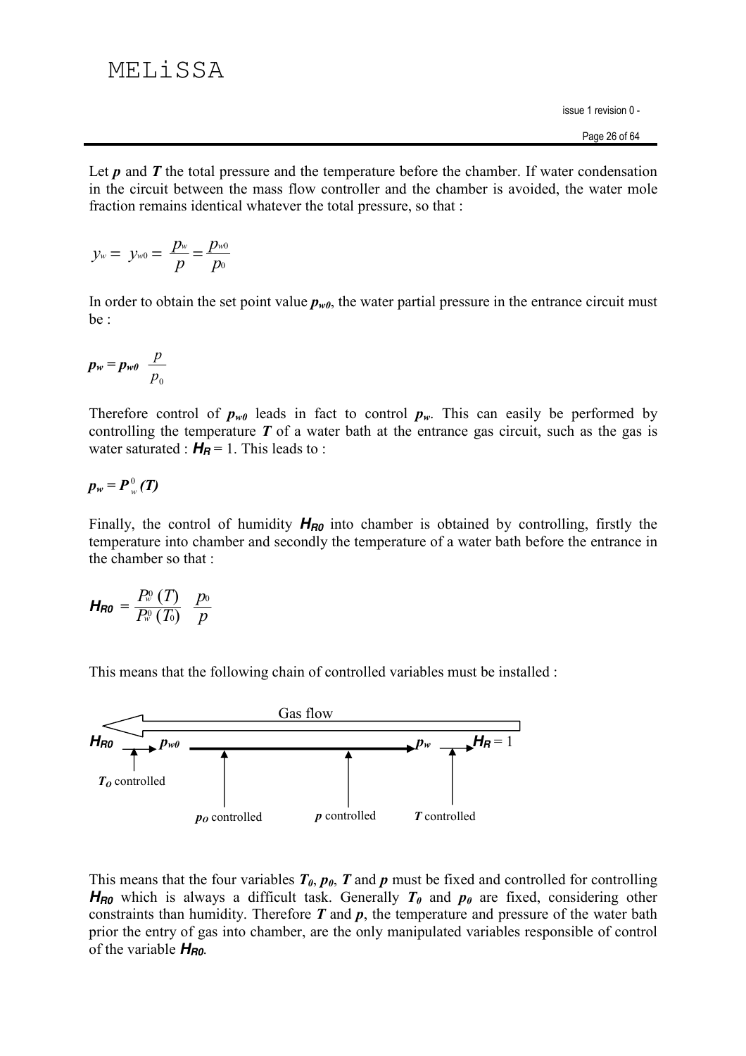Let $p$ and $T$ the total pressure and the temperature before the chamber. If water condensation in the circuit between the mass flow controller and the chamber is avoided, the water mole fraction remains identical whatever the total pressure, so that :

$$y_w = y_{w0} = \frac{p_w}{p} = \frac{p_{w0}}{p_0}$$

In order to obtain the set point value $p_{w0}$, the water partial pressure in the entrance circuit must be :

$$p_w = p_{w0} \frac{p}{p_0}$$

Therefore control of $p_{w0}$ leads in fact to control $p_w$. This can easily be performed by controlling the temperature $T$ of a water bath at the entrance gas circuit, such as the gas is water saturated : $H_R = 1$. This leads to :

$$p_w = P_w^0(T)$$

Finally, the control of humidity $H_{R0}$ into chamber is obtained by controlling, firstly the temperature into chamber and secondly the temperature of a water bath before the entrance in the chamber so that :

$$H_{R0} = \frac{P_w^0(T)}{P_w^0(T_0)} \frac{p_0}{p}$$

This means that the following chain of controlled variables must be installed :

Gas flow (←)

$H_{R0}$ → $p_{w0}$ ——— $p_w$ → $H_R = 1$

- $T_O$ controlled
- $p_O$ controlled
- $p$ controlled
- $T$ controlled

This means that the four variables $T_0$, $p_0$, $T$ and $p$ must be fixed and controlled for controlling $H_{R0}$ which is always a difficult task. Generally $T_0$ and $p_0$ are fixed, considering other constraints than humidity. Therefore $T$ and $p$, the temperature and pressure of the water bath prior the entry of gas into chamber, are the only manipulated variables responsible of control of the variable $H_{R0}$.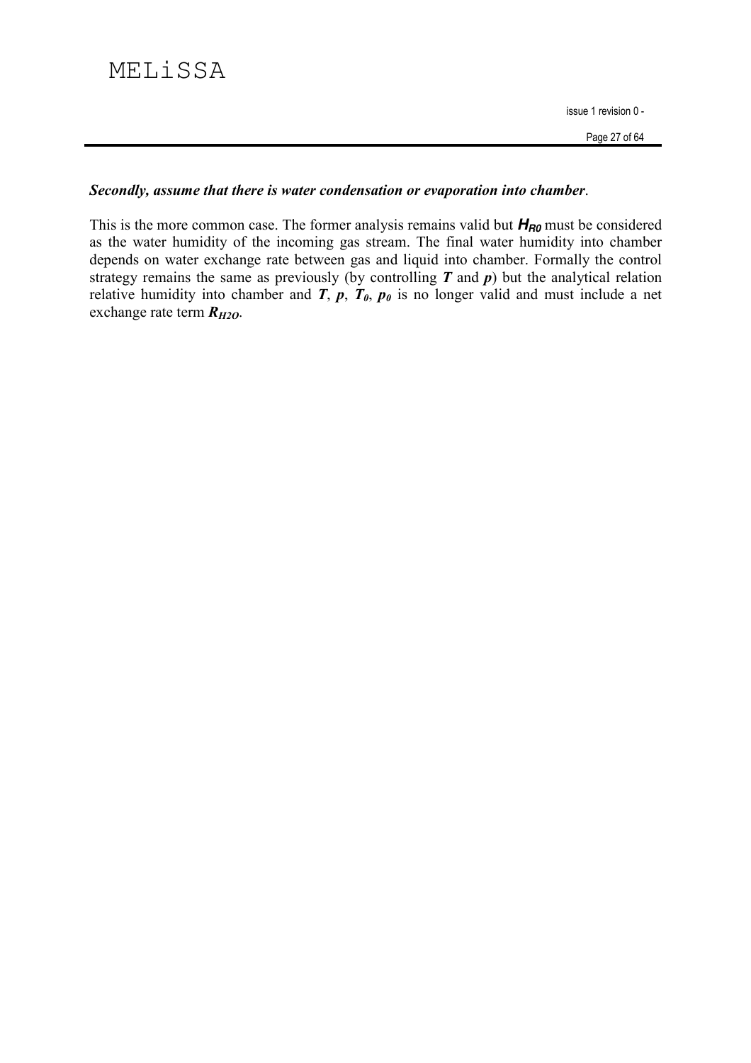***Secondly, assume that there is water condensation or evaporation into chamber***.

This is the more common case. The former analysis remains valid but $H_{R0}$ must be considered as the water humidity of the incoming gas stream. The final water humidity into chamber depends on water exchange rate between gas and liquid into chamber. Formally the control strategy remains the same as previously (by controlling $T$ and $p$) but the analytical relation relative humidity into chamber and $T$, $p$, $T_0$, $p_0$ is no longer valid and must include a net exchange rate term $R_{H2O}$.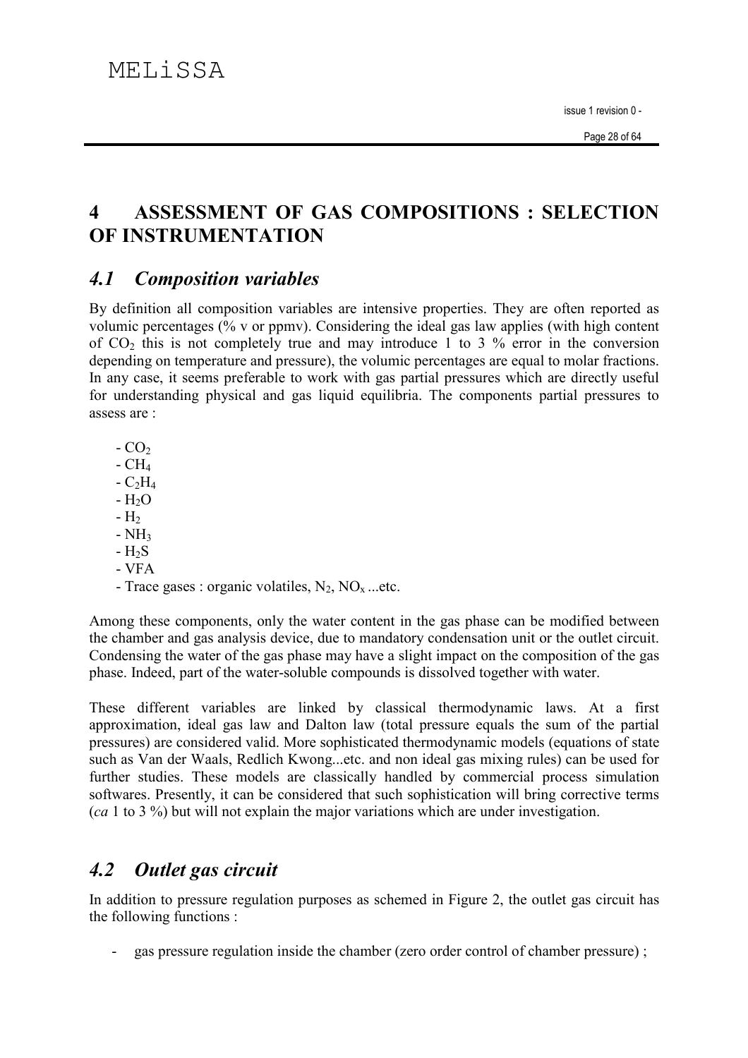# 4 ASSESSMENT OF GAS COMPOSITIONS : SELECTION OF INSTRUMENTATION

## *4.1 Composition variables*

By definition all composition variables are intensive properties. They are often reported as volumic percentages (% v or ppmv). Considering the ideal gas law applies (with high content of $CO_2$ this is not completely true and may introduce 1 to 3 % error in the conversion depending on temperature and pressure), the volumic percentages are equal to molar fractions. In any case, it seems preferable to work with gas partial pressures which are directly useful for understanding physical and gas liquid equilibria. The components partial pressures to assess are :

- $CO_2$
- $CH_4$
- $C_2H_4$
- $H_2O$
- $H_2$
- $NH_3$
- $H_2S$
- VFA
- Trace gases : organic volatiles, $N_2$, $NO_x$ ...etc.

Among these components, only the water content in the gas phase can be modified between the chamber and gas analysis device, due to mandatory condensation unit or the outlet circuit. Condensing the water of the gas phase may have a slight impact on the composition of the gas phase. Indeed, part of the water-soluble compounds is dissolved together with water.

These different variables are linked by classical thermodynamic laws. At a first approximation, ideal gas law and Dalton law (total pressure equals the sum of the partial pressures) are considered valid. More sophisticated thermodynamic models (equations of state such as Van der Waals, Redlich Kwong...etc. and non ideal gas mixing rules) can be used for further studies. These models are classically handled by commercial process simulation softwares. Presently, it can be considered that such sophistication will bring corrective terms (*ca* 1 to 3 %) but will not explain the major variations which are under investigation.

## *4.2 Outlet gas circuit*

In addition to pressure regulation purposes as schemed in Figure 2, the outlet gas circuit has the following functions :

- gas pressure regulation inside the chamber (zero order control of chamber pressure) ;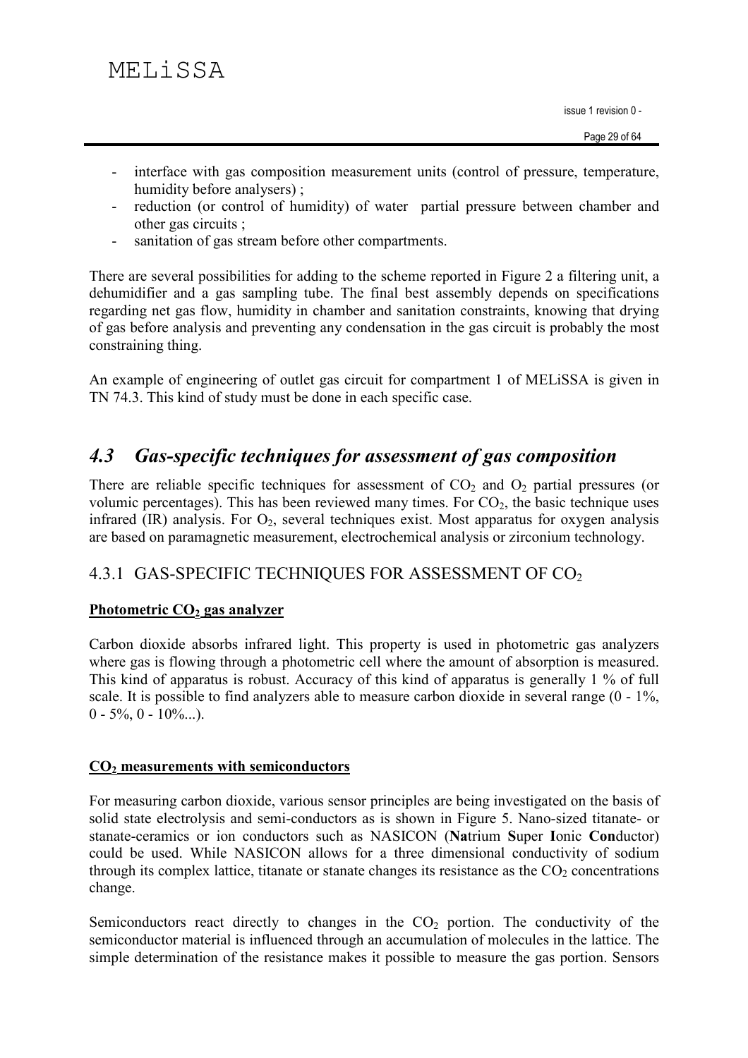- interface with gas composition measurement units (control of pressure, temperature, humidity before analysers) ;
- reduction (or control of humidity) of water partial pressure between chamber and other gas circuits ;
- sanitation of gas stream before other compartments.

There are several possibilities for adding to the scheme reported in Figure 2 a filtering unit, a dehumidifier and a gas sampling tube. The final best assembly depends on specifications regarding net gas flow, humidity in chamber and sanitation constraints, knowing that drying of gas before analysis and preventing any condensation in the gas circuit is probably the most constraining thing.

An example of engineering of outlet gas circuit for compartment 1 of MELiSSA is given in TN 74.3. This kind of study must be done in each specific case.

## *4.3 Gas-specific techniques for assessment of gas composition*

There are reliable specific techniques for assessment of $CO_2$ and $O_2$ partial pressures (or volumic percentages). This has been reviewed many times. For $CO_2$, the basic technique uses infrared (IR) analysis. For $O_2$, several techniques exist. Most apparatus for oxygen analysis are based on paramagnetic measurement, electrochemical analysis or zirconium technology.

### 4.3.1 GAS-SPECIFIC TECHNIQUES FOR ASSESSMENT OF $CO_2$

**Photometric $CO_2$ gas analyzer**

Carbon dioxide absorbs infrared light. This property is used in photometric gas analyzers where gas is flowing through a photometric cell where the amount of absorption is measured. This kind of apparatus is robust. Accuracy of this kind of apparatus is generally 1 % of full scale. It is possible to find analyzers able to measure carbon dioxide in several range (0 - 1%, 0 - 5%, 0 - 10%...).

**$CO_2$ measurements with semiconductors**

For measuring carbon dioxide, various sensor principles are being investigated on the basis of solid state electrolysis and semi-conductors as is shown in Figure 5. Nano-sized titanate- or stanate-ceramics or ion conductors such as NASICON (**Na**trium **S**uper **I**onic **Con**ductor) could be used. While NASICON allows for a three dimensional conductivity of sodium through its complex lattice, titanate or stanate changes its resistance as the $CO_2$ concentrations change.

Semiconductors react directly to changes in the $CO_2$ portion. The conductivity of the semiconductor material is influenced through an accumulation of molecules in the lattice. The simple determination of the resistance makes it possible to measure the gas portion. Sensors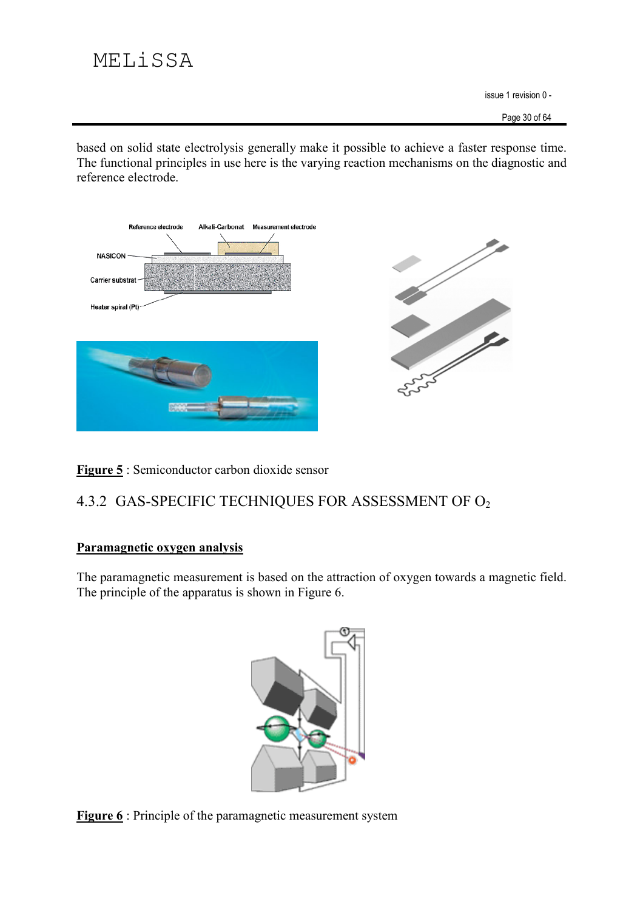based on solid state electrolysis generally make it possible to achieve a faster response time. The functional principles in use here is the varying reaction mechanisms on the diagnostic and reference electrode.

**Figure 5** : Semiconductor carbon dioxide sensor

## 4.3.2 GAS-SPECIFIC TECHNIQUES FOR ASSESSMENT OF $O_2$

**Paramagnetic oxygen analysis**

The paramagnetic measurement is based on the attraction of oxygen towards a magnetic field. The principle of the apparatus is shown in Figure 6.

**Figure 6** : Principle of the paramagnetic measurement system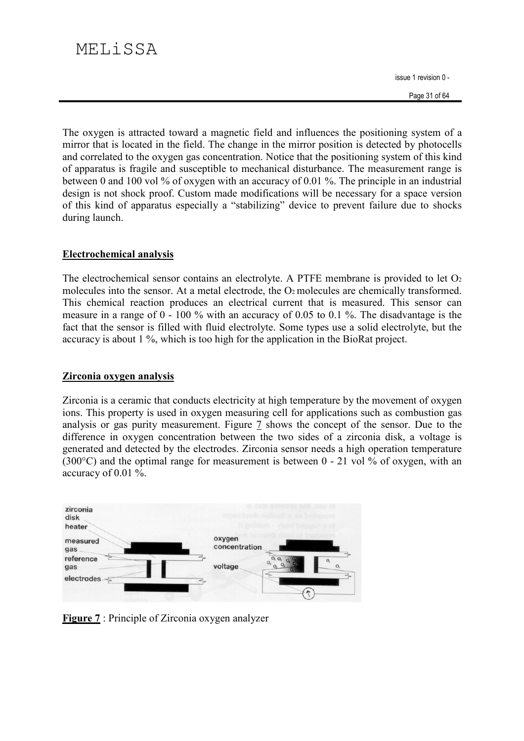The oxygen is attracted toward a magnetic field and influences the positioning system of a mirror that is located in the field. The change in the mirror position is detected by photocells and correlated to the oxygen gas concentration. Notice that the positioning system of this kind of apparatus is fragile and susceptible to mechanical disturbance. The measurement range is between 0 and 100 vol % of oxygen with an accuracy of 0.01 %. The principle in an industrial design is not shock proof. Custom made modifications will be necessary for a space version of this kind of apparatus especially a "stabilizing" device to prevent failure due to shocks during launch.

**Electrochemical analysis**

The electrochemical sensor contains an electrolyte. A PTFE membrane is provided to let $O_2$ molecules into the sensor. At a metal electrode, the $O_2$ molecules are chemically transformed. This chemical reaction produces an electrical current that is measured. This sensor can measure in a range of 0 - 100 % with an accuracy of 0.05 to 0.1 %. The disadvantage is the fact that the sensor is filled with fluid electrolyte. Some types use a solid electrolyte, but the accuracy is about 1 %, which is too high for the application in the BioRat project.

**Zirconia oxygen analysis**

Zirconia is a ceramic that conducts electricity at high temperature by the movement of oxygen ions. This property is used in oxygen measuring cell for applications such as combustion gas analysis or gas purity measurement. Figure 7 shows the concept of the sensor. Due to the difference in oxygen concentration between the two sides of a zirconia disk, a voltage is generated and detected by the electrodes. Zirconia sensor needs a high operation temperature (300°C) and the optimal range for measurement is between 0 - 21 vol % of oxygen, with an accuracy of 0.01 %.

**Figure 7** : Principle of Zirconia oxygen analyzer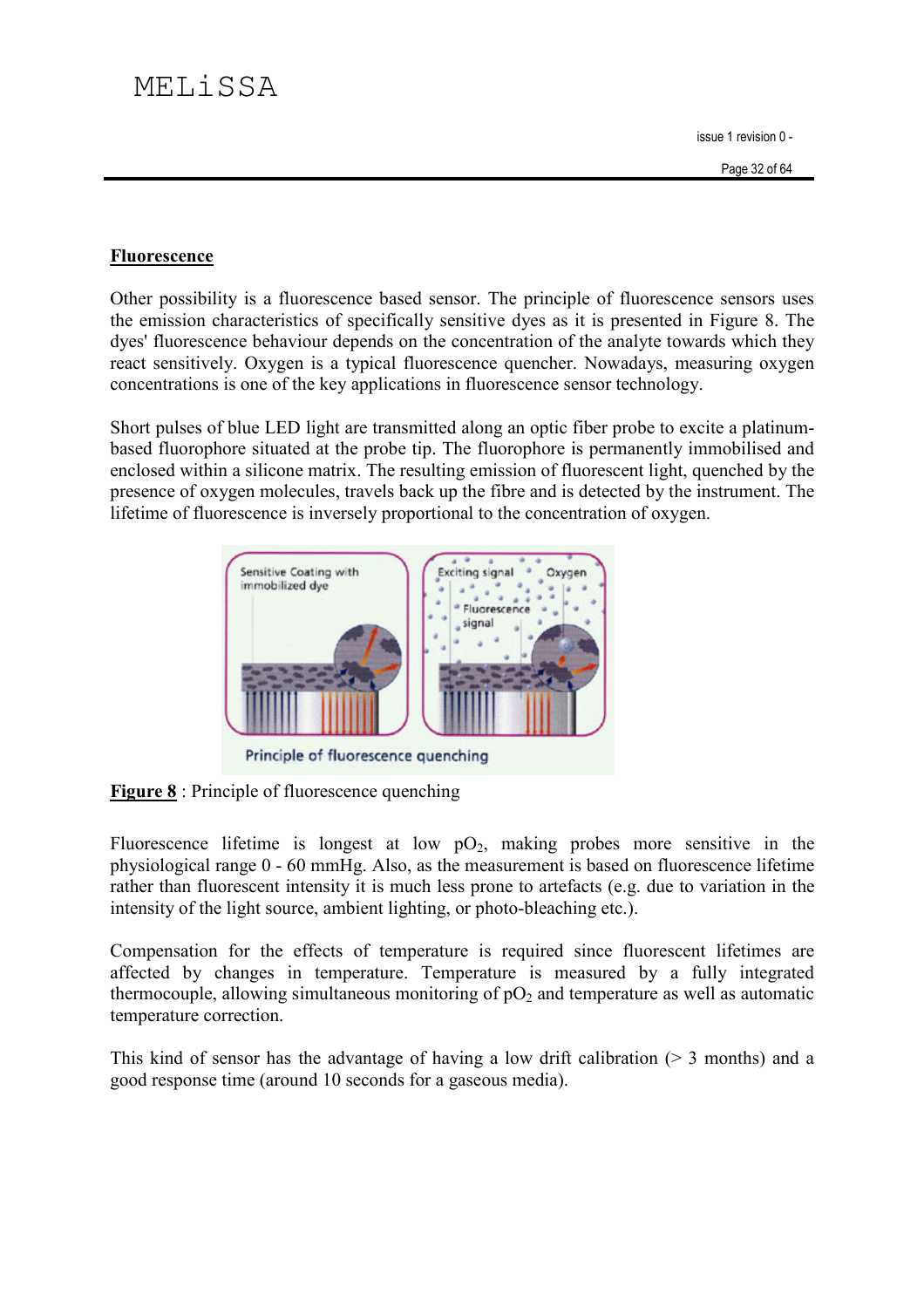**Fluorescence**

Other possibility is a fluorescence based sensor. The principle of fluorescence sensors uses the emission characteristics of specifically sensitive dyes as it is presented in Figure 8. The dyes' fluorescence behaviour depends on the concentration of the analyte towards which they react sensitively. Oxygen is a typical fluorescence quencher. Nowadays, measuring oxygen concentrations is one of the key applications in fluorescence sensor technology.

Short pulses of blue LED light are transmitted along an optic fiber probe to excite a platinum-based fluorophore situated at the probe tip. The fluorophore is permanently immobilised and enclosed within a silicone matrix. The resulting emission of fluorescent light, quenched by the presence of oxygen molecules, travels back up the fibre and is detected by the instrument. The lifetime of fluorescence is inversely proportional to the concentration of oxygen.

**Figure 8** : Principle of fluorescence quenching

Fluorescence lifetime is longest at low $pO_2$, making probes more sensitive in the physiological range 0 - 60 mmHg. Also, as the measurement is based on fluorescence lifetime rather than fluorescent intensity it is much less prone to artefacts (e.g. due to variation in the intensity of the light source, ambient lighting, or photo-bleaching etc.).

Compensation for the effects of temperature is required since fluorescent lifetimes are affected by changes in temperature. Temperature is measured by a fully integrated thermocouple, allowing simultaneous monitoring of $pO_2$ and temperature as well as automatic temperature correction.

This kind of sensor has the advantage of having a low drift calibration (> 3 months) and a good response time (around 10 seconds for a gaseous media).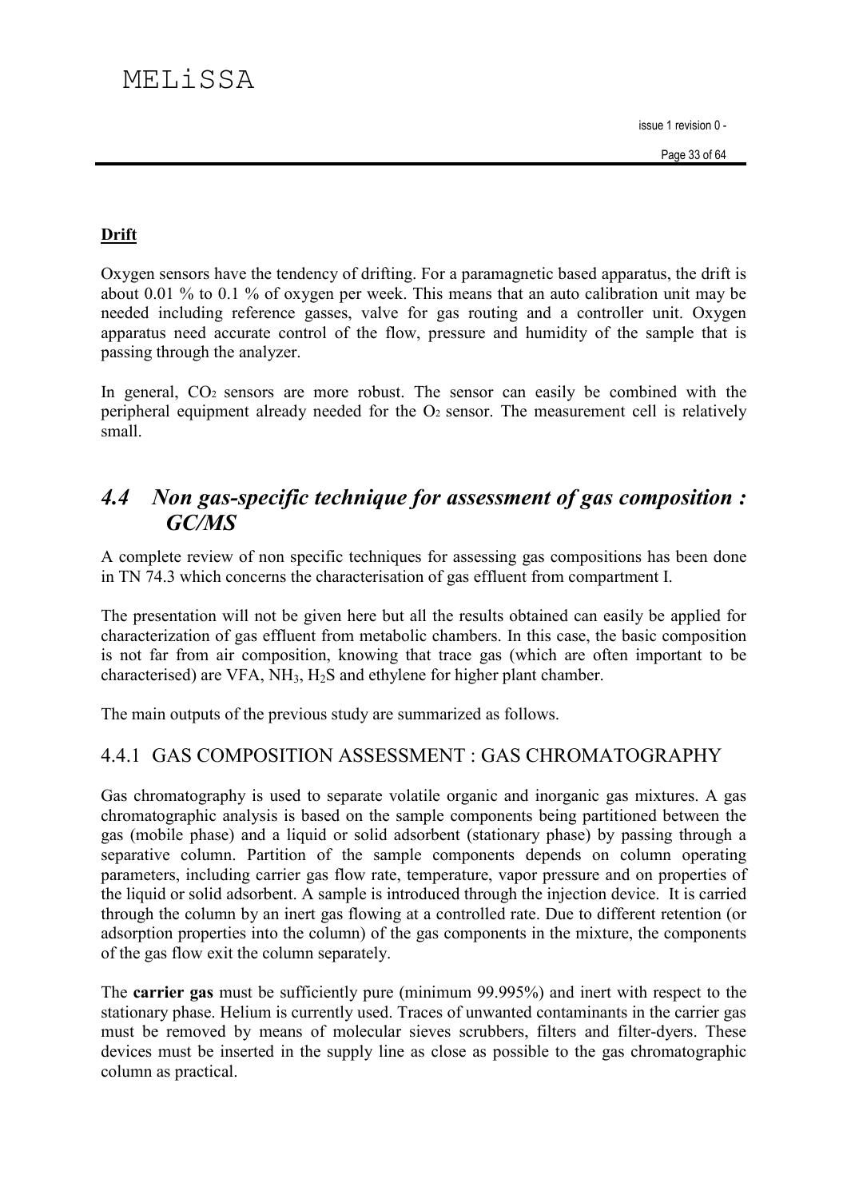**Drift**

Oxygen sensors have the tendency of drifting. For a paramagnetic based apparatus, the drift is about 0.01 % to 0.1 % of oxygen per week. This means that an auto calibration unit may be needed including reference gasses, valve for gas routing and a controller unit. Oxygen apparatus need accurate control of the flow, pressure and humidity of the sample that is passing through the analyzer.

In general, $CO_2$ sensors are more robust. The sensor can easily be combined with the peripheral equipment already needed for the $O_2$ sensor. The measurement cell is relatively small.

## *4.4 Non gas-specific technique for assessment of gas composition : GC/MS*

A complete review of non specific techniques for assessing gas compositions has been done in TN 74.3 which concerns the characterisation of gas effluent from compartment I.

The presentation will not be given here but all the results obtained can easily be applied for characterization of gas effluent from metabolic chambers. In this case, the basic composition is not far from air composition, knowing that trace gas (which are often important to be characterised) are VFA, $NH_3$, $H_2S$ and ethylene for higher plant chamber.

The main outputs of the previous study are summarized as follows.

### 4.4.1 GAS COMPOSITION ASSESSMENT : GAS CHROMATOGRAPHY

Gas chromatography is used to separate volatile organic and inorganic gas mixtures. A gas chromatographic analysis is based on the sample components being partitioned between the gas (mobile phase) and a liquid or solid adsorbent (stationary phase) by passing through a separative column. Partition of the sample components depends on column operating parameters, including carrier gas flow rate, temperature, vapor pressure and on properties of the liquid or solid adsorbent. A sample is introduced through the injection device. It is carried through the column by an inert gas flowing at a controlled rate. Due to different retention (or adsorption properties into the column) of the gas components in the mixture, the components of the gas flow exit the column separately.

The **carrier gas** must be sufficiently pure (minimum 99.995%) and inert with respect to the stationary phase. Helium is currently used. Traces of unwanted contaminants in the carrier gas must be removed by means of molecular sieves scrubbers, filters and filter-dyers. These devices must be inserted in the supply line as close as possible to the gas chromatographic column as practical.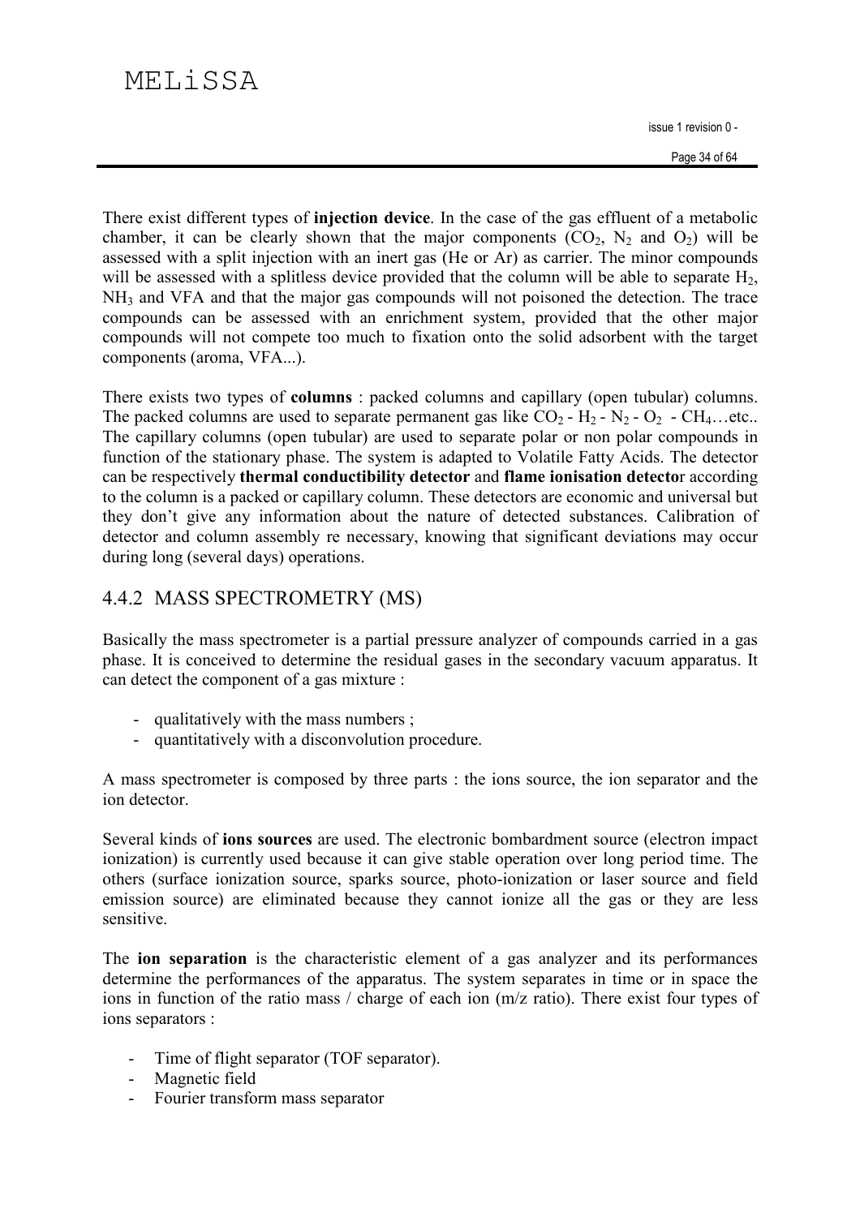There exist different types of **injection device**. In the case of the gas effluent of a metabolic chamber, it can be clearly shown that the major components ($CO_2$, $N_2$ and $O_2$) will be assessed with a split injection with an inert gas (He or Ar) as carrier. The minor compounds will be assessed with a splitless device provided that the column will be able to separate $H_2$, $NH_3$ and VFA and that the major gas compounds will not poisoned the detection. The trace compounds can be assessed with an enrichment system, provided that the other major compounds will not compete too much to fixation onto the solid adsorbent with the target components (aroma, VFA...).

There exists two types of **columns** : packed columns and capillary (open tubular) columns. The packed columns are used to separate permanent gas like $CO_2$ - $H_2$ - $N_2$ - $O_2$ - $CH_4$…etc.. The capillary columns (open tubular) are used to separate polar or non polar compounds in function of the stationary phase. The system is adapted to Volatile Fatty Acids. The detector can be respectively **thermal conductibility detector** and **flame ionisation detector** according to the column is a packed or capillary column. These detectors are economic and universal but they don't give any information about the nature of detected substances. Calibration of detector and column assembly re necessary, knowing that significant deviations may occur during long (several days) operations.

### 4.4.2 MASS SPECTROMETRY (MS)

Basically the mass spectrometer is a partial pressure analyzer of compounds carried in a gas phase. It is conceived to determine the residual gases in the secondary vacuum apparatus. It can detect the component of a gas mixture :

- qualitatively with the mass numbers ;
- quantitatively with a disconvolution procedure.

A mass spectrometer is composed by three parts : the ions source, the ion separator and the ion detector.

Several kinds of **ions sources** are used. The electronic bombardment source (electron impact ionization) is currently used because it can give stable operation over long period time. The others (surface ionization source, sparks source, photo-ionization or laser source and field emission source) are eliminated because they cannot ionize all the gas or they are less sensitive.

The **ion separation** is the characteristic element of a gas analyzer and its performances determine the performances of the apparatus. The system separates in time or in space the ions in function of the ratio mass / charge of each ion (m/z ratio). There exist four types of ions separators :

- Time of flight separator (TOF separator).
- Magnetic field
- Fourier transform mass separator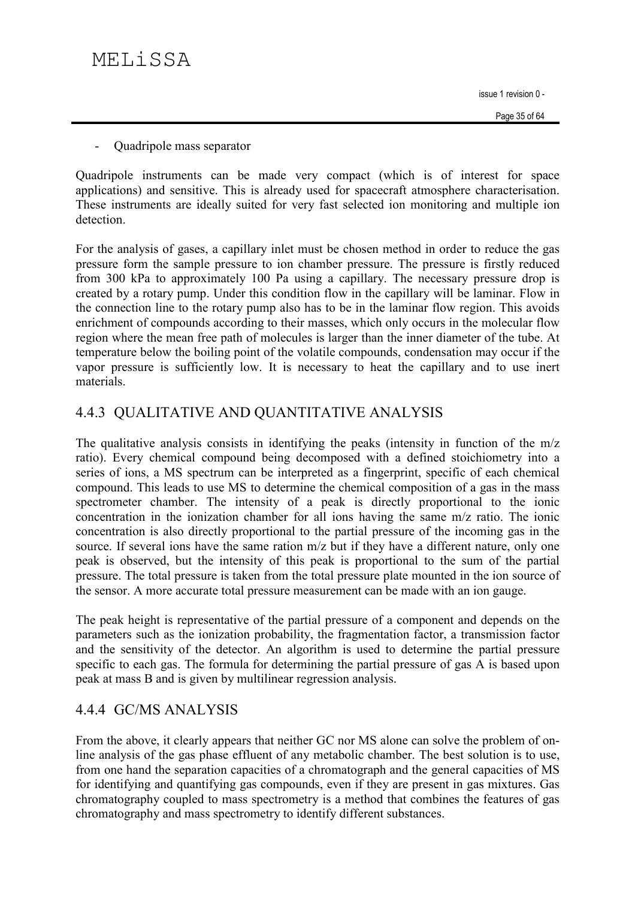- Quadripole mass separator

Quadripole instruments can be made very compact (which is of interest for space applications) and sensitive. This is already used for spacecraft atmosphere characterisation. These instruments are ideally suited for very fast selected ion monitoring and multiple ion detection.

For the analysis of gases, a capillary inlet must be chosen method in order to reduce the gas pressure form the sample pressure to ion chamber pressure. The pressure is firstly reduced from 300 kPa to approximately 100 Pa using a capillary. The necessary pressure drop is created by a rotary pump. Under this condition flow in the capillary will be laminar. Flow in the connection line to the rotary pump also has to be in the laminar flow region. This avoids enrichment of compounds according to their masses, which only occurs in the molecular flow region where the mean free path of molecules is larger than the inner diameter of the tube. At temperature below the boiling point of the volatile compounds, condensation may occur if the vapor pressure is sufficiently low. It is necessary to heat the capillary and to use inert materials.

### 4.4.3 QUALITATIVE AND QUANTITATIVE ANALYSIS

The qualitative analysis consists in identifying the peaks (intensity in function of the m/z ratio). Every chemical compound being decomposed with a defined stoichiometry into a series of ions, a MS spectrum can be interpreted as a fingerprint, specific of each chemical compound. This leads to use MS to determine the chemical composition of a gas in the mass spectrometer chamber. The intensity of a peak is directly proportional to the ionic concentration in the ionization chamber for all ions having the same m/z ratio. The ionic concentration is also directly proportional to the partial pressure of the incoming gas in the source. If several ions have the same ration m/z but if they have a different nature, only one peak is observed, but the intensity of this peak is proportional to the sum of the partial pressure. The total pressure is taken from the total pressure plate mounted in the ion source of the sensor. A more accurate total pressure measurement can be made with an ion gauge.

The peak height is representative of the partial pressure of a component and depends on the parameters such as the ionization probability, the fragmentation factor, a transmission factor and the sensitivity of the detector. An algorithm is used to determine the partial pressure specific to each gas. The formula for determining the partial pressure of gas A is based upon peak at mass B and is given by multilinear regression analysis.

### 4.4.4 GC/MS ANALYSIS

From the above, it clearly appears that neither GC nor MS alone can solve the problem of on-line analysis of the gas phase effluent of any metabolic chamber. The best solution is to use, from one hand the separation capacities of a chromatograph and the general capacities of MS for identifying and quantifying gas compounds, even if they are present in gas mixtures. Gas chromatography coupled to mass spectrometry is a method that combines the features of gas chromatography and mass spectrometry to identify different substances.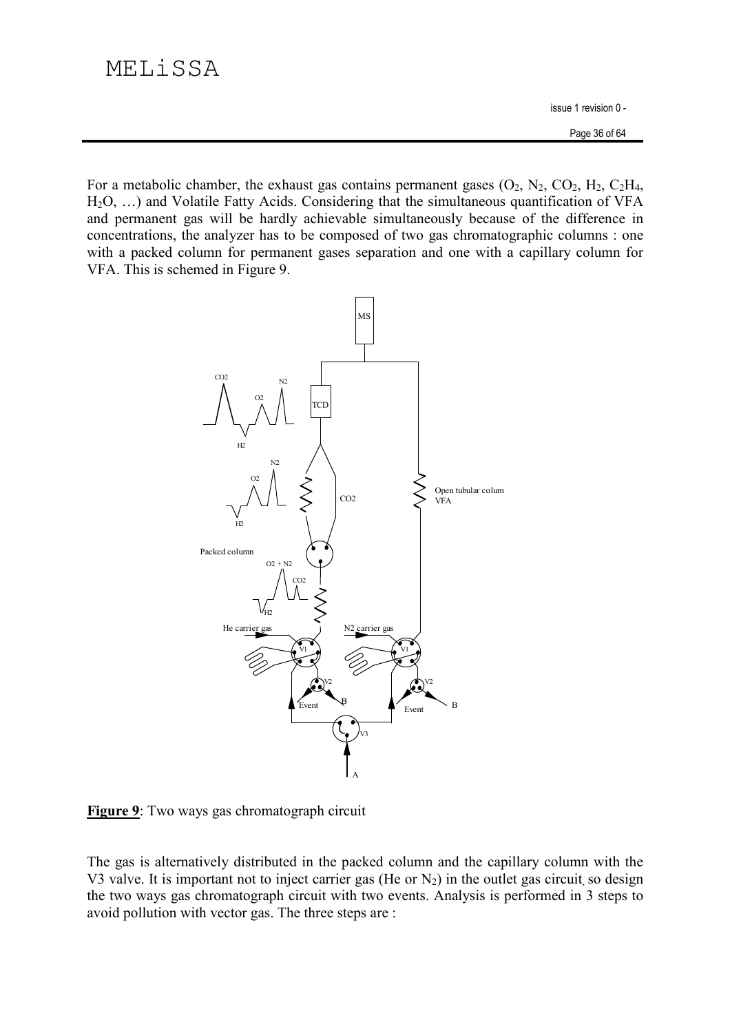For a metabolic chamber, the exhaust gas contains permanent gases ($O_2$, $N_2$, $CO_2$, $H_2$, $C_2H_4$, $H_2O$, …) and Volatile Fatty Acids. Considering that the simultaneous quantification of VFA and permanent gas will be hardly achievable simultaneously because of the difference in concentrations, the analyzer has to be composed of two gas chromatographic columns : one with a packed column for permanent gases separation and one with a capillary column for VFA. This is schemed in Figure 9.

**Figure 9**: Two ways gas chromatograph circuit

The gas is alternatively distributed in the packed column and the capillary column with the V3 valve. It is important not to inject carrier gas (He or $N_2$) in the outlet gas circuit, so design the two ways gas chromatograph circuit with two events. Analysis is performed in 3 steps to avoid pollution with vector gas. The three steps are :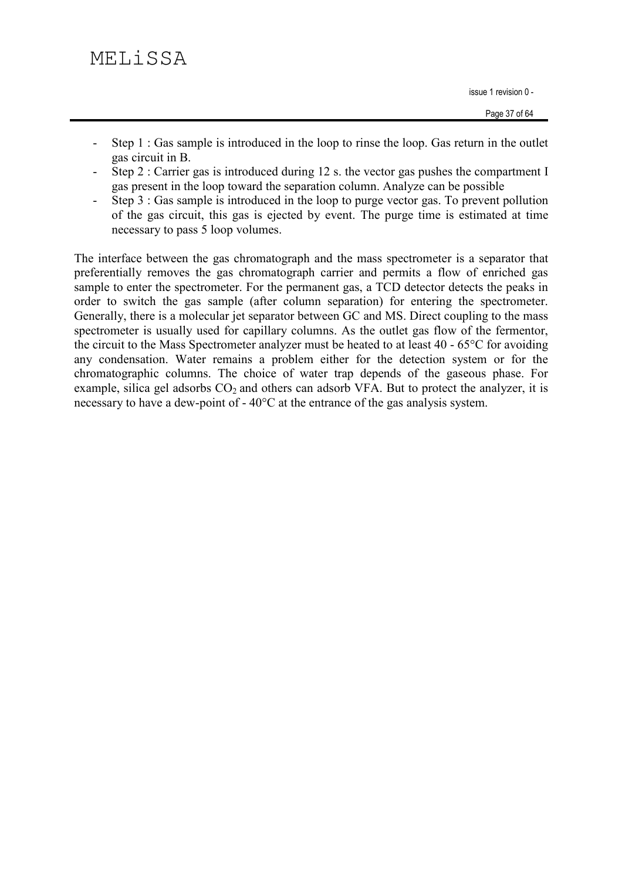- Step 1 : Gas sample is introduced in the loop to rinse the loop. Gas return in the outlet gas circuit in B.
- Step 2 : Carrier gas is introduced during 12 s. the vector gas pushes the compartment I gas present in the loop toward the separation column. Analyze can be possible
- Step 3 : Gas sample is introduced in the loop to purge vector gas. To prevent pollution of the gas circuit, this gas is ejected by event. The purge time is estimated at time necessary to pass 5 loop volumes.

The interface between the gas chromatograph and the mass spectrometer is a separator that preferentially removes the gas chromatograph carrier and permits a flow of enriched gas sample to enter the spectrometer. For the permanent gas, a TCD detector detects the peaks in order to switch the gas sample (after column separation) for entering the spectrometer. Generally, there is a molecular jet separator between GC and MS. Direct coupling to the mass spectrometer is usually used for capillary columns. As the outlet gas flow of the fermentor, the circuit to the Mass Spectrometer analyzer must be heated to at least 40 - 65°C for avoiding any condensation. Water remains a problem either for the detection system or for the chromatographic columns. The choice of water trap depends of the gaseous phase. For example, silica gel adsorbs $CO_2$ and others can adsorb VFA. But to protect the analyzer, it is necessary to have a dew-point of - 40°C at the entrance of the gas analysis system.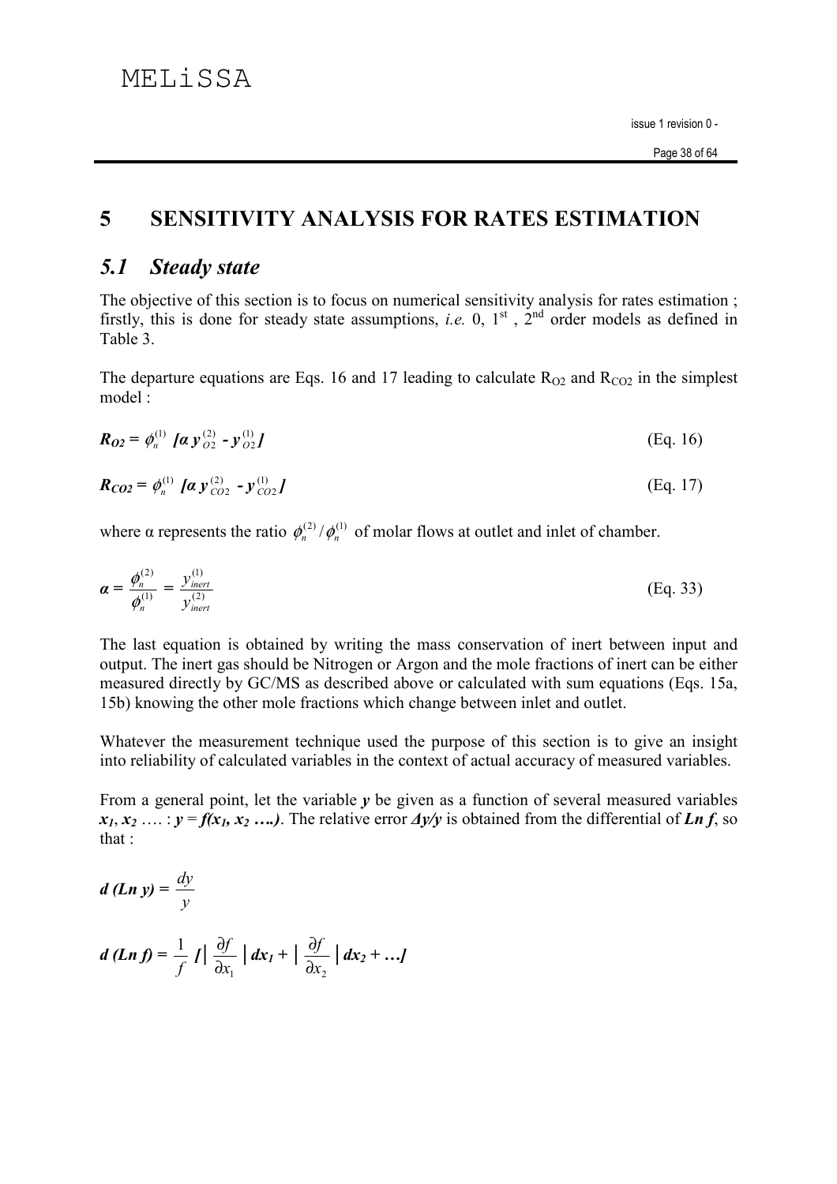# 5 SENSITIVITY ANALYSIS FOR RATES ESTIMATION

## *5.1 Steady state*

The objective of this section is to focus on numerical sensitivity analysis for rates estimation ; firstly, this is done for steady state assumptions, *i.e.* 0, 1[st] , 2[nd] order models as defined in Table 3.

The departure equations are Eqs. 16 and 17 leading to calculate $R_{O2}$ and $R_{CO2}$ in the simplest model :

$$R_{O2} = \phi_n^{(1)} \; [\alpha \, y_{O2}^{(2)} - y_{O2}^{(1)}] \qquad \text{(Eq. 16)}$$

$$R_{CO2} = \phi_n^{(1)} \; [\alpha \, y_{CO2}^{(2)} - y_{CO2}^{(1)}] \qquad \text{(Eq. 17)}$$

where α represents the ratio $\phi_n^{(2)} / \phi_n^{(1)}$ of molar flows at outlet and inlet of chamber.

$$\alpha = \frac{\phi_n^{(2)}}{\phi_n^{(1)}} = \frac{y_{inert}^{(1)}}{y_{inert}^{(2)}} \qquad \text{(Eq. 33)}$$

The last equation is obtained by writing the mass conservation of inert between input and output. The inert gas should be Nitrogen or Argon and the mole fractions of inert can be either measured directly by GC/MS as described above or calculated with sum equations (Eqs. 15a, 15b) knowing the other mole fractions which change between inlet and outlet.

Whatever the measurement technique used the purpose of this section is to give an insight into reliability of calculated variables in the context of actual accuracy of measured variables.

From a general point, let the variable $y$ be given as a function of several measured variables $x_1$, $x_2$ …. : $y = f(x_1, x_2 \; ….)$. The relative error $\Delta y/y$ is obtained from the differential of $Ln\, f$, so that :

$$d\,(Ln\, y) = \frac{dy}{y}$$

$$d\,(Ln\, f) = \frac{1}{f} \left[ \left| \frac{\partial f}{\partial x_1} \right| dx_1 + \left| \frac{\partial f}{\partial x_2} \right| dx_2 + \ldots \right]$$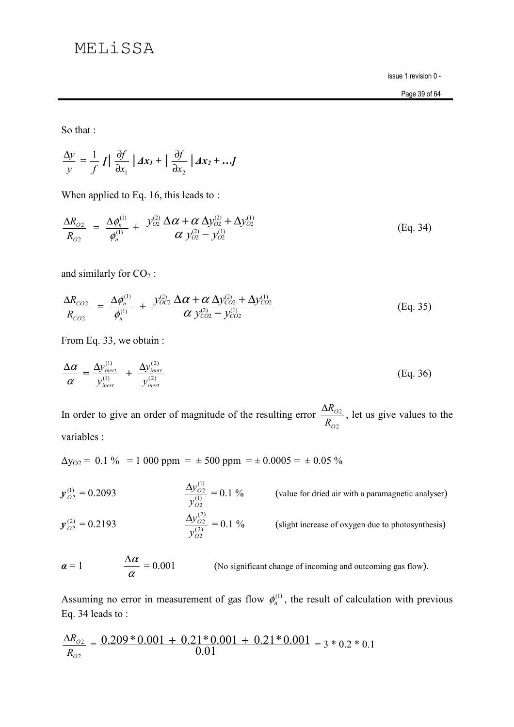So that :

$$\frac{\Delta y}{y} = \frac{1}{f} \left[ \left| \frac{\partial f}{\partial x_1} \right| \Delta x_1 + \left| \frac{\partial f}{\partial x_2} \right| \Delta x_2 + \ldots \right]$$

When applied to Eq. 16, this leads to :

$$\frac{\Delta R_{O2}}{R_{O2}} = \frac{\Delta \phi_n^{(1)}}{\phi_n^{(1)}} + \frac{y_{O2}^{(2)} \Delta\alpha + \alpha \, \Delta y_{O2}^{(2)} + \Delta y_{O2}^{(1)}}{\alpha \, y_{O2}^{(2)} - y_{O2}^{(1)}} \qquad \text{(Eq. 34)}$$

and similarly for $CO_2$ :

$$\frac{\Delta R_{CO2}}{R_{CO2}} = \frac{\Delta \phi_n^{(1)}}{\phi_n^{(1)}} + \frac{y_{OC2}^{(2)} \Delta\alpha + \alpha \, \Delta y_{CO2}^{(2)} + \Delta y_{CO2}^{(1)}}{\alpha \, y_{CO2}^{(2)} - y_{CO2}^{(1)}} \qquad \text{(Eq. 35)}$$

From Eq. 33, we obtain :

$$\frac{\Delta\alpha}{\alpha} = \frac{\Delta y_{inert}^{(1)}}{y_{inert}^{(1)}} + \frac{\Delta y_{inert}^{(2)}}{y_{inert}^{(2)}} \qquad \text{(Eq. 36)}$$

In order to give an order of magnitude of the resulting error $\frac{\Delta R_{O2}}{R_{O2}}$, let us give values to the variables :

$\Delta y_{O2}$ = 0.1 % = 1 000 ppm = ± 500 ppm = ± 0.0005 = ± 0.05 %

$y_{O2}^{(1)} = 0.2093$ $\qquad \frac{\Delta y_{O2}^{(1)}}{y_{O2}^{(1)}} = 0.1$ % $\qquad$ (value for dried air with a paramagnetic analyser)

$y_{O2}^{(2)} = 0.2193$ $\qquad \frac{\Delta y_{O2}^{(2)}}{y_{O2}^{(2)}} = 0.1$ % $\qquad$ (slight increase of oxygen due to photosynthesis)

$\alpha = 1$ $\qquad \frac{\Delta\alpha}{\alpha} = 0.001$ $\qquad$ (No significant change of incoming and outcoming gas flow).

Assuming no error in measurement of gas flow $\phi_n^{(1)}$, the result of calculation with previous Eq. 34 leads to :

$$\frac{\Delta R_{O2}}{R_{O2}} = \frac{0.209 * 0.001 + 0.21 * 0.001 + 0.21 * 0.001}{0.01} = 3 * 0.2 * 0.1$$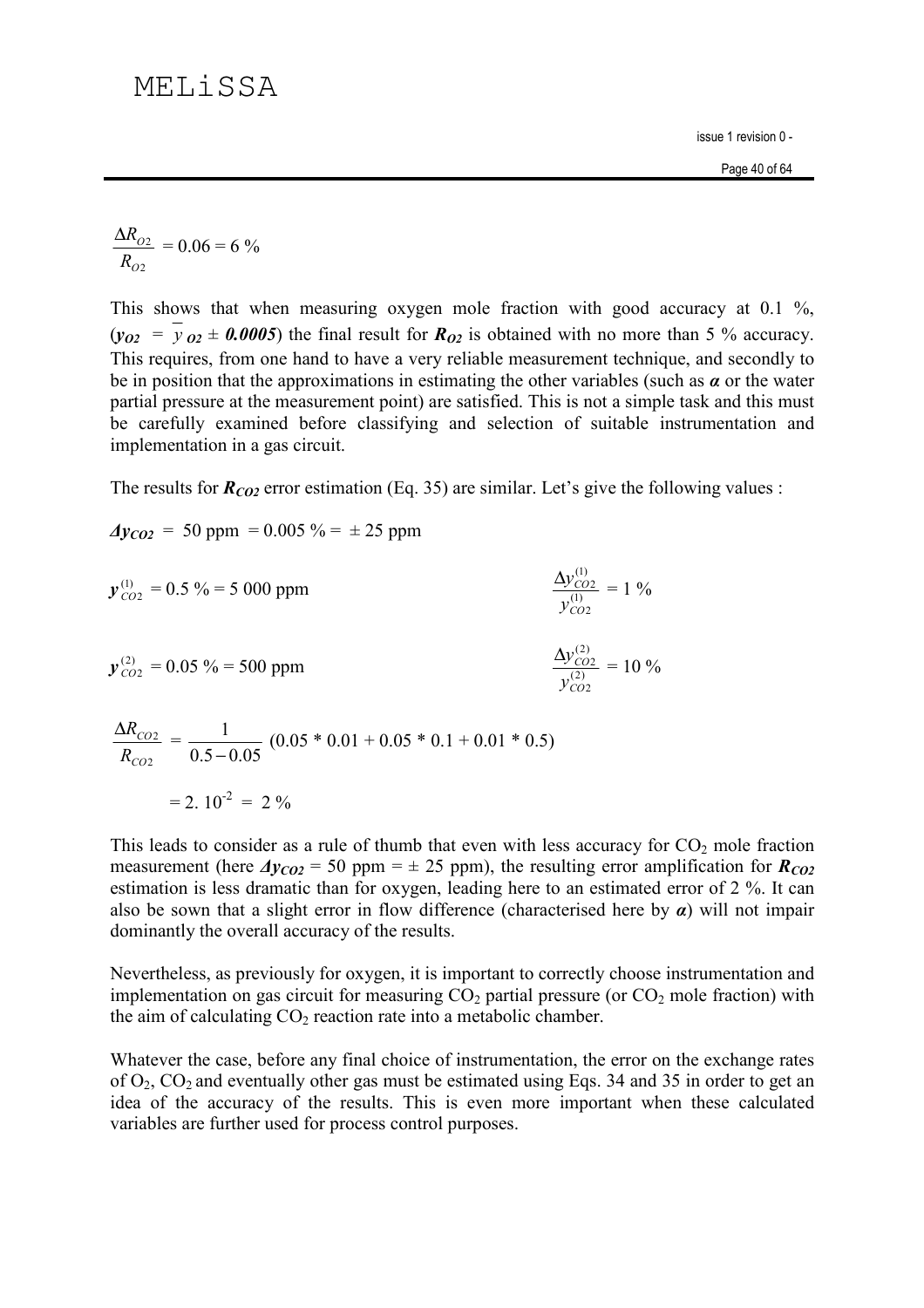$$\frac{\Delta R_{O2}}{R_{O2}} = 0.06 = 6\ \%$$

This shows that when measuring oxygen mole fraction with good accuracy at 0.1 %, ($y_{O2}$ = $\overline{y}_{O2}$ ± ***0.0005***) the final result for $R_{O2}$ is obtained with no more than 5 % accuracy. This requires, from one hand to have a very reliable measurement technique, and secondly to be in position that the approximations in estimating the other variables (such as $\alpha$ or the water partial pressure at the measurement point) are satisfied. This is not a simple task and this must be carefully examined before classifying and selection of suitable instrumentation and implementation in a gas circuit.

The results for $R_{CO2}$ error estimation (Eq. 35) are similar. Let's give the following values :

$\Delta y_{CO2}$ = 50 ppm = 0.005 % = ± 25 ppm

$y^{(1)}_{CO2}$ = 0.5 % = 5 000 ppm $\qquad\qquad \dfrac{\Delta y^{(1)}_{CO2}}{y^{(1)}_{CO2}} = 1\ \%$

$y^{(2)}_{CO2}$ = 0.05 % = 500 ppm $\qquad\qquad \dfrac{\Delta y^{(2)}_{CO2}}{y^{(2)}_{CO2}} = 10\ \%$

$$\frac{\Delta R_{CO2}}{R_{CO2}} = \frac{1}{0.5 - 0.05}\ (0.05 * 0.01 + 0.05 * 0.1 + 0.01 * 0.5)$$

$$= 2.\ 10^{-2}\ =\ 2\ \%$$

This leads to consider as a rule of thumb that even with less accuracy for $CO_2$ mole fraction measurement (here $\Delta y_{CO2}$ = 50 ppm = ± 25 ppm), the resulting error amplification for $R_{CO2}$ estimation is less dramatic than for oxygen, leading here to an estimated error of 2 %. It can also be sown that a slight error in flow difference (characterised here by $\alpha$) will not impair dominantly the overall accuracy of the results.

Nevertheless, as previously for oxygen, it is important to correctly choose instrumentation and implementation on gas circuit for measuring $CO_2$ partial pressure (or $CO_2$ mole fraction) with the aim of calculating $CO_2$ reaction rate into a metabolic chamber.

Whatever the case, before any final choice of instrumentation, the error on the exchange rates of $O_2$, $CO_2$ and eventually other gas must be estimated using Eqs. 34 and 35 in order to get an idea of the accuracy of the results. This is even more important when these calculated variables are further used for process control purposes.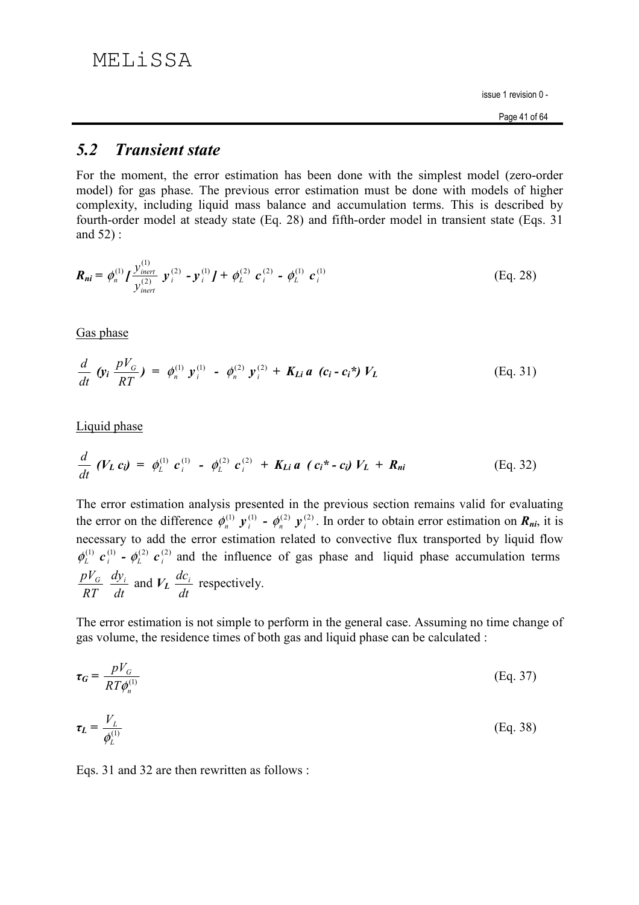## 5.2 *Transient state*

For the moment, the error estimation has been done with the simplest model (zero-order model) for gas phase. The previous error estimation must be done with models of higher complexity, including liquid mass balance and accumulation terms. This is described by fourth-order model at steady state (Eq. 28) and fifth-order model in transient state (Eqs. 31 and 52) :

$$R_{ni} = \phi_n^{(1)} \left[ \frac{y_{inert}^{(1)}}{y_{inert}^{(2)}}\, y_i^{(2)} - y_i^{(1)} \right] + \phi_L^{(2)}\, c_i^{(2)} - \phi_L^{(1)}\, c_i^{(1)} \qquad \text{(Eq. 28)}$$

Gas phase

$$\frac{d}{dt}\left(y_i\, \frac{pV_G}{RT}\right) = \phi_n^{(1)}\, y_i^{(1)} - \phi_n^{(2)}\, y_i^{(2)} + K_{Li}\, a\, (c_i - c_i^*)\, V_L \qquad \text{(Eq. 31)}$$

Liquid phase

$$\frac{d}{dt}\,(V_L\, c_i) = \phi_L^{(1)}\, c_i^{(1)} - \phi_L^{(2)}\, c_i^{(2)} + K_{Li}\, a\, (c_i^* - c_i)\, V_L + R_{ni} \qquad \text{(Eq. 32)}$$

The error estimation analysis presented in the previous section remains valid for evaluating the error on the difference $\phi_n^{(1)}\, y_i^{(1)} - \phi_n^{(2)}\, y_i^{(2)}$. In order to obtain error estimation on $R_{ni}$, it is necessary to add the error estimation related to convective flux transported by liquid flow $\phi_L^{(1)}\, c_i^{(1)} - \phi_L^{(2)}\, c_i^{(2)}$ and the influence of gas phase and liquid phase accumulation terms $\frac{pV_G}{RT}\, \frac{dy_i}{dt}$ and $V_L\, \frac{dc_i}{dt}$ respectively.

The error estimation is not simple to perform in the general case. Assuming no time change of gas volume, the residence times of both gas and liquid phase can be calculated :

$$\tau_G = \frac{pV_G}{RT\phi_n^{(1)}} \qquad \text{(Eq. 37)}$$

$$\tau_L = \frac{V_L}{\phi_L^{(1)}} \qquad \text{(Eq. 38)}$$

Eqs. 31 and 32 are then rewritten as follows :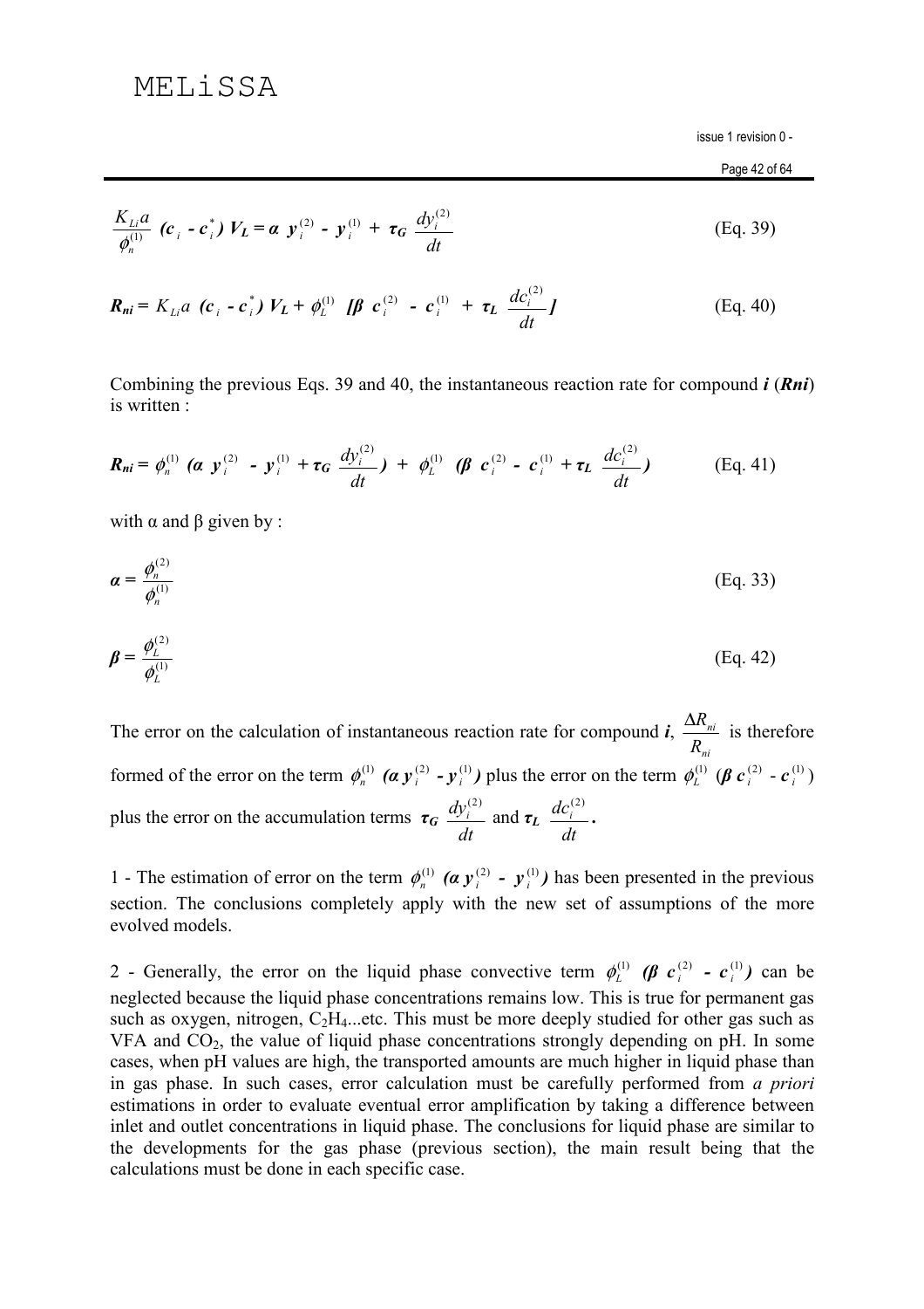$$\frac{K_{Li}a}{\phi_n^{(1)}} \; (c_i - c_i^*) \; V_L = \alpha \; y_i^{(2)} - y_i^{(1)} + \tau_G \; \frac{dy_i^{(2)}}{dt} \qquad \text{(Eq. 39)}$$

$$R_{ni} = K_{Li}a \; (c_i - c_i^*) \; V_L + \phi_L^{(1)} \; [\beta \; c_i^{(2)} - c_i^{(1)} + \tau_L \; \frac{dc_i^{(2)}}{dt}] \qquad \text{(Eq. 40)}$$

Combining the previous Eqs. 39 and 40, the instantaneous reaction rate for compound ***i*** (***Rni***) is written :

$$R_{ni} = \phi_n^{(1)} \; (\alpha \; y_i^{(2)} - y_i^{(1)} + \tau_G \; \frac{dy_i^{(2)}}{dt}) \; + \; \phi_L^{(1)} \; (\beta \; c_i^{(2)} - c_i^{(1)} + \tau_L \; \frac{dc_i^{(2)}}{dt}) \qquad \text{(Eq. 41)}$$

with α and β given by :

$$\alpha = \frac{\phi_n^{(2)}}{\phi_n^{(1)}} \qquad \text{(Eq. 33)}$$

$$\beta = \frac{\phi_L^{(2)}}{\phi_L^{(1)}} \qquad \text{(Eq. 42)}$$

The error on the calculation of instantaneous reaction rate for compound ***i***, $\frac{\Delta R_{ni}}{R_{ni}}$ is therefore formed of the error on the term $\phi_n^{(1)} \; (\alpha \, y_i^{(2)} - y_i^{(1)})$ plus the error on the term $\phi_L^{(1)} \; (\beta \, c_i^{(2)} - c_i^{(1)})$ plus the error on the accumulation terms $\tau_G \; \frac{dy_i^{(2)}}{dt}$ and $\tau_L \; \frac{dc_i^{(2)}}{dt}$.

1 - The estimation of error on the term $\phi_n^{(1)} \; (\alpha \, y_i^{(2)} - y_i^{(1)})$ has been presented in the previous section. The conclusions completely apply with the new set of assumptions of the more evolved models.

2 - Generally, the error on the liquid phase convective term $\phi_L^{(1)} \; (\beta \; c_i^{(2)} - c_i^{(1)})$ can be neglected because the liquid phase concentrations remains low. This is true for permanent gas such as oxygen, nitrogen, $C_2H_4$...etc. This must be more deeply studied for other gas such as VFA and $CO_2$, the value of liquid phase concentrations strongly depending on pH. In some cases, when pH values are high, the transported amounts are much higher in liquid phase than in gas phase. In such cases, error calculation must be carefully performed from *a priori* estimations in order to evaluate eventual error amplification by taking a difference between inlet and outlet concentrations in liquid phase. The conclusions for liquid phase are similar to the developments for the gas phase (previous section), the main result being that the calculations must be done in each specific case.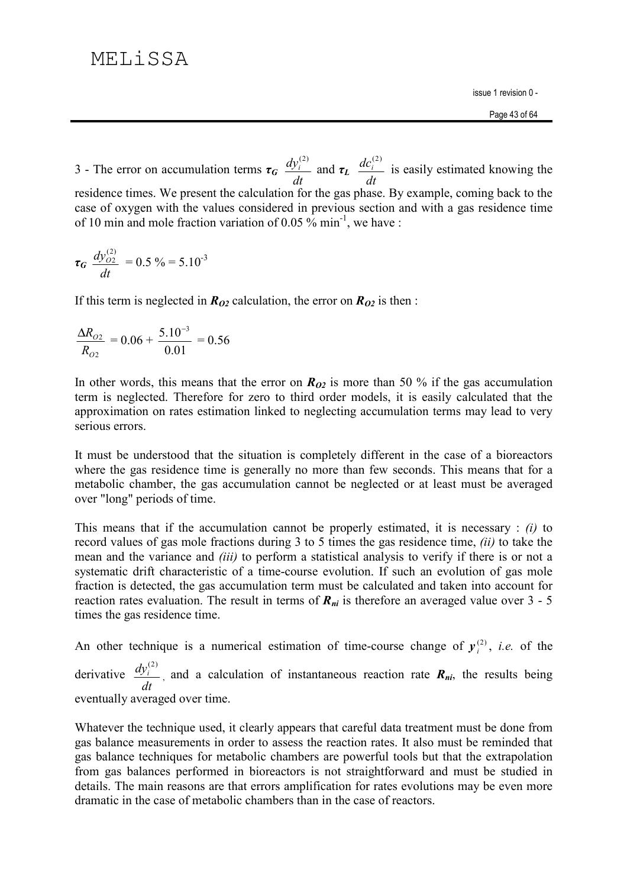3 - The error on accumulation terms $\boldsymbol{\tau_G}\ \frac{dy_i^{(2)}}{dt}$ and $\boldsymbol{\tau_L}\ \frac{dc_i^{(2)}}{dt}$ is easily estimated knowing the residence times. We present the calculation for the gas phase. By example, coming back to the case of oxygen with the values considered in previous section and with a gas residence time of 10 min and mole fraction variation of 0.05 % min$^{-1}$, we have :

$$\boldsymbol{\tau_G}\ \frac{dy_{O2}^{(2)}}{dt} = 0.5\ \% = 5.10^{-3}$$

If this term is neglected in $\boldsymbol{R_{O2}}$ calculation, the error on $\boldsymbol{R_{O2}}$ is then :

$$\frac{\Delta R_{O2}}{R_{O2}} = 0.06 + \frac{5.10^{-3}}{0.01} = 0.56$$

In other words, this means that the error on $\boldsymbol{R_{O2}}$ is more than 50 % if the gas accumulation term is neglected. Therefore for zero to third order models, it is easily calculated that the approximation on rates estimation linked to neglecting accumulation terms may lead to very serious errors.

It must be understood that the situation is completely different in the case of a bioreactors where the gas residence time is generally no more than few seconds. This means that for a metabolic chamber, the gas accumulation cannot be neglected or at least must be averaged over "long" periods of time.

This means that if the accumulation cannot be properly estimated, it is necessary : *(i)* to record values of gas mole fractions during 3 to 5 times the gas residence time, *(ii)* to take the mean and the variance and *(iii)* to perform a statistical analysis to verify if there is or not a systematic drift characteristic of a time-course evolution. If such an evolution of gas mole fraction is detected, the gas accumulation term must be calculated and taken into account for reaction rates evaluation. The result in terms of $\boldsymbol{R_{ni}}$ is therefore an averaged value over 3 - 5 times the gas residence time.

An other technique is a numerical estimation of time-course change of $\boldsymbol{y_i^{(2)}}$, *i.e.* of the derivative $\frac{dy_i^{(2)}}{dt}$, and a calculation of instantaneous reaction rate $\boldsymbol{R_{ni}}$, the results being eventually averaged over time.

Whatever the technique used, it clearly appears that careful data treatment must be done from gas balance measurements in order to assess the reaction rates. It also must be reminded that gas balance techniques for metabolic chambers are powerful tools but that the extrapolation from gas balances performed in bioreactors is not straightforward and must be studied in details. The main reasons are that errors amplification for rates evolutions may be even more dramatic in the case of metabolic chambers than in the case of reactors.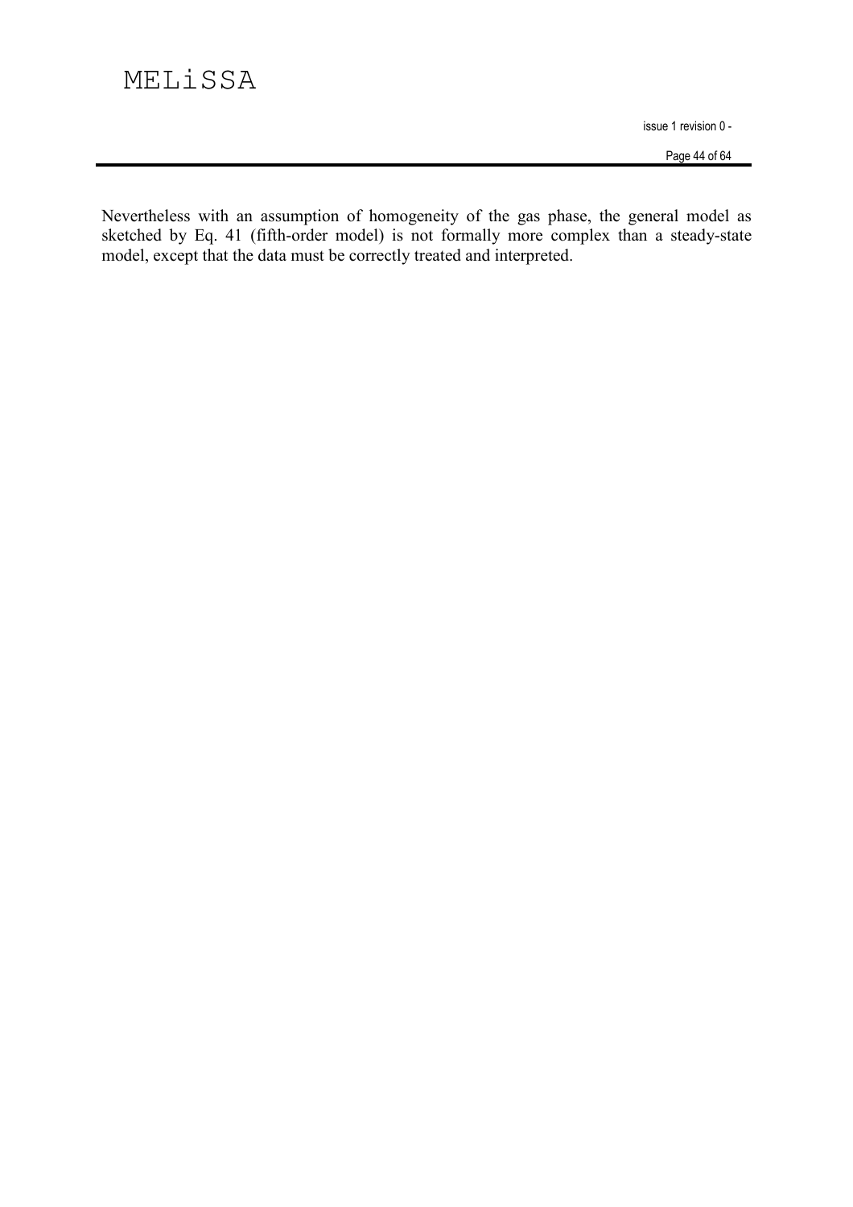Nevertheless with an assumption of homogeneity of the gas phase, the general model as sketched by Eq. 41 (fifth-order model) is not formally more complex than a steady-state model, except that the data must be correctly treated and interpreted.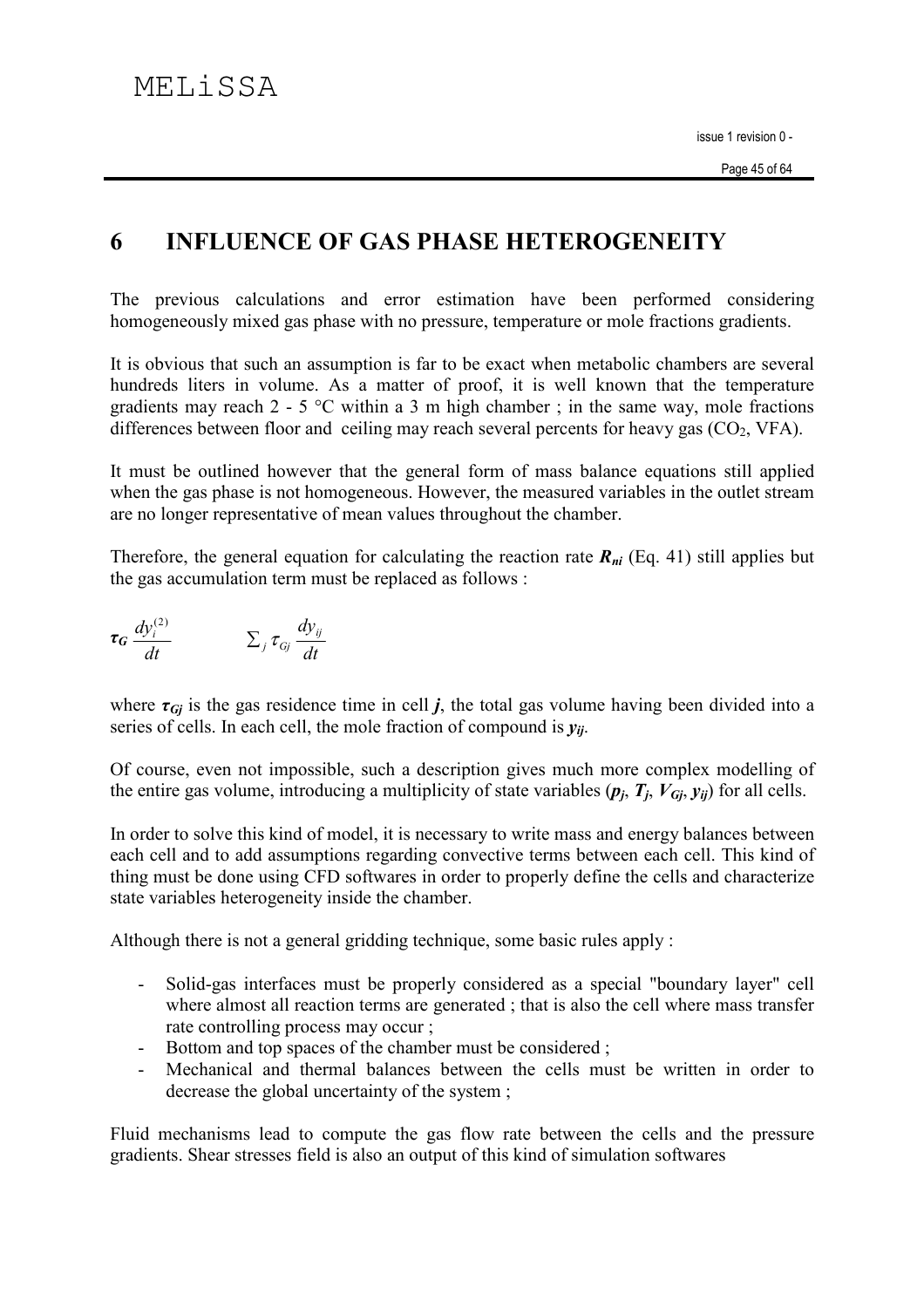# 6 INFLUENCE OF GAS PHASE HETEROGENEITY

The previous calculations and error estimation have been performed considering homogeneously mixed gas phase with no pressure, temperature or mole fractions gradients.

It is obvious that such an assumption is far to be exact when metabolic chambers are several hundreds liters in volume. As a matter of proof, it is well known that the temperature gradients may reach 2 - 5 °C within a 3 m high chamber ; in the same way, mole fractions differences between floor and ceiling may reach several percents for heavy gas ($CO_2$, VFA).

It must be outlined however that the general form of mass balance equations still applied when the gas phase is not homogeneous. However, the measured variables in the outlet stream are no longer representative of mean values throughout the chamber.

Therefore, the general equation for calculating the reaction rate $\boldsymbol{R_{ni}}$ (Eq. 41) still applies but the gas accumulation term must be replaced as follows :

$$\boldsymbol{\tau_G} \frac{dy_i^{(2)}}{dt} \qquad \qquad \sum_j \tau_{Gj} \frac{dy_{ij}}{dt}$$

where $\boldsymbol{\tau_{Gj}}$ is the gas residence time in cell $\boldsymbol{j}$, the total gas volume having been divided into a series of cells. In each cell, the mole fraction of compound is $\boldsymbol{y_{ij}}$.

Of course, even not impossible, such a description gives much more complex modelling of the entire gas volume, introducing a multiplicity of state variables ($\boldsymbol{p_j}$, $\boldsymbol{T_j}$, $\boldsymbol{V_{Gj}}$, $\boldsymbol{y_{ij}}$) for all cells.

In order to solve this kind of model, it is necessary to write mass and energy balances between each cell and to add assumptions regarding convective terms between each cell. This kind of thing must be done using CFD softwares in order to properly define the cells and characterize state variables heterogeneity inside the chamber.

Although there is not a general gridding technique, some basic rules apply :

- Solid-gas interfaces must be properly considered as a special "boundary layer" cell where almost all reaction terms are generated ; that is also the cell where mass transfer rate controlling process may occur ;
- Bottom and top spaces of the chamber must be considered ;
- Mechanical and thermal balances between the cells must be written in order to decrease the global uncertainty of the system ;

Fluid mechanisms lead to compute the gas flow rate between the cells and the pressure gradients. Shear stresses field is also an output of this kind of simulation softwares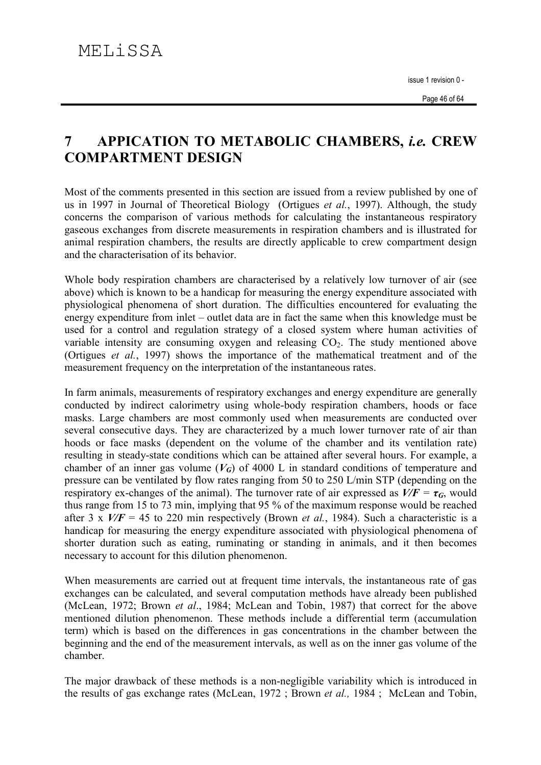# 7 APPICATION TO METABOLIC CHAMBERS, *i.e.* CREW COMPARTMENT DESIGN

Most of the comments presented in this section are issued from a review published by one of us in 1997 in Journal of Theoretical Biology (Ortigues *et al.*, 1997). Although, the study concerns the comparison of various methods for calculating the instantaneous respiratory gaseous exchanges from discrete measurements in respiration chambers and is illustrated for animal respiration chambers, the results are directly applicable to crew compartment design and the characterisation of its behavior.

Whole body respiration chambers are characterised by a relatively low turnover of air (see above) which is known to be a handicap for measuring the energy expenditure associated with physiological phenomena of short duration. The difficulties encountered for evaluating the energy expenditure from inlet – outlet data are in fact the same when this knowledge must be used for a control and regulation strategy of a closed system where human activities of variable intensity are consuming oxygen and releasing $CO_2$. The study mentioned above (Ortigues *et al.*, 1997) shows the importance of the mathematical treatment and of the measurement frequency on the interpretation of the instantaneous rates.

In farm animals, measurements of respiratory exchanges and energy expenditure are generally conducted by indirect calorimetry using whole-body respiration chambers, hoods or face masks. Large chambers are most commonly used when measurements are conducted over several consecutive days. They are characterized by a much lower turnover rate of air than hoods or face masks (dependent on the volume of the chamber and its ventilation rate) resulting in steady-state conditions which can be attained after several hours. For example, a chamber of an inner gas volume ($V_G$) of 4000 L in standard conditions of temperature and pressure can be ventilated by flow rates ranging from 50 to 250 L/min STP (depending on the respiratory ex-changes of the animal). The turnover rate of air expressed as $V/F = \tau_G$, would thus range from 15 to 73 min, implying that 95 % of the maximum response would be reached after 3 x $V/F$ = 45 to 220 min respectively (Brown *et al.*, 1984). Such a characteristic is a handicap for measuring the energy expenditure associated with physiological phenomena of shorter duration such as eating, ruminating or standing in animals, and it then becomes necessary to account for this dilution phenomenon.

When measurements are carried out at frequent time intervals, the instantaneous rate of gas exchanges can be calculated, and several computation methods have already been published (McLean, 1972; Brown *et al*., 1984; McLean and Tobin, 1987) that correct for the above mentioned dilution phenomenon. These methods include a differential term (accumulation term) which is based on the differences in gas concentrations in the chamber between the beginning and the end of the measurement intervals, as well as on the inner gas volume of the chamber.

The major drawback of these methods is a non-negligible variability which is introduced in the results of gas exchange rates (McLean, 1972 ; Brown *et al.,* 1984 ; McLean and Tobin,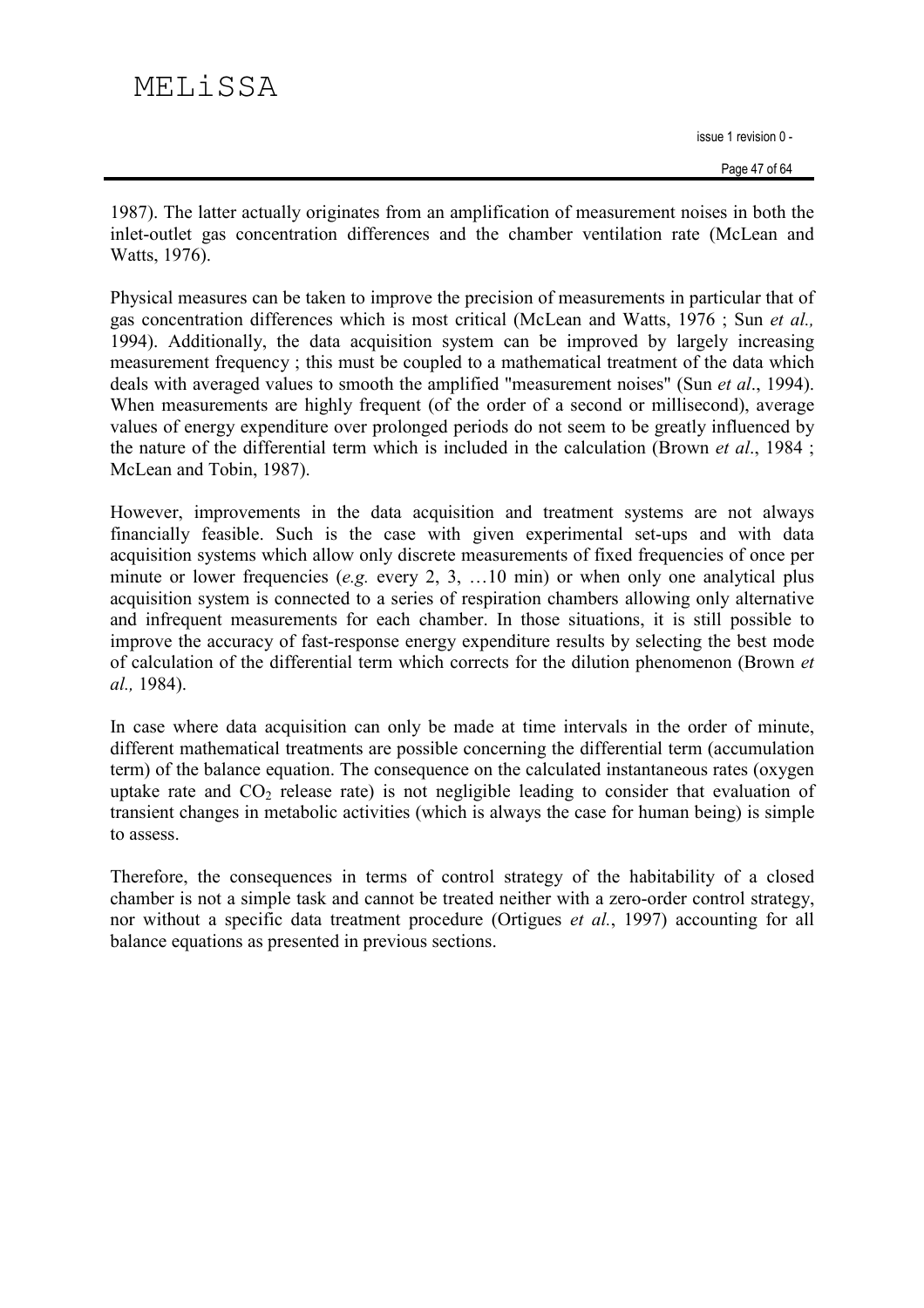1987). The latter actually originates from an amplification of measurement noises in both the inlet-outlet gas concentration differences and the chamber ventilation rate (McLean and Watts, 1976).

Physical measures can be taken to improve the precision of measurements in particular that of gas concentration differences which is most critical (McLean and Watts, 1976 ; Sun *et al.,* 1994). Additionally, the data acquisition system can be improved by largely increasing measurement frequency ; this must be coupled to a mathematical treatment of the data which deals with averaged values to smooth the amplified "measurement noises" (Sun *et al*., 1994). When measurements are highly frequent (of the order of a second or millisecond), average values of energy expenditure over prolonged periods do not seem to be greatly influenced by the nature of the differential term which is included in the calculation (Brown *et al*., 1984 ; McLean and Tobin, 1987).

However, improvements in the data acquisition and treatment systems are not always financially feasible. Such is the case with given experimental set-ups and with data acquisition systems which allow only discrete measurements of fixed frequencies of once per minute or lower frequencies (*e.g.* every 2, 3, …10 min) or when only one analytical plus acquisition system is connected to a series of respiration chambers allowing only alternative and infrequent measurements for each chamber. In those situations, it is still possible to improve the accuracy of fast-response energy expenditure results by selecting the best mode of calculation of the differential term which corrects for the dilution phenomenon (Brown *et al.,* 1984).

In case where data acquisition can only be made at time intervals in the order of minute, different mathematical treatments are possible concerning the differential term (accumulation term) of the balance equation. The consequence on the calculated instantaneous rates (oxygen uptake rate and $CO_2$ release rate) is not negligible leading to consider that evaluation of transient changes in metabolic activities (which is always the case for human being) is simple to assess.

Therefore, the consequences in terms of control strategy of the habitability of a closed chamber is not a simple task and cannot be treated neither with a zero-order control strategy, nor without a specific data treatment procedure (Ortigues *et al.*, 1997) accounting for all balance equations as presented in previous sections.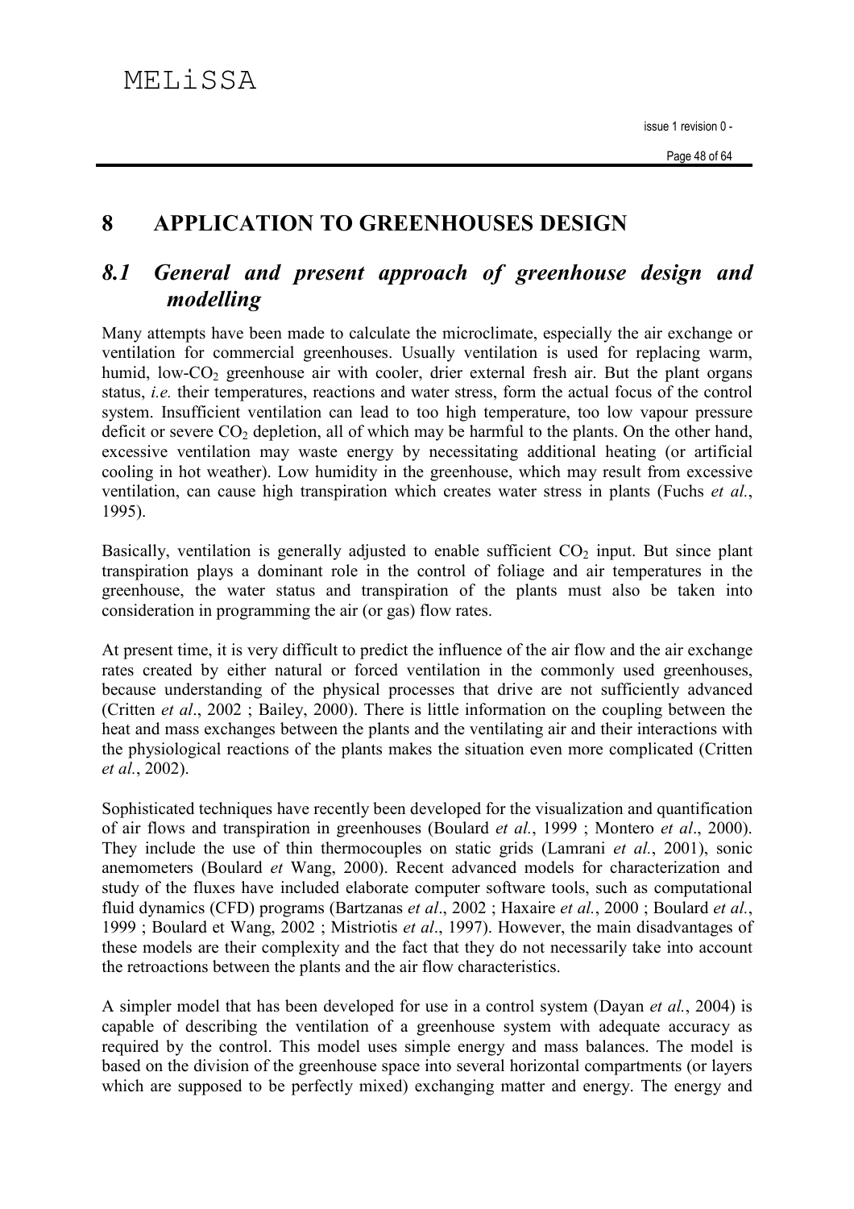# 8 APPLICATION TO GREENHOUSES DESIGN

## *8.1 General and present approach of greenhouse design and modelling*

Many attempts have been made to calculate the microclimate, especially the air exchange or ventilation for commercial greenhouses. Usually ventilation is used for replacing warm, humid, low-$CO_2$ greenhouse air with cooler, drier external fresh air. But the plant organs status, *i.e.* their temperatures, reactions and water stress, form the actual focus of the control system. Insufficient ventilation can lead to too high temperature, too low vapour pressure deficit or severe $CO_2$ depletion, all of which may be harmful to the plants. On the other hand, excessive ventilation may waste energy by necessitating additional heating (or artificial cooling in hot weather). Low humidity in the greenhouse, which may result from excessive ventilation, can cause high transpiration which creates water stress in plants (Fuchs *et al.*, 1995).

Basically, ventilation is generally adjusted to enable sufficient $CO_2$ input. But since plant transpiration plays a dominant role in the control of foliage and air temperatures in the greenhouse, the water status and transpiration of the plants must also be taken into consideration in programming the air (or gas) flow rates.

At present time, it is very difficult to predict the influence of the air flow and the air exchange rates created by either natural or forced ventilation in the commonly used greenhouses, because understanding of the physical processes that drive are not sufficiently advanced (Critten *et al*., 2002 ; Bailey, 2000). There is little information on the coupling between the heat and mass exchanges between the plants and the ventilating air and their interactions with the physiological reactions of the plants makes the situation even more complicated (Critten *et al.*, 2002).

Sophisticated techniques have recently been developed for the visualization and quantification of air flows and transpiration in greenhouses (Boulard *et al.*, 1999 ; Montero *et al*., 2000). They include the use of thin thermocouples on static grids (Lamrani *et al.*, 2001), sonic anemometers (Boulard *et* Wang, 2000). Recent advanced models for characterization and study of the fluxes have included elaborate computer software tools, such as computational fluid dynamics (CFD) programs (Bartzanas *et al*., 2002 ; Haxaire *et al.*, 2000 ; Boulard *et al.*, 1999 ; Boulard et Wang, 2002 ; Mistriotis *et al*., 1997). However, the main disadvantages of these models are their complexity and the fact that they do not necessarily take into account the retroactions between the plants and the air flow characteristics.

A simpler model that has been developed for use in a control system (Dayan *et al.*, 2004) is capable of describing the ventilation of a greenhouse system with adequate accuracy as required by the control. This model uses simple energy and mass balances. The model is based on the division of the greenhouse space into several horizontal compartments (or layers which are supposed to be perfectly mixed) exchanging matter and energy. The energy and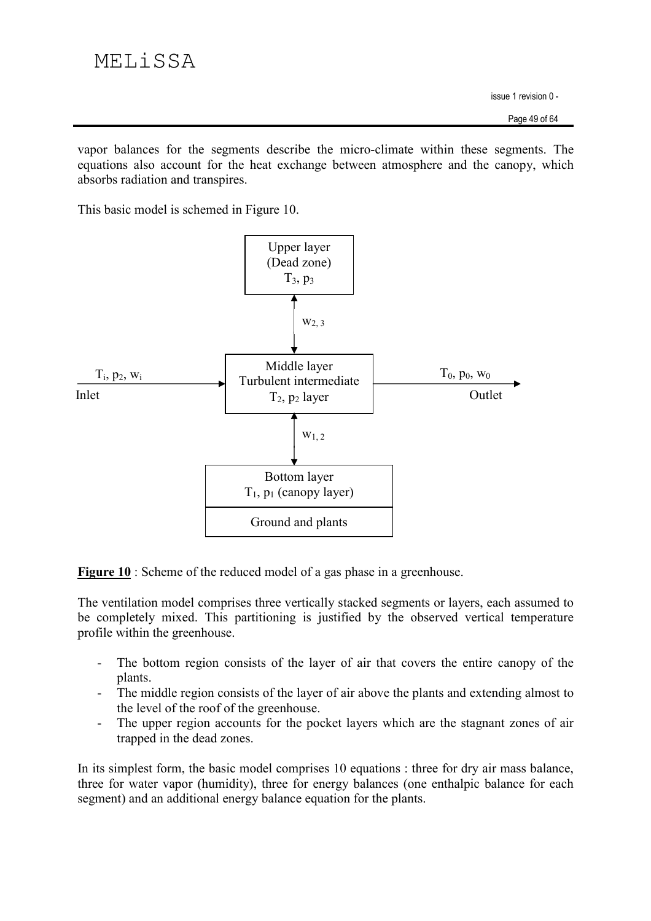vapor balances for the segments describe the micro-climate within these segments. The equations also account for the heat exchange between atmosphere and the canopy, which absorbs radiation and transpires.

This basic model is schemed in Figure 10.

Upper layer (Dead zone) $T_3$, $p_3$

$w_{2,3}$

Inlet: $T_i$, $p_2$, $w_i$ → Middle layer Turbulent intermediate $T_2$, $p_2$ layer → Outlet: $T_0$, $p_0$, $w_0$

$w_{1,2}$

Bottom layer $T_1$, $p_1$ (canopy layer)

Ground and plants

**Figure 10** : Scheme of the reduced model of a gas phase in a greenhouse.

The ventilation model comprises three vertically stacked segments or layers, each assumed to be completely mixed. This partitioning is justified by the observed vertical temperature profile within the greenhouse.

- The bottom region consists of the layer of air that covers the entire canopy of the plants.
- The middle region consists of the layer of air above the plants and extending almost to the level of the roof of the greenhouse.
- The upper region accounts for the pocket layers which are the stagnant zones of air trapped in the dead zones.

In its simplest form, the basic model comprises 10 equations : three for dry air mass balance, three for water vapor (humidity), three for energy balances (one enthalpic balance for each segment) and an additional energy balance equation for the plants.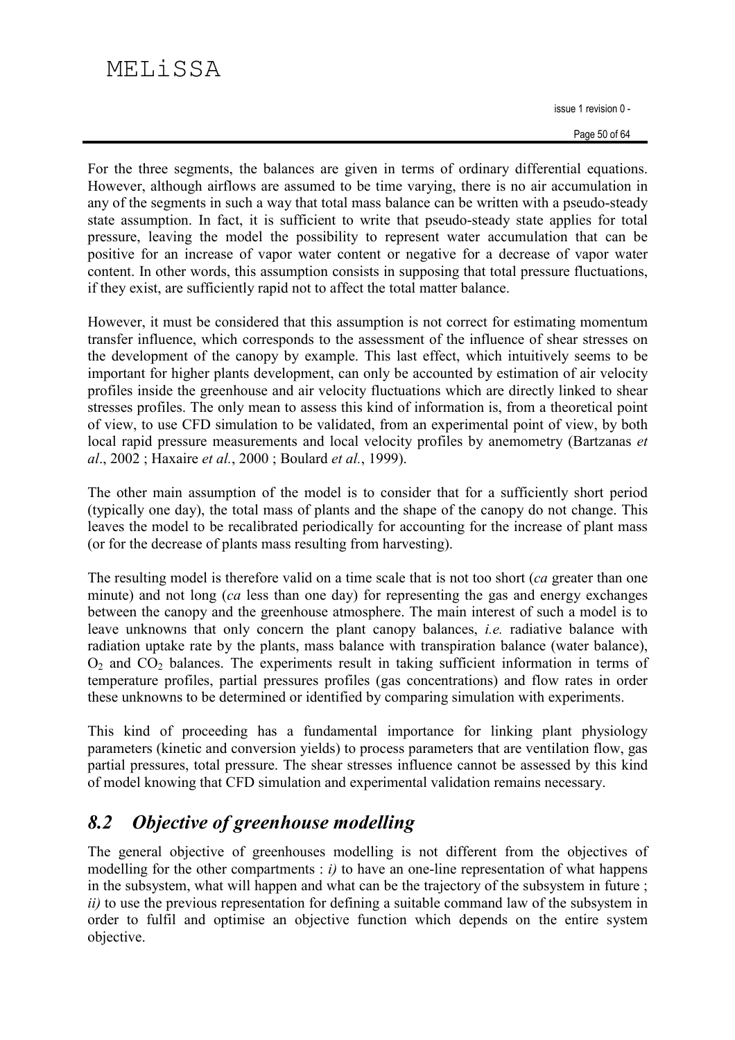For the three segments, the balances are given in terms of ordinary differential equations. However, although airflows are assumed to be time varying, there is no air accumulation in any of the segments in such a way that total mass balance can be written with a pseudo-steady state assumption. In fact, it is sufficient to write that pseudo-steady state applies for total pressure, leaving the model the possibility to represent water accumulation that can be positive for an increase of vapor water content or negative for a decrease of vapor water content. In other words, this assumption consists in supposing that total pressure fluctuations, if they exist, are sufficiently rapid not to affect the total matter balance.

However, it must be considered that this assumption is not correct for estimating momentum transfer influence, which corresponds to the assessment of the influence of shear stresses on the development of the canopy by example. This last effect, which intuitively seems to be important for higher plants development, can only be accounted by estimation of air velocity profiles inside the greenhouse and air velocity fluctuations which are directly linked to shear stresses profiles. The only mean to assess this kind of information is, from a theoretical point of view, to use CFD simulation to be validated, from an experimental point of view, by both local rapid pressure measurements and local velocity profiles by anemometry (Bartzanas *et al*., 2002 ; Haxaire *et al.*, 2000 ; Boulard *et al.*, 1999).

The other main assumption of the model is to consider that for a sufficiently short period (typically one day), the total mass of plants and the shape of the canopy do not change. This leaves the model to be recalibrated periodically for accounting for the increase of plant mass (or for the decrease of plants mass resulting from harvesting).

The resulting model is therefore valid on a time scale that is not too short (*ca* greater than one minute) and not long (*ca* less than one day) for representing the gas and energy exchanges between the canopy and the greenhouse atmosphere. The main interest of such a model is to leave unknowns that only concern the plant canopy balances, *i.e.* radiative balance with radiation uptake rate by the plants, mass balance with transpiration balance (water balance), $O_2$ and $CO_2$ balances. The experiments result in taking sufficient information in terms of temperature profiles, partial pressures profiles (gas concentrations) and flow rates in order these unknowns to be determined or identified by comparing simulation with experiments.

This kind of proceeding has a fundamental importance for linking plant physiology parameters (kinetic and conversion yields) to process parameters that are ventilation flow, gas partial pressures, total pressure. The shear stresses influence cannot be assessed by this kind of model knowing that CFD simulation and experimental validation remains necessary.

## *8.2 Objective of greenhouse modelling*

The general objective of greenhouses modelling is not different from the objectives of modelling for the other compartments : *i)* to have an one-line representation of what happens in the subsystem, what will happen and what can be the trajectory of the subsystem in future ; *ii)* to use the previous representation for defining a suitable command law of the subsystem in order to fulfil and optimise an objective function which depends on the entire system objective.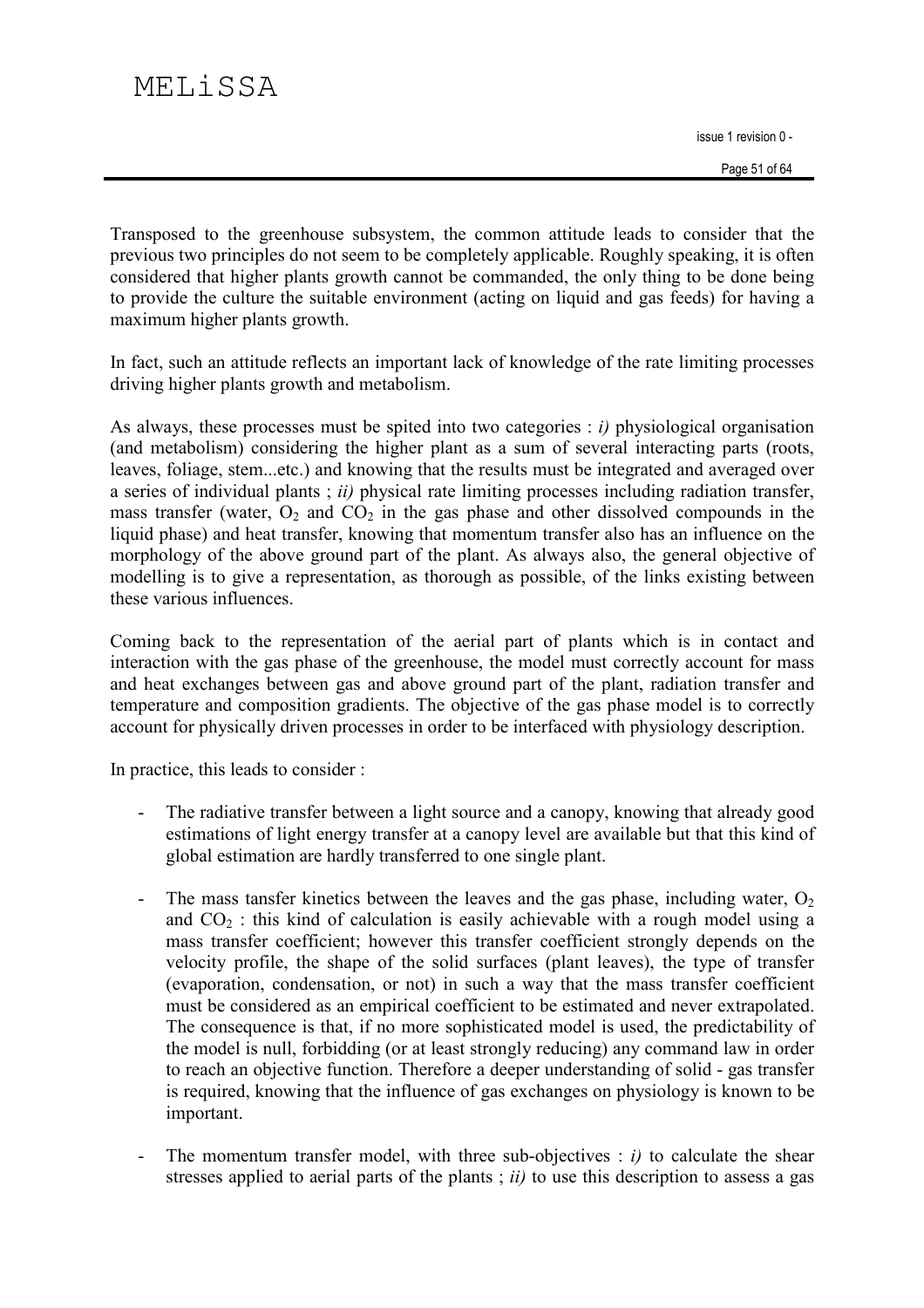Transposed to the greenhouse subsystem, the common attitude leads to consider that the previous two principles do not seem to be completely applicable. Roughly speaking, it is often considered that higher plants growth cannot be commanded, the only thing to be done being to provide the culture the suitable environment (acting on liquid and gas feeds) for having a maximum higher plants growth.

In fact, such an attitude reflects an important lack of knowledge of the rate limiting processes driving higher plants growth and metabolism.

As always, these processes must be spited into two categories : *i)* physiological organisation (and metabolism) considering the higher plant as a sum of several interacting parts (roots, leaves, foliage, stem...etc.) and knowing that the results must be integrated and averaged over a series of individual plants ; *ii)* physical rate limiting processes including radiation transfer, mass transfer (water, $O_2$ and $CO_2$ in the gas phase and other dissolved compounds in the liquid phase) and heat transfer, knowing that momentum transfer also has an influence on the morphology of the above ground part of the plant. As always also, the general objective of modelling is to give a representation, as thorough as possible, of the links existing between these various influences.

Coming back to the representation of the aerial part of plants which is in contact and interaction with the gas phase of the greenhouse, the model must correctly account for mass and heat exchanges between gas and above ground part of the plant, radiation transfer and temperature and composition gradients. The objective of the gas phase model is to correctly account for physically driven processes in order to be interfaced with physiology description.

In practice, this leads to consider :

- The radiative transfer between a light source and a canopy, knowing that already good estimations of light energy transfer at a canopy level are available but that this kind of global estimation are hardly transferred to one single plant.

- The mass tansfer kinetics between the leaves and the gas phase, including water, $O_2$ and $CO_2$ : this kind of calculation is easily achievable with a rough model using a mass transfer coefficient; however this transfer coefficient strongly depends on the velocity profile, the shape of the solid surfaces (plant leaves), the type of transfer (evaporation, condensation, or not) in such a way that the mass transfer coefficient must be considered as an empirical coefficient to be estimated and never extrapolated. The consequence is that, if no more sophisticated model is used, the predictability of the model is null, forbidding (or at least strongly reducing) any command law in order to reach an objective function. Therefore a deeper understanding of solid - gas transfer is required, knowing that the influence of gas exchanges on physiology is known to be important.

- The momentum transfer model, with three sub-objectives : *i)* to calculate the shear stresses applied to aerial parts of the plants ; *ii)* to use this description to assess a gas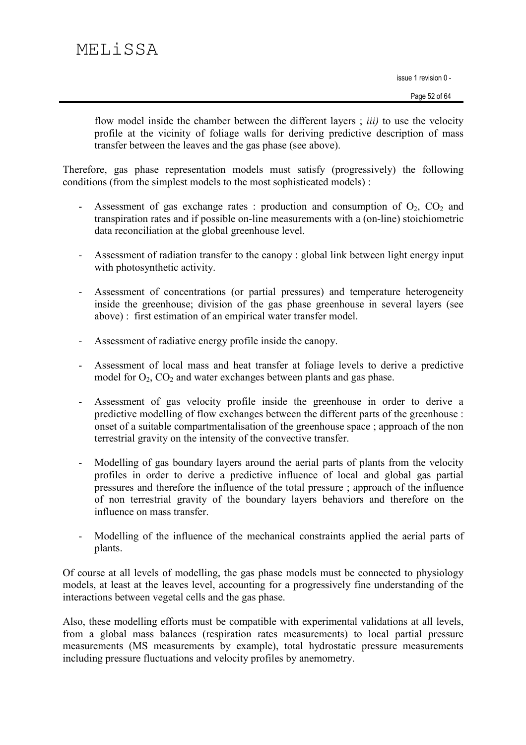flow model inside the chamber between the different layers ; *iii)* to use the velocity profile at the vicinity of foliage walls for deriving predictive description of mass transfer between the leaves and the gas phase (see above).

Therefore, gas phase representation models must satisfy (progressively) the following conditions (from the simplest models to the most sophisticated models) :

- Assessment of gas exchange rates : production and consumption of $O_2$, $CO_2$ and transpiration rates and if possible on-line measurements with a (on-line) stoichiometric data reconciliation at the global greenhouse level.

- Assessment of radiation transfer to the canopy : global link between light energy input with photosynthetic activity.

- Assessment of concentrations (or partial pressures) and temperature heterogeneity inside the greenhouse; division of the gas phase greenhouse in several layers (see above) : first estimation of an empirical water transfer model.

- Assessment of radiative energy profile inside the canopy.

- Assessment of local mass and heat transfer at foliage levels to derive a predictive model for $O_2$, $CO_2$ and water exchanges between plants and gas phase.

- Assessment of gas velocity profile inside the greenhouse in order to derive a predictive modelling of flow exchanges between the different parts of the greenhouse : onset of a suitable compartmentalisation of the greenhouse space ; approach of the non terrestrial gravity on the intensity of the convective transfer.

- Modelling of gas boundary layers around the aerial parts of plants from the velocity profiles in order to derive a predictive influence of local and global gas partial pressures and therefore the influence of the total pressure ; approach of the influence of non terrestrial gravity of the boundary layers behaviors and therefore on the influence on mass transfer.

- Modelling of the influence of the mechanical constraints applied the aerial parts of plants.

Of course at all levels of modelling, the gas phase models must be connected to physiology models, at least at the leaves level, accounting for a progressively fine understanding of the interactions between vegetal cells and the gas phase.

Also, these modelling efforts must be compatible with experimental validations at all levels, from a global mass balances (respiration rates measurements) to local partial pressure measurements (MS measurements by example), total hydrostatic pressure measurements including pressure fluctuations and velocity profiles by anemometry.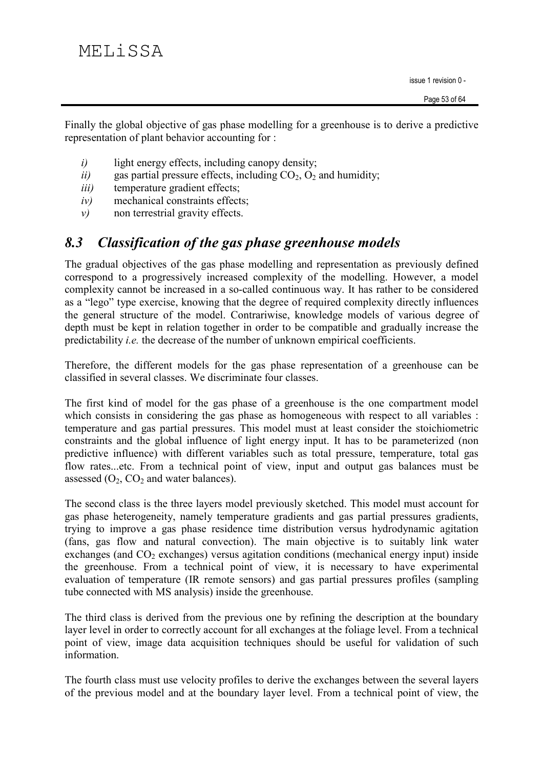Finally the global objective of gas phase modelling for a greenhouse is to derive a predictive representation of plant behavior accounting for :

- *i)* light energy effects, including canopy density;
- *ii)* gas partial pressure effects, including $CO_2$, $O_2$ and humidity;
- *iii)* temperature gradient effects;
- *iv)* mechanical constraints effects;
- *v)* non terrestrial gravity effects.

## *8.3 Classification of the gas phase greenhouse models*

The gradual objectives of the gas phase modelling and representation as previously defined correspond to a progressively increased complexity of the modelling. However, a model complexity cannot be increased in a so-called continuous way. It has rather to be considered as a "lego" type exercise, knowing that the degree of required complexity directly influences the general structure of the model. Contrariwise, knowledge models of various degree of depth must be kept in relation together in order to be compatible and gradually increase the predictability *i.e.* the decrease of the number of unknown empirical coefficients.

Therefore, the different models for the gas phase representation of a greenhouse can be classified in several classes. We discriminate four classes.

The first kind of model for the gas phase of a greenhouse is the one compartment model which consists in considering the gas phase as homogeneous with respect to all variables : temperature and gas partial pressures. This model must at least consider the stoichiometric constraints and the global influence of light energy input. It has to be parameterized (non predictive influence) with different variables such as total pressure, temperature, total gas flow rates...etc. From a technical point of view, input and output gas balances must be assessed ($O_2$, $CO_2$ and water balances).

The second class is the three layers model previously sketched. This model must account for gas phase heterogeneity, namely temperature gradients and gas partial pressures gradients, trying to improve a gas phase residence time distribution versus hydrodynamic agitation (fans, gas flow and natural convection). The main objective is to suitably link water exchanges (and $CO_2$ exchanges) versus agitation conditions (mechanical energy input) inside the greenhouse. From a technical point of view, it is necessary to have experimental evaluation of temperature (IR remote sensors) and gas partial pressures profiles (sampling tube connected with MS analysis) inside the greenhouse.

The third class is derived from the previous one by refining the description at the boundary layer level in order to correctly account for all exchanges at the foliage level. From a technical point of view, image data acquisition techniques should be useful for validation of such information.

The fourth class must use velocity profiles to derive the exchanges between the several layers of the previous model and at the boundary layer level. From a technical point of view, the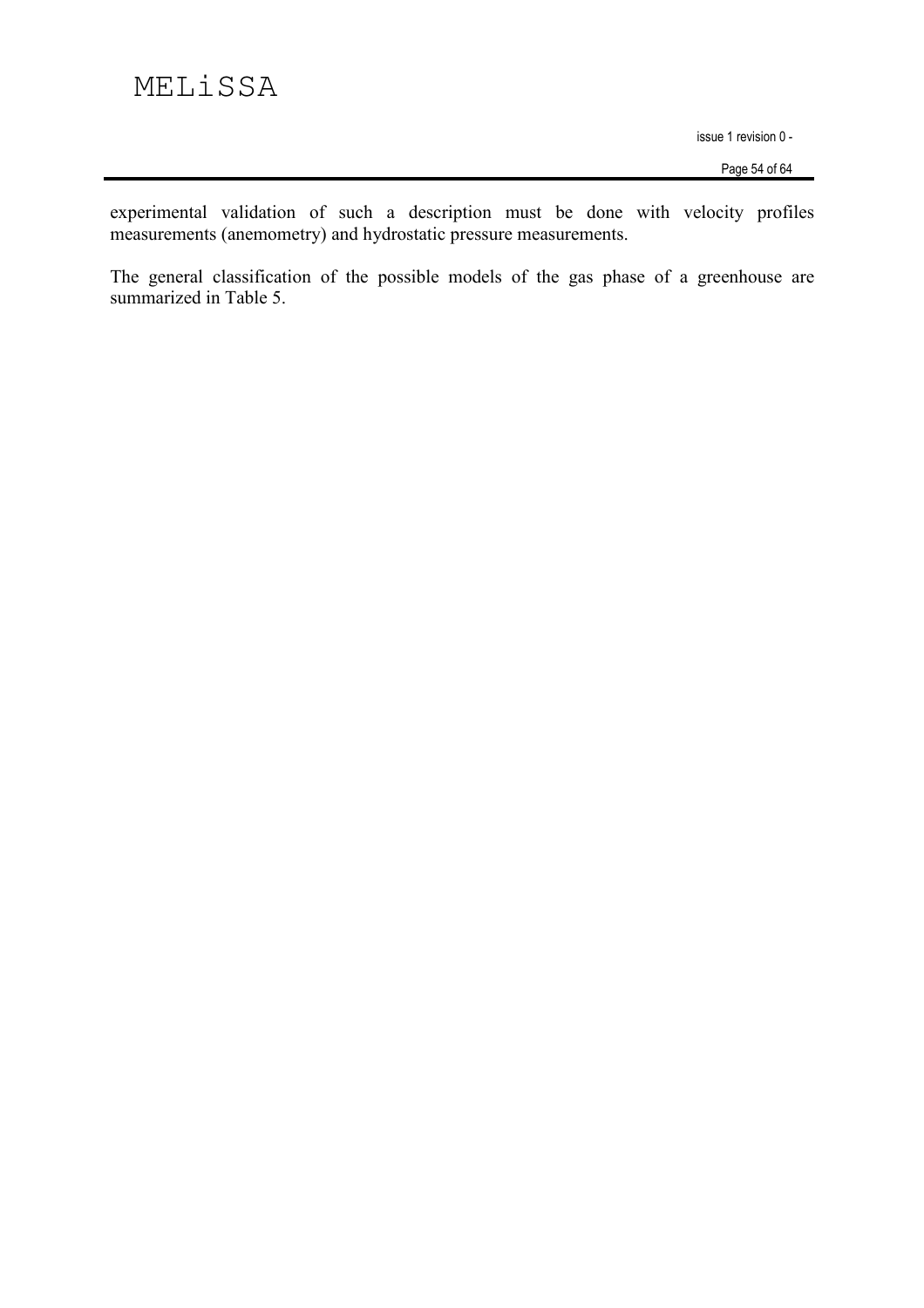experimental validation of such a description must be done with velocity profiles measurements (anemometry) and hydrostatic pressure measurements.

The general classification of the possible models of the gas phase of a greenhouse are summarized in Table 5.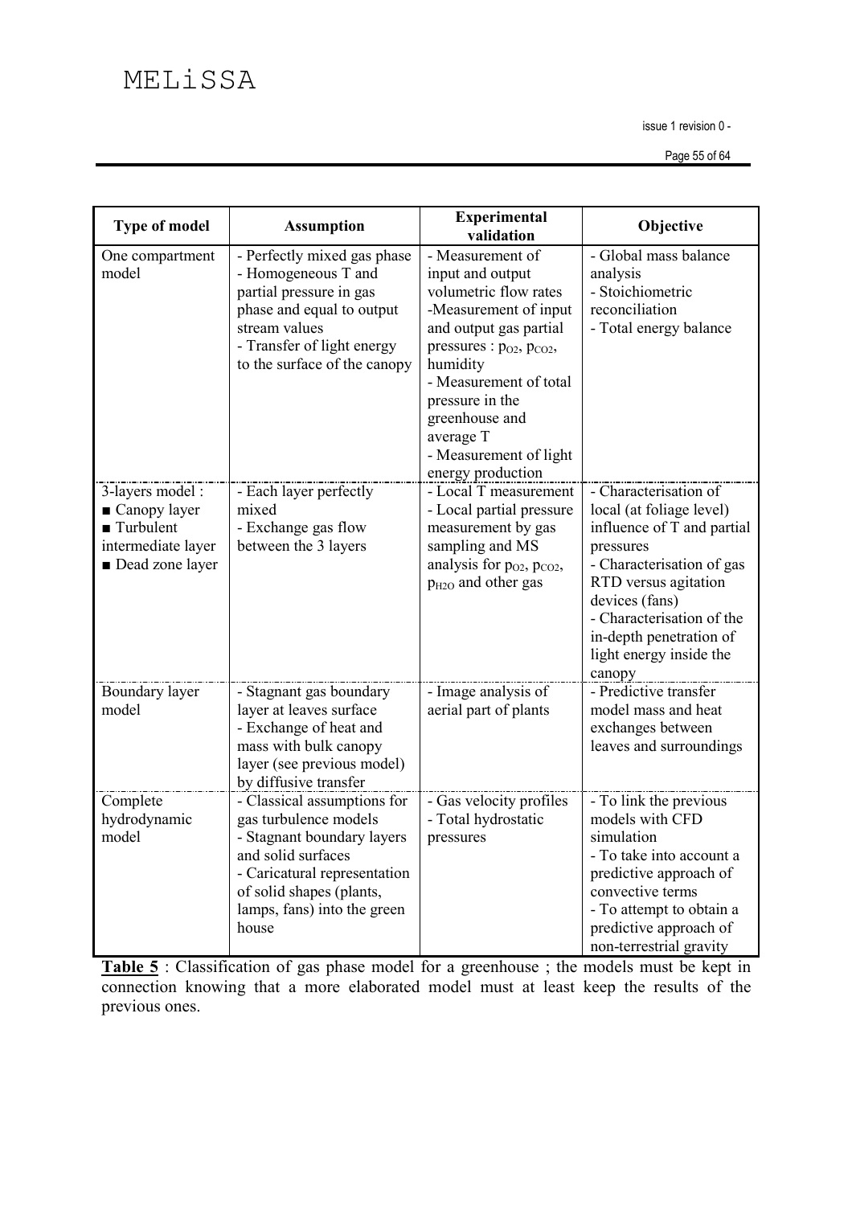| Type of model | Assumption | Experimental validation | Objective |
|---|---|---|---|
| One compartment model | - Perfectly mixed gas phase<br>- Homogeneous T and partial pressure in gas phase and equal to output stream values<br>- Transfer of light energy to the surface of the canopy | - Measurement of input and output volumetric flow rates<br>-Measurement of input and output gas partial pressures : $p_{O2}$, $p_{CO2}$, humidity<br>- Measurement of total pressure in the greenhouse and average T<br>- Measurement of light energy production | - Global mass balance analysis<br>- Stoichiometric reconciliation<br>- Total energy balance |
| 3-layers model :<br>■ Canopy layer<br>■ Turbulent intermediate layer<br>■ Dead zone layer | - Each layer perfectly mixed<br>- Exchange gas flow between the 3 layers | - Local T measurement<br>- Local partial pressure measurement by gas sampling and MS analysis for $p_{O2}$, $p_{CO2}$, $p_{H2O}$ and other gas | - Characterisation of local (at foliage level) influence of T and partial pressures<br>- Characterisation of gas RTD versus agitation devices (fans)<br>- Characterisation of the in-depth penetration of light energy inside the canopy |
| Boundary layer model | - Stagnant gas boundary layer at leaves surface<br>- Exchange of heat and mass with bulk canopy layer (see previous model) by diffusive transfer | - Image analysis of aerial part of plants | - Predictive transfer model mass and heat exchanges between leaves and surroundings |
| Complete hydrodynamic model | - Classical assumptions for gas turbulence models<br>- Stagnant boundary layers and solid surfaces<br>- Caricatural representation of solid shapes (plants, lamps, fans) into the green house | - Gas velocity profiles<br>- Total hydrostatic pressures | - To link the previous models with CFD simulation<br>- To take into account a predictive approach of convective terms<br>- To attempt to obtain a predictive approach of non-terrestrial gravity |

**Table 5** : Classification of gas phase model for a greenhouse ; the models must be kept in connection knowing that a more elaborated model must at least keep the results of the previous ones.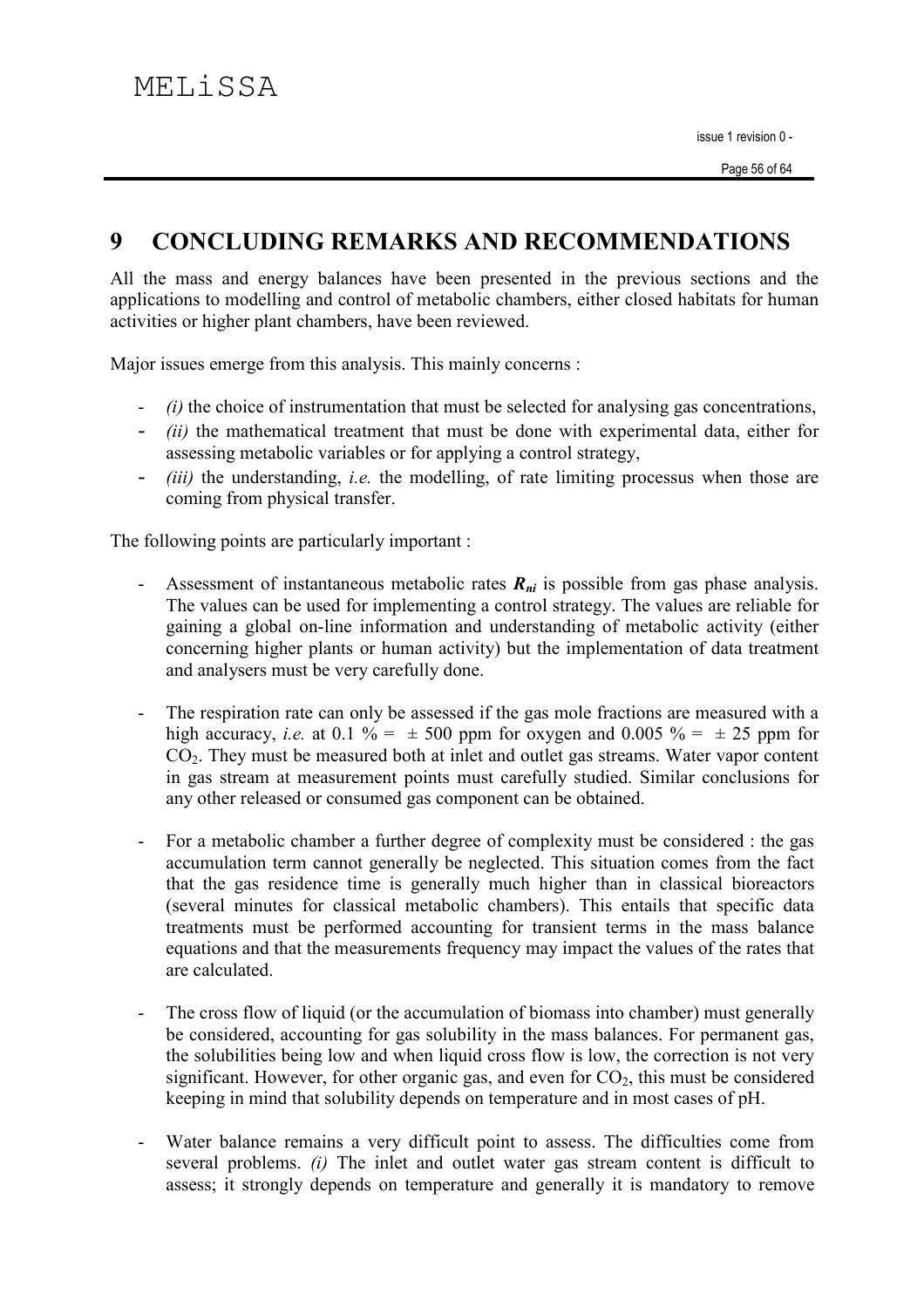# 9 CONCLUDING REMARKS AND RECOMMENDATIONS

All the mass and energy balances have been presented in the previous sections and the applications to modelling and control of metabolic chambers, either closed habitats for human activities or higher plant chambers, have been reviewed.

Major issues emerge from this analysis. This mainly concerns :

- *(i)* the choice of instrumentation that must be selected for analysing gas concentrations,
- *(ii)* the mathematical treatment that must be done with experimental data, either for assessing metabolic variables or for applying a control strategy,
- *(iii)* the understanding, *i.e.* the modelling, of rate limiting processus when those are coming from physical transfer.

The following points are particularly important :

- Assessment of instantaneous metabolic rates $R_{ni}$ is possible from gas phase analysis. The values can be used for implementing a control strategy. The values are reliable for gaining a global on-line information and understanding of metabolic activity (either concerning higher plants or human activity) but the implementation of data treatment and analysers must be very carefully done.

- The respiration rate can only be assessed if the gas mole fractions are measured with a high accuracy, *i.e.* at 0.1 % = ± 500 ppm for oxygen and 0.005 % = ± 25 ppm for $CO_2$. They must be measured both at inlet and outlet gas streams. Water vapor content in gas stream at measurement points must carefully studied. Similar conclusions for any other released or consumed gas component can be obtained.

- For a metabolic chamber a further degree of complexity must be considered : the gas accumulation term cannot generally be neglected. This situation comes from the fact that the gas residence time is generally much higher than in classical bioreactors (several minutes for classical metabolic chambers). This entails that specific data treatments must be performed accounting for transient terms in the mass balance equations and that the measurements frequency may impact the values of the rates that are calculated.

- The cross flow of liquid (or the accumulation of biomass into chamber) must generally be considered, accounting for gas solubility in the mass balances. For permanent gas, the solubilities being low and when liquid cross flow is low, the correction is not very significant. However, for other organic gas, and even for $CO_2$, this must be considered keeping in mind that solubility depends on temperature and in most cases of pH.

- Water balance remains a very difficult point to assess. The difficulties come from several problems. *(i)* The inlet and outlet water gas stream content is difficult to assess; it strongly depends on temperature and generally it is mandatory to remove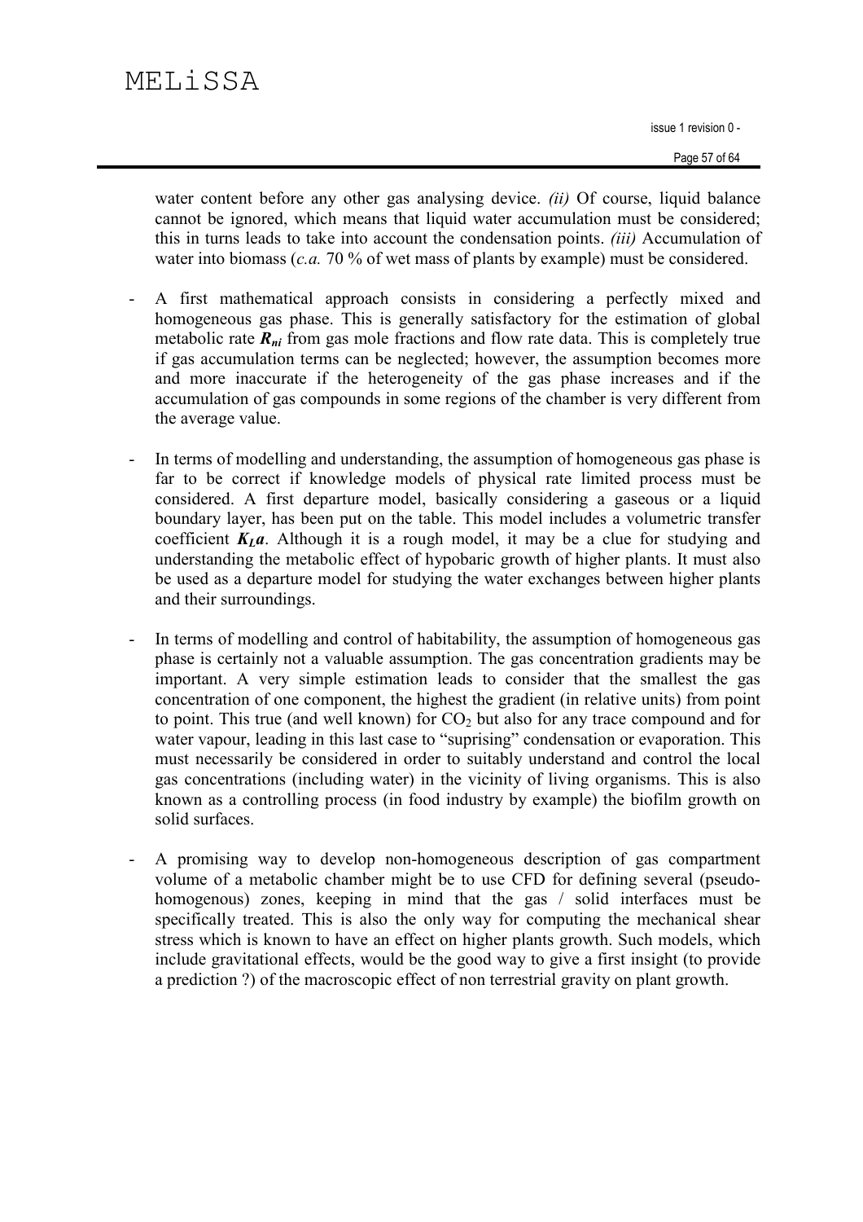water content before any other gas analysing device. *(ii)* Of course, liquid balance cannot be ignored, which means that liquid water accumulation must be considered; this in turns leads to take into account the condensation points. *(iii)* Accumulation of water into biomass (*c.a.* 70 % of wet mass of plants by example) must be considered.

- A first mathematical approach consists in considering a perfectly mixed and homogeneous gas phase. This is generally satisfactory for the estimation of global metabolic rate $R_{ni}$ from gas mole fractions and flow rate data. This is completely true if gas accumulation terms can be neglected; however, the assumption becomes more and more inaccurate if the heterogeneity of the gas phase increases and if the accumulation of gas compounds in some regions of the chamber is very different from the average value.

- In terms of modelling and understanding, the assumption of homogeneous gas phase is far to be correct if knowledge models of physical rate limited process must be considered. A first departure model, basically considering a gaseous or a liquid boundary layer, has been put on the table. This model includes a volumetric transfer coefficient $K_La$. Although it is a rough model, it may be a clue for studying and understanding the metabolic effect of hypobaric growth of higher plants. It must also be used as a departure model for studying the water exchanges between higher plants and their surroundings.

- In terms of modelling and control of habitability, the assumption of homogeneous gas phase is certainly not a valuable assumption. The gas concentration gradients may be important. A very simple estimation leads to consider that the smallest the gas concentration of one component, the highest the gradient (in relative units) from point to point. This true (and well known) for $CO_2$ but also for any trace compound and for water vapour, leading in this last case to "suprising" condensation or evaporation. This must necessarily be considered in order to suitably understand and control the local gas concentrations (including water) in the vicinity of living organisms. This is also known as a controlling process (in food industry by example) the biofilm growth on solid surfaces.

- A promising way to develop non-homogeneous description of gas compartment volume of a metabolic chamber might be to use CFD for defining several (pseudo-homogenous) zones, keeping in mind that the gas / solid interfaces must be specifically treated. This is also the only way for computing the mechanical shear stress which is known to have an effect on higher plants growth. Such models, which include gravitational effects, would be the good way to give a first insight (to provide a prediction ?) of the macroscopic effect of non terrestrial gravity on plant growth.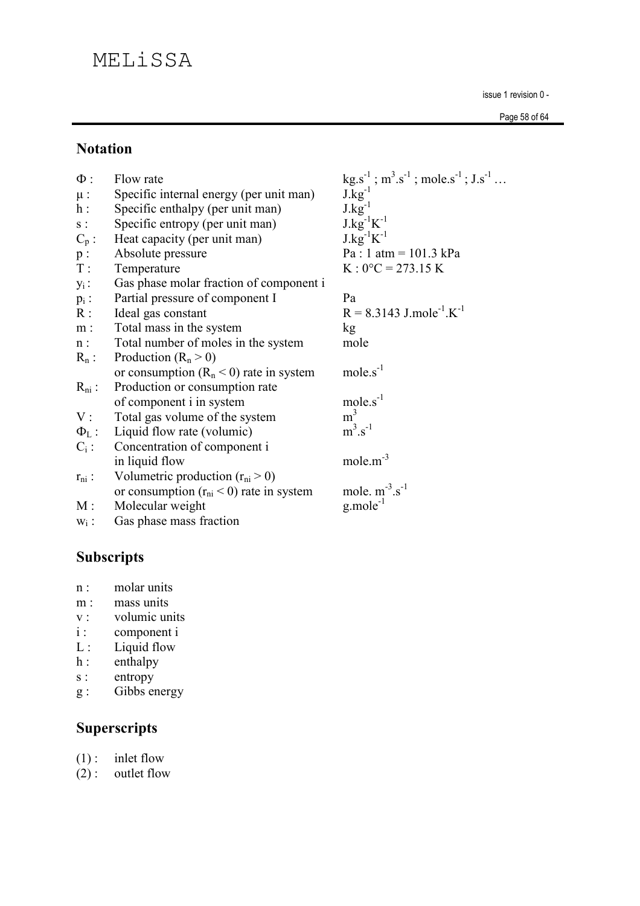## Notation

| | | |
|---|---|---|
| $\Phi$ : | Flow rate | $kg.s^{-1}$ ; $m^3.s^{-1}$ ; $mole.s^{-1}$ ; $J.s^{-1}$ … |
| $\mu$ : | Specific internal energy (per unit man) | $J.kg^{-1}$ |
| $h$ : | Specific enthalpy (per unit man) | $J.kg^{-1}$ |
| $s$ : | Specific entropy (per unit man) | $J.kg^{-1}K^{-1}$ |
| $C_p$ : | Heat capacity (per unit man) | $J.kg^{-1}K^{-1}$ |
| $p$ : | Absolute pressure | Pa : 1 atm = 101.3 kPa |
| $T$ : | Temperature | K : 0°C = 273.15 K |
| $y_i$ : | Gas phase molar fraction of component i | |
| $p_i$ : | Partial pressure of component I | Pa |
| $R$ : | Ideal gas constant | $R = 8.3143\ J.mole^{-1}.K^{-1}$ |
| $m$ : | Total mass in the system | kg |
| $n$ : | Total number of moles in the system | mole |
| $R_n$ : | Production ($R_n > 0$) or consumption ($R_n < 0$) rate in system | $mole.s^{-1}$ |
| $R_{ni}$ : | Production or consumption rate of component i in system | $mole.s^{-1}$ |
| $V$ : | Total gas volume of the system | $m^3$ |
| $\Phi_L$ : | Liquid flow rate (volumic) | $m^3.s^{-1}$ |
| $C_i$ : | Concentration of component i in liquid flow | $mole.m^{-3}$ |
| $r_{ni}$ : | Volumetric production ($r_{ni} > 0$) or consumption ($r_{ni} < 0$) rate in system | $mole.\ m^{-3}.s^{-1}$ |
| $M$ : | Molecular weight | $g.mole^{-1}$ |
| $w_i$ : | Gas phase mass fraction | |

## Subscripts

- n : molar units
- m : mass units
- v : volumic units
- i : component i
- L : Liquid flow
- h : enthalpy
- s : entropy
- g : Gibbs energy

## Superscripts

- (1) : inlet flow
- (2) : outlet flow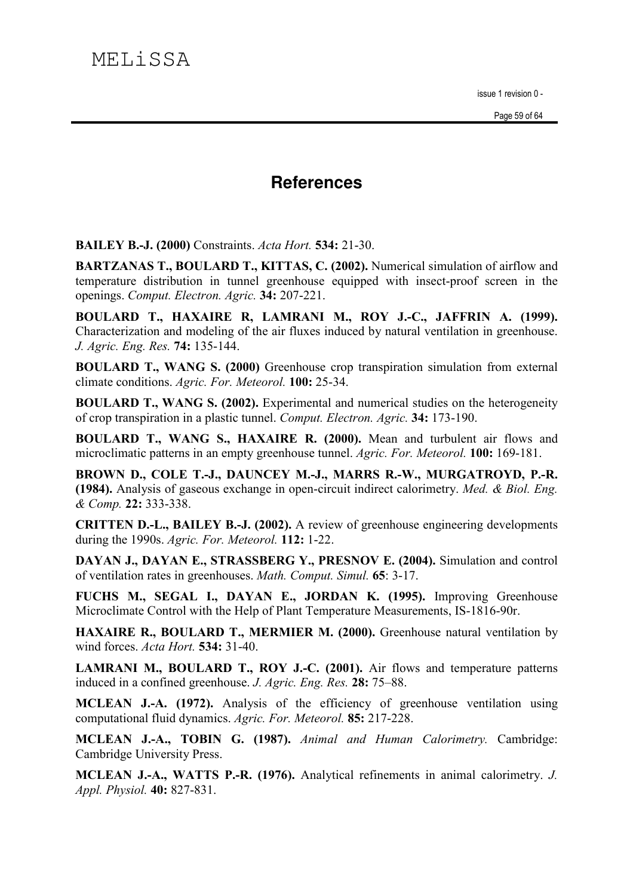# References

**BAILEY B.-J. (2000)** Constraints. *Acta Hort.* **534:** 21-30.

**BARTZANAS T., BOULARD T., KITTAS, C. (2002).** Numerical simulation of airflow and temperature distribution in tunnel greenhouse equipped with insect-proof screen in the openings. *Comput. Electron. Agric.* **34:** 207-221.

**BOULARD T., HAXAIRE R, LAMRANI M., ROY J.-C., JAFFRIN A. (1999).** Characterization and modeling of the air fluxes induced by natural ventilation in greenhouse. *J. Agric. Eng. Res.* **74:** 135-144.

**BOULARD T., WANG S. (2000)** Greenhouse crop transpiration simulation from external climate conditions. *Agric. For. Meteorol.* **100:** 25-34.

**BOULARD T., WANG S. (2002).** Experimental and numerical studies on the heterogeneity of crop transpiration in a plastic tunnel. *Comput. Electron. Agric.* **34:** 173-190.

**BOULARD T., WANG S., HAXAIRE R. (2000).** Mean and turbulent air flows and microclimatic patterns in an empty greenhouse tunnel. *Agric. For. Meteorol.* **100:** 169-181.

**BROWN D., COLE T.-J., DAUNCEY M.-J., MARRS R.-W., MURGATROYD, P.-R. (1984).** Analysis of gaseous exchange in open-circuit indirect calorimetry. *Med. & Biol. Eng. & Comp.* **22:** 333-338.

**CRITTEN D.-L., BAILEY B.-J. (2002).** A review of greenhouse engineering developments during the 1990s. *Agric. For. Meteorol.* **112:** 1-22.

**DAYAN J., DAYAN E., STRASSBERG Y., PRESNOV E. (2004).** Simulation and control of ventilation rates in greenhouses. *Math. Comput. Simul.* **65**: 3-17.

**FUCHS M., SEGAL I., DAYAN E., JORDAN K. (1995).** Improving Greenhouse Microclimate Control with the Help of Plant Temperature Measurements, IS-1816-90r.

**HAXAIRE R., BOULARD T., MERMIER M. (2000).** Greenhouse natural ventilation by wind forces. *Acta Hort.* **534:** 31-40.

**LAMRANI M., BOULARD T., ROY J.-C. (2001).** Air flows and temperature patterns induced in a confined greenhouse. *J. Agric. Eng. Res.* **28:** 75–88.

**MCLEAN J.-A. (1972).** Analysis of the efficiency of greenhouse ventilation using computational fluid dynamics. *Agric. For. Meteorol.* **85:** 217-228.

**MCLEAN J.-A., TOBIN G. (1987).** *Animal and Human Calorimetry.* Cambridge: Cambridge University Press.

**MCLEAN J.-A., WATTS P.-R. (1976).** Analytical refinements in animal calorimetry. *J. Appl. Physiol.* **40:** 827-831.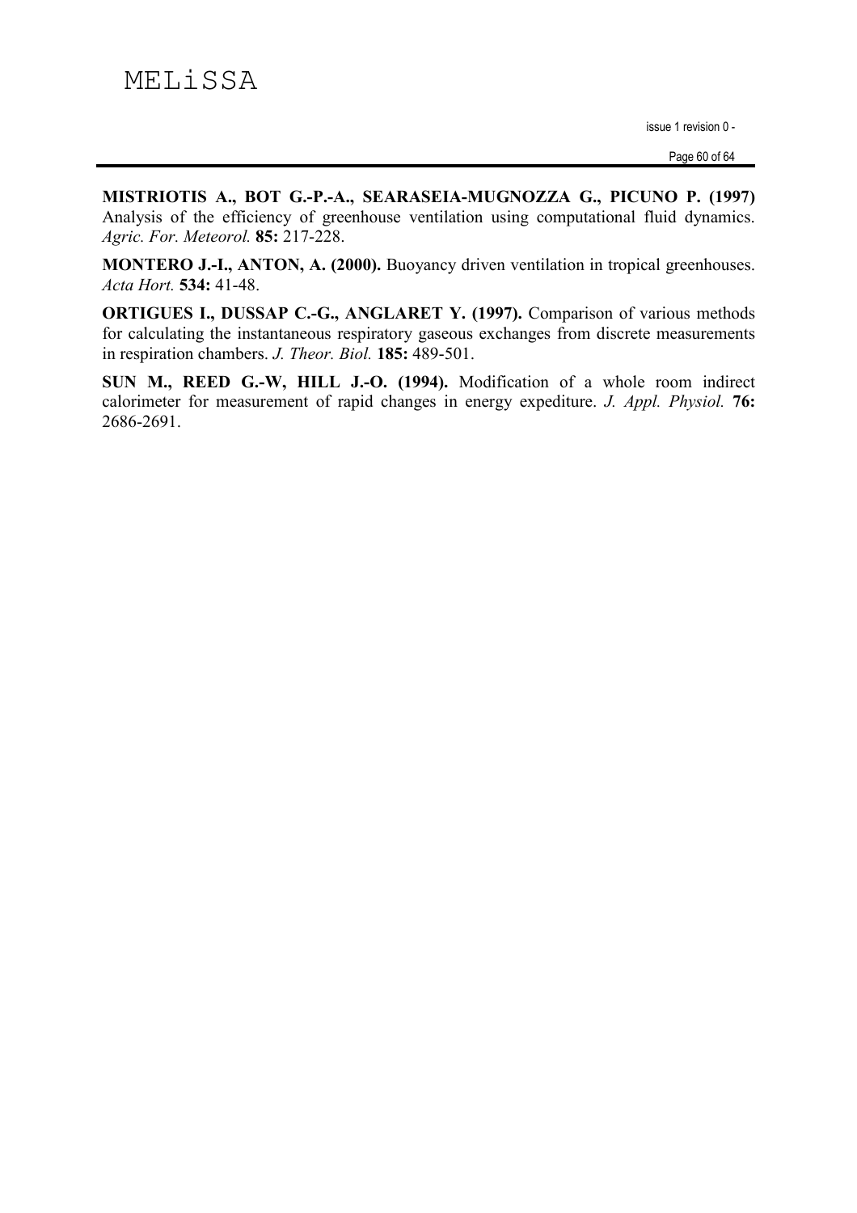**MISTRIOTIS A., BOT G.-P.-A., SEARASEIA-MUGNOZZA G., PICUNO P. (1997)** Analysis of the efficiency of greenhouse ventilation using computational fluid dynamics. *Agric. For. Meteorol.* **85:** 217-228.

**MONTERO J.-I., ANTON, A. (2000).** Buoyancy driven ventilation in tropical greenhouses. *Acta Hort.* **534:** 41-48.

**ORTIGUES I., DUSSAP C.-G., ANGLARET Y. (1997).** Comparison of various methods for calculating the instantaneous respiratory gaseous exchanges from discrete measurements in respiration chambers. *J. Theor. Biol.* **185:** 489-501.

**SUN M., REED G.-W, HILL J.-O. (1994).** Modification of a whole room indirect calorimeter for measurement of rapid changes in energy expediture. *J. Appl. Physiol.* **76:** 2686-2691.